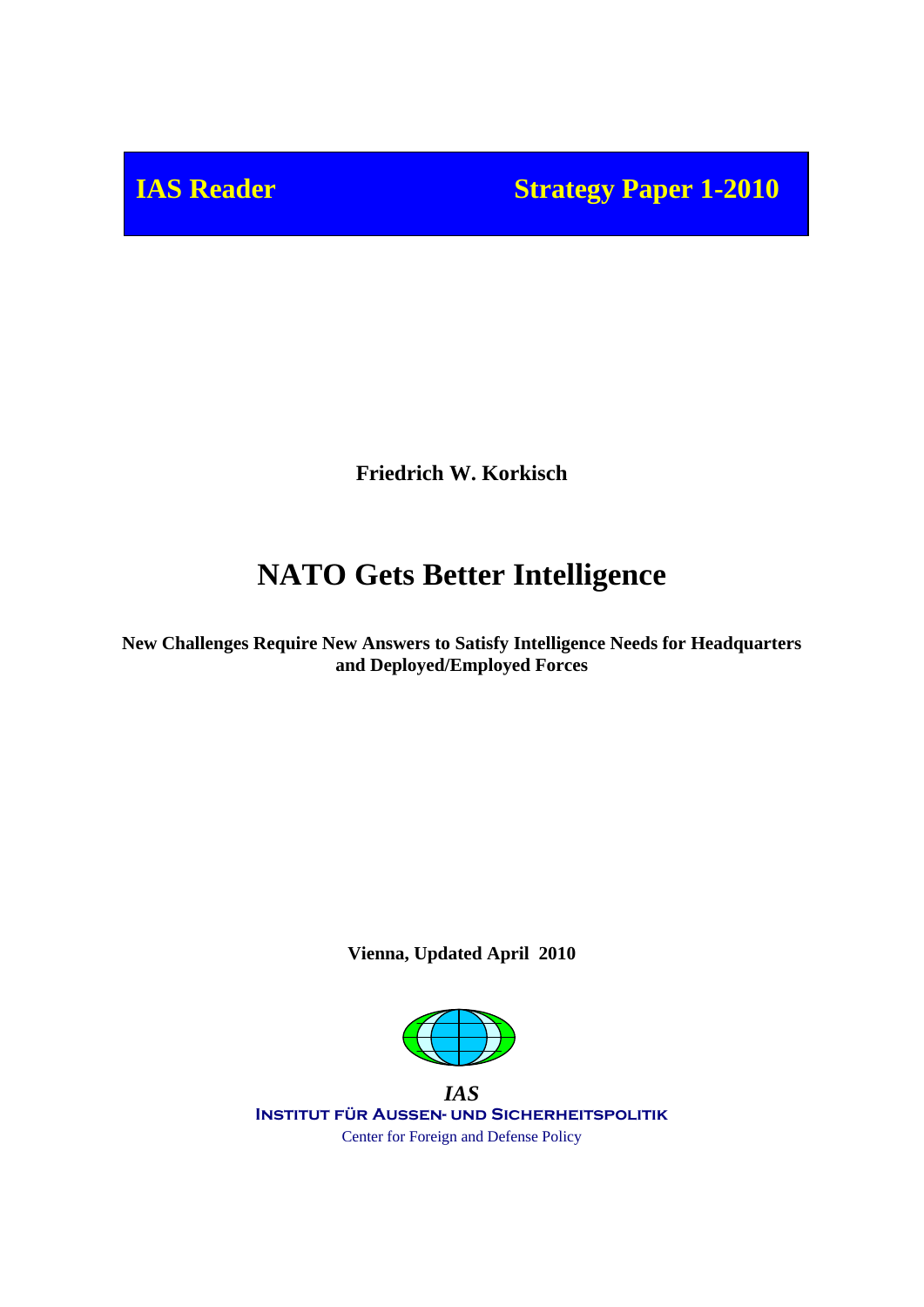**IAS Reader** **Strategy Paper 1-2010**

**Friedrich W. Korkisch**

# NATO Gets Better Intelligence

**New Challenges Require New Answers to Satisfy Intelligence Needs for Headquarters and Deployed/Employed Forces**

**Vienna, Updated April 2010**

***IAS***

**INSTITUT FÜR AUSSEN- UND SICHERHEITSPOLITIK**

Center for Foreign and Defense Policy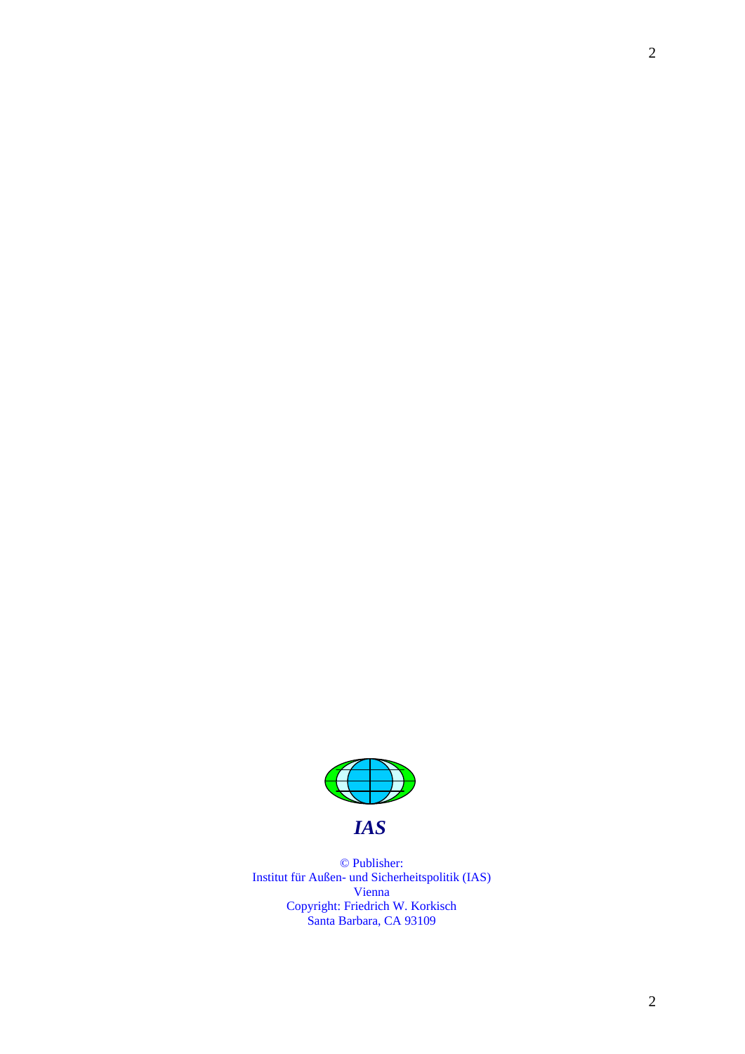*IAS*

© Publisher:
Institut für Außen- und Sicherheitspolitik (IAS)
Vienna
Copyright: Friedrich W. Korkisch
Santa Barbara, CA 93109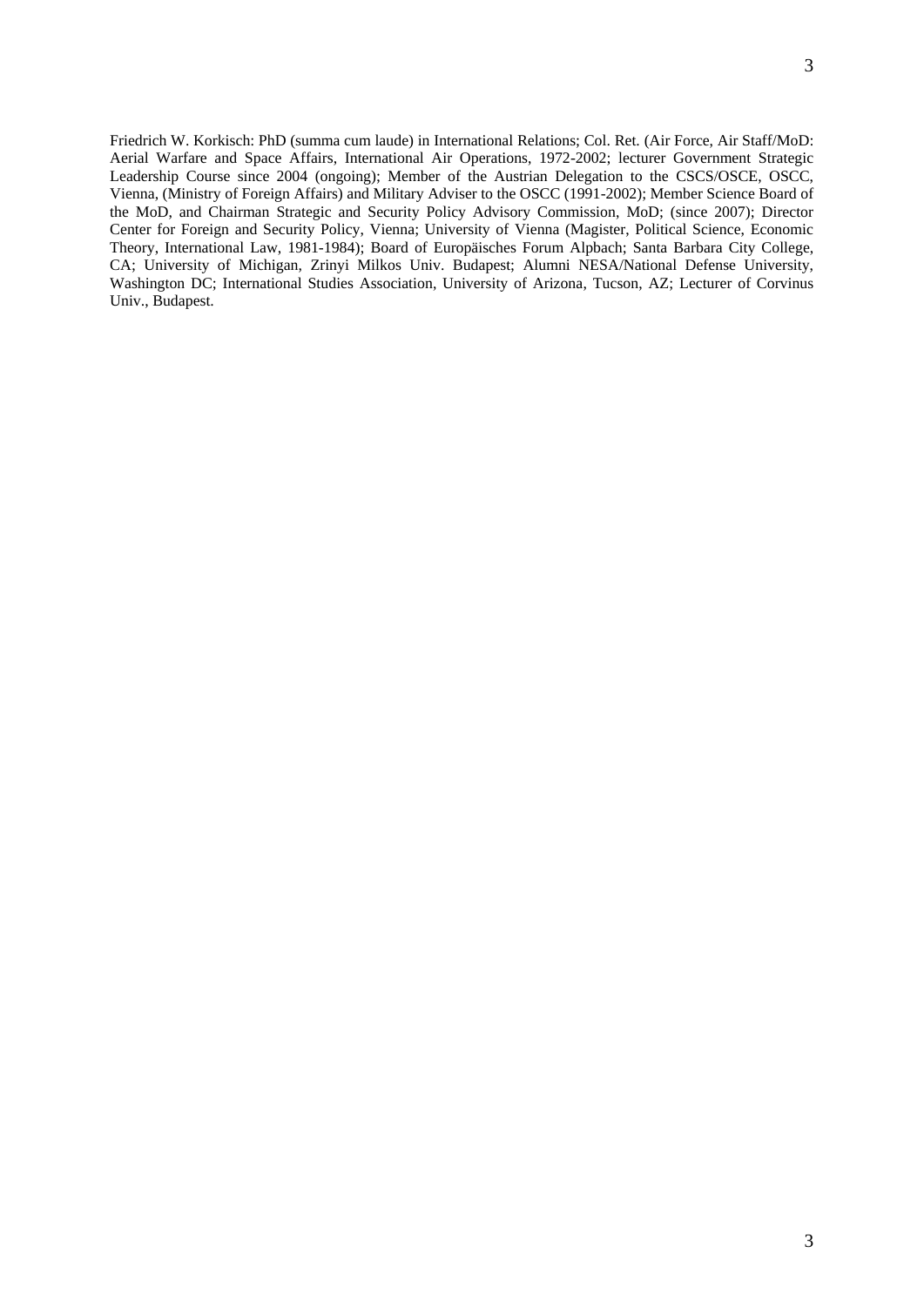Friedrich W. Korkisch: PhD (summa cum laude) in International Relations; Col. Ret. (Air Force, Air Staff/MoD: Aerial Warfare and Space Affairs, International Air Operations, 1972-2002; lecturer Government Strategic Leadership Course since 2004 (ongoing); Member of the Austrian Delegation to the CSCS/OSCE, OSCC, Vienna, (Ministry of Foreign Affairs) and Military Adviser to the OSCC (1991-2002); Member Science Board of the MoD, and Chairman Strategic and Security Policy Advisory Commission, MoD; (since 2007); Director Center for Foreign and Security Policy, Vienna; University of Vienna (Magister, Political Science, Economic Theory, International Law, 1981-1984); Board of Europäisches Forum Alpbach; Santa Barbara City College, CA; University of Michigan, Zrinyi Milkos Univ. Budapest; Alumni NESA/National Defense University, Washington DC; International Studies Association, University of Arizona, Tucson, AZ; Lecturer of Corvinus Univ., Budapest.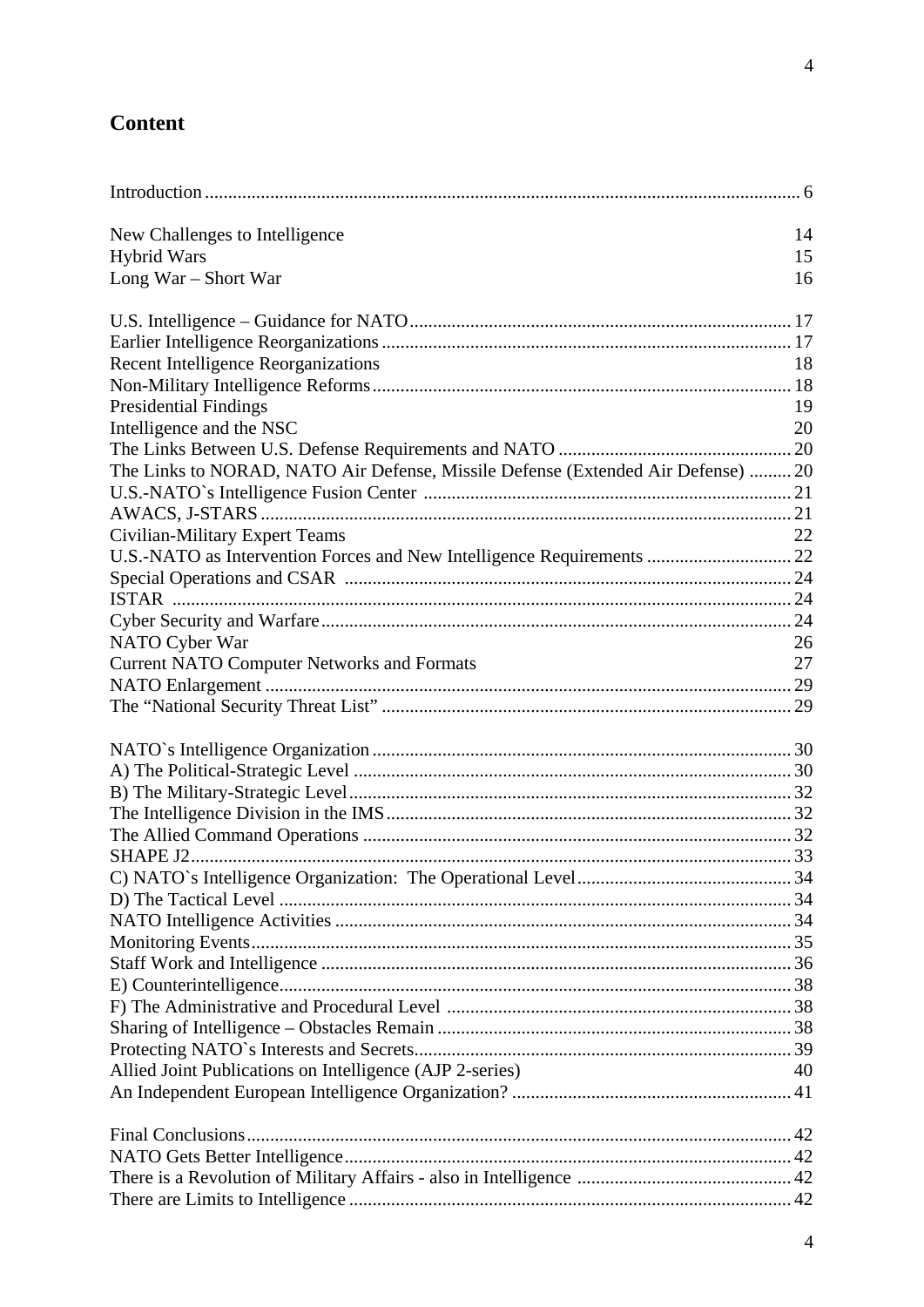## Content

| | |
|---|---|
| Introduction | 6 |
| | |
| New Challenges to Intelligence | 14 |
| Hybrid Wars | 15 |
| Long War – Short War | 16 |
| | |
| U.S. Intelligence – Guidance for NATO | 17 |
| Earlier Intelligence Reorganizations | 17 |
| Recent Intelligence Reorganizations | 18 |
| Non-Military Intelligence Reforms | 18 |
| Presidential Findings | 19 |
| Intelligence and the NSC | 20 |
| The Links Between U.S. Defense Requirements and NATO | 20 |
| The Links to NORAD, NATO Air Defense, Missile Defense (Extended Air Defense) | 20 |
| U.S.-NATO`s Intelligence Fusion Center | 21 |
| AWACS, J-STARS | 21 |
| Civilian-Military Expert Teams | 22 |
| U.S.-NATO as Intervention Forces and New Intelligence Requirements | 22 |
| Special Operations and CSAR | 24 |
| ISTAR | 24 |
| Cyber Security and Warfare | 24 |
| NATO Cyber War | 26 |
| Current NATO Computer Networks and Formats | 27 |
| NATO Enlargement | 29 |
| The "National Security Threat List" | 29 |
| | |
| NATO`s Intelligence Organization | 30 |
| A) The Political-Strategic Level | 30 |
| B) The Military-Strategic Level | 32 |
| The Intelligence Division in the IMS | 32 |
| The Allied Command Operations | 32 |
| SHAPE J2 | 33 |
| C) NATO`s Intelligence Organization: The Operational Level | 34 |
| D) The Tactical Level | 34 |
| NATO Intelligence Activities | 34 |
| Monitoring Events | 35 |
| Staff Work and Intelligence | 36 |
| E) Counterintelligence | 38 |
| F) The Administrative and Procedural Level | 38 |
| Sharing of Intelligence – Obstacles Remain | 38 |
| Protecting NATO`s Interests and Secrets | 39 |
| Allied Joint Publications on Intelligence (AJP 2-series) | 40 |
| An Independent European Intelligence Organization? | 41 |
| | |
| Final Conclusions | 42 |
| NATO Gets Better Intelligence | 42 |
| There is a Revolution of Military Affairs - also in Intelligence | 42 |
| There are Limits to Intelligence | 42 |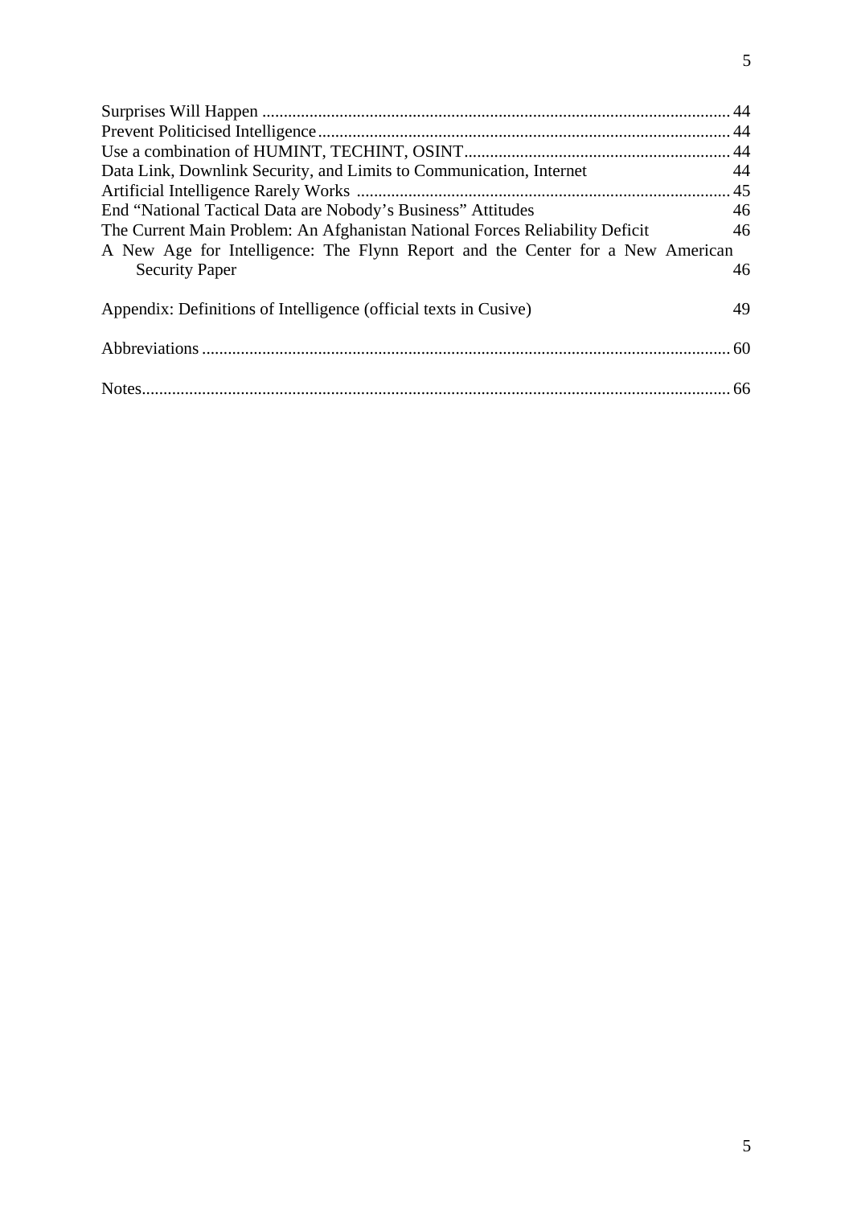Surprises Will Happen ............................................................................................................ 44
Prevent Politicised Intelligence ................................................................................................ 44
Use a combination of HUMINT, TECHINT, OSINT ............................................................. 44
Data Link, Downlink Security, and Limits to Communication, Internet 44
Artificial Intelligence Rarely Works ....................................................................................... 45
End "National Tactical Data are Nobody's Business" Attitudes 46
The Current Main Problem: An Afghanistan National Forces Reliability Deficit 46
A New Age for Intelligence: The Flynn Report and the Center for a New American Security Paper 46

Appendix: Definitions of Intelligence (official texts in Cusive) 49

Abbreviations .......................................................................................................................... 60

Notes ........................................................................................................................................ 66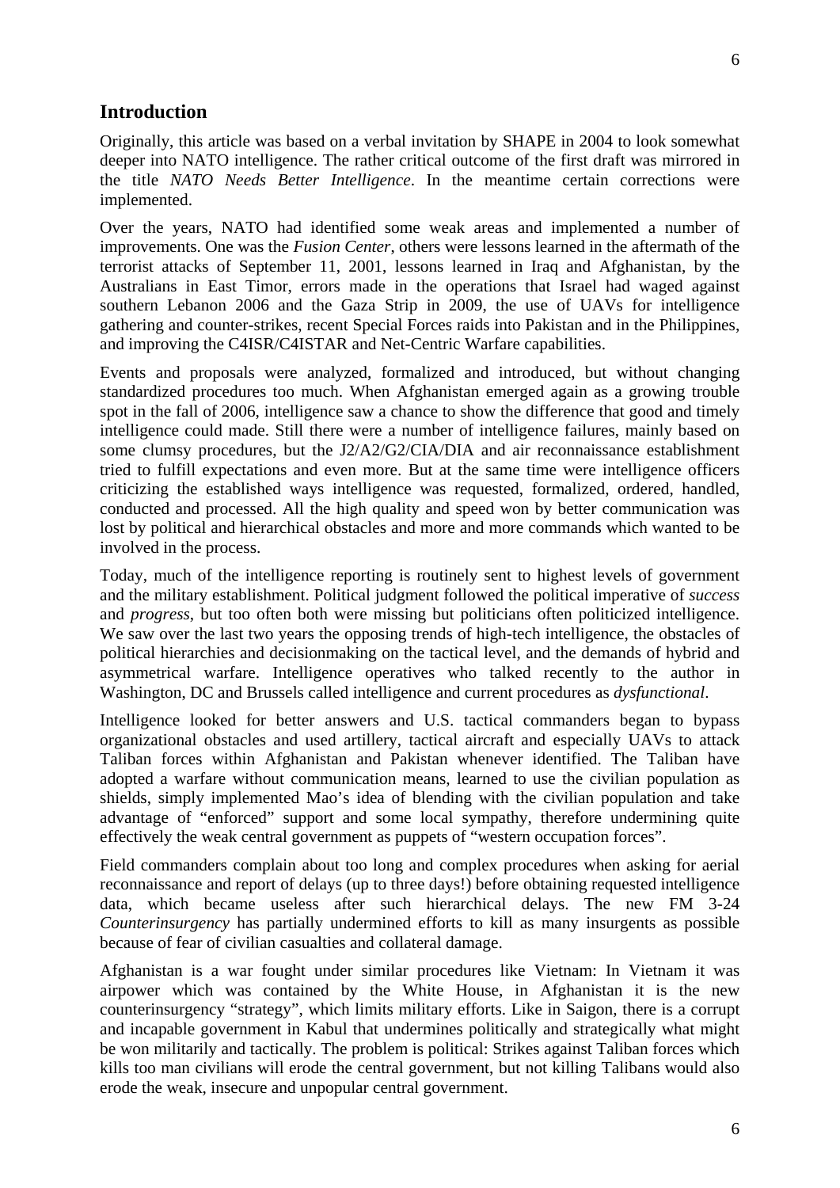## Introduction

Originally, this article was based on a verbal invitation by SHAPE in 2004 to look somewhat deeper into NATO intelligence. The rather critical outcome of the first draft was mirrored in the title *NATO Needs Better Intelligence*. In the meantime certain corrections were implemented.

Over the years, NATO had identified some weak areas and implemented a number of improvements. One was the *Fusion Center*, others were lessons learned in the aftermath of the terrorist attacks of September 11, 2001, lessons learned in Iraq and Afghanistan, by the Australians in East Timor, errors made in the operations that Israel had waged against southern Lebanon 2006 and the Gaza Strip in 2009, the use of UAVs for intelligence gathering and counter-strikes, recent Special Forces raids into Pakistan and in the Philippines, and improving the C4ISR/C4ISTAR and Net-Centric Warfare capabilities.

Events and proposals were analyzed, formalized and introduced, but without changing standardized procedures too much. When Afghanistan emerged again as a growing trouble spot in the fall of 2006, intelligence saw a chance to show the difference that good and timely intelligence could made. Still there were a number of intelligence failures, mainly based on some clumsy procedures, but the J2/A2/G2/CIA/DIA and air reconnaissance establishment tried to fulfill expectations and even more. But at the same time were intelligence officers criticizing the established ways intelligence was requested, formalized, ordered, handled, conducted and processed. All the high quality and speed won by better communication was lost by political and hierarchical obstacles and more and more commands which wanted to be involved in the process.

Today, much of the intelligence reporting is routinely sent to highest levels of government and the military establishment. Political judgment followed the political imperative of *success* and *progress*, but too often both were missing but politicians often politicized intelligence. We saw over the last two years the opposing trends of high-tech intelligence, the obstacles of political hierarchies and decisionmaking on the tactical level, and the demands of hybrid and asymmetrical warfare. Intelligence operatives who talked recently to the author in Washington, DC and Brussels called intelligence and current procedures as *dysfunctional*.

Intelligence looked for better answers and U.S. tactical commanders began to bypass organizational obstacles and used artillery, tactical aircraft and especially UAVs to attack Taliban forces within Afghanistan and Pakistan whenever identified. The Taliban have adopted a warfare without communication means, learned to use the civilian population as shields, simply implemented Mao's idea of blending with the civilian population and take advantage of "enforced" support and some local sympathy, therefore undermining quite effectively the weak central government as puppets of "western occupation forces".

Field commanders complain about too long and complex procedures when asking for aerial reconnaissance and report of delays (up to three days!) before obtaining requested intelligence data, which became useless after such hierarchical delays. The new FM 3-24 *Counterinsurgency* has partially undermined efforts to kill as many insurgents as possible because of fear of civilian casualties and collateral damage.

Afghanistan is a war fought under similar procedures like Vietnam: In Vietnam it was airpower which was contained by the White House, in Afghanistan it is the new counterinsurgency "strategy", which limits military efforts. Like in Saigon, there is a corrupt and incapable government in Kabul that undermines politically and strategically what might be won militarily and tactically. The problem is political: Strikes against Taliban forces which kills too man civilians will erode the central government, but not killing Talibans would also erode the weak, insecure and unpopular central government.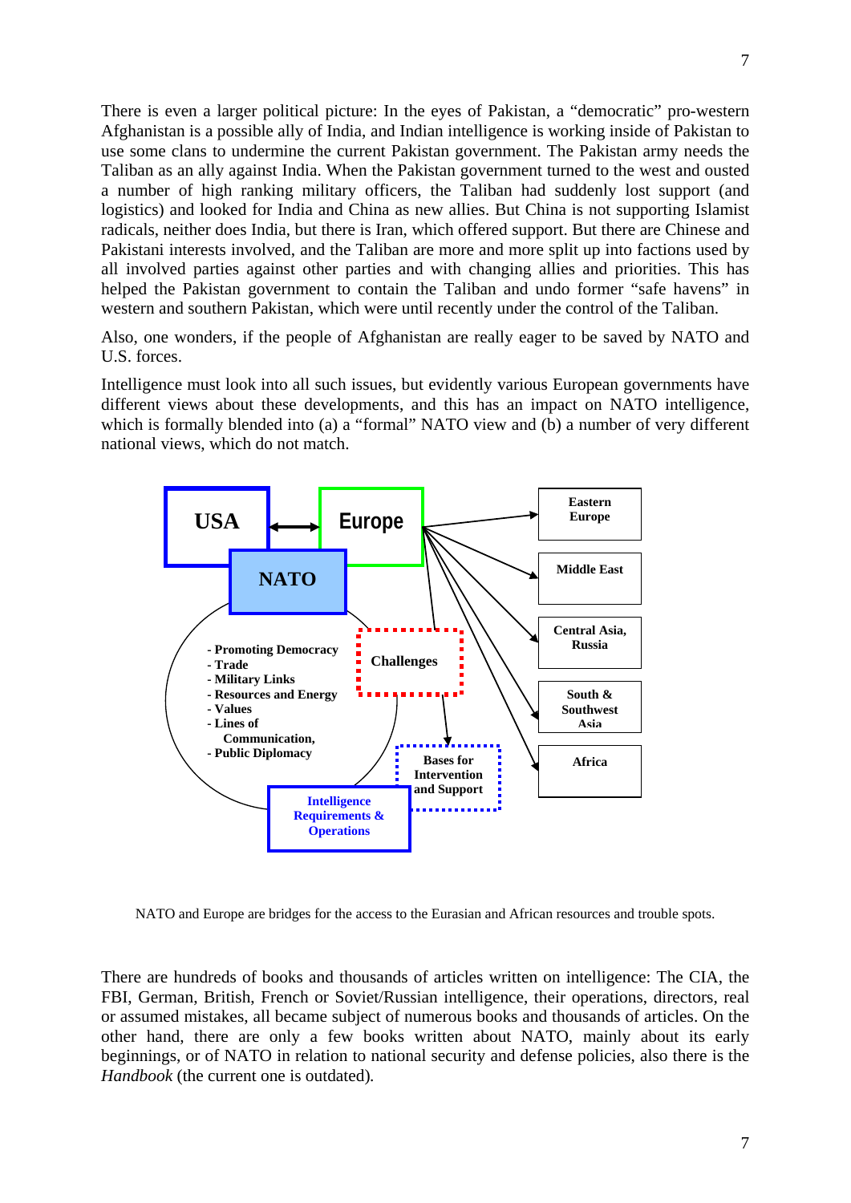There is even a larger political picture: In the eyes of Pakistan, a "democratic" pro-western Afghanistan is a possible ally of India, and Indian intelligence is working inside of Pakistan to use some clans to undermine the current Pakistan government. The Pakistan army needs the Taliban as an ally against India. When the Pakistan government turned to the west and ousted a number of high ranking military officers, the Taliban had suddenly lost support (and logistics) and looked for India and China as new allies. But China is not supporting Islamist radicals, neither does India, but there is Iran, which offered support. But there are Chinese and Pakistani interests involved, and the Taliban are more and more split up into factions used by all involved parties against other parties and with changing allies and priorities. This has helped the Pakistan government to contain the Taliban and undo former "safe havens" in western and southern Pakistan, which were until recently under the control of the Taliban.

Also, one wonders, if the people of Afghanistan are really eager to be saved by NATO and U.S. forces.

Intelligence must look into all such issues, but evidently various European governments have different views about these developments, and this has an impact on NATO intelligence, which is formally blended into (a) a "formal" NATO view and (b) a number of very different national views, which do not match.

USA ↔ Europe

NATO

- Promoting Democracy
- Trade
- Military Links
- Resources and Energy
- Values
- Lines of Communication,
- Public Diplomacy

Challenges

Bases for Intervention and Support

Intelligence Requirements & Operations

Eastern Europe

Middle East

Central Asia, Russia

South & Southwest Asia

Africa

NATO and Europe are bridges for the access to the Eurasian and African resources and trouble spots.

There are hundreds of books and thousands of articles written on intelligence: The CIA, the FBI, German, British, French or Soviet/Russian intelligence, their operations, directors, real or assumed mistakes, all became subject of numerous books and thousands of articles. On the other hand, there are only a few books written about NATO, mainly about its early beginnings, or of NATO in relation to national security and defense policies, also there is the *Handbook* (the current one is outdated).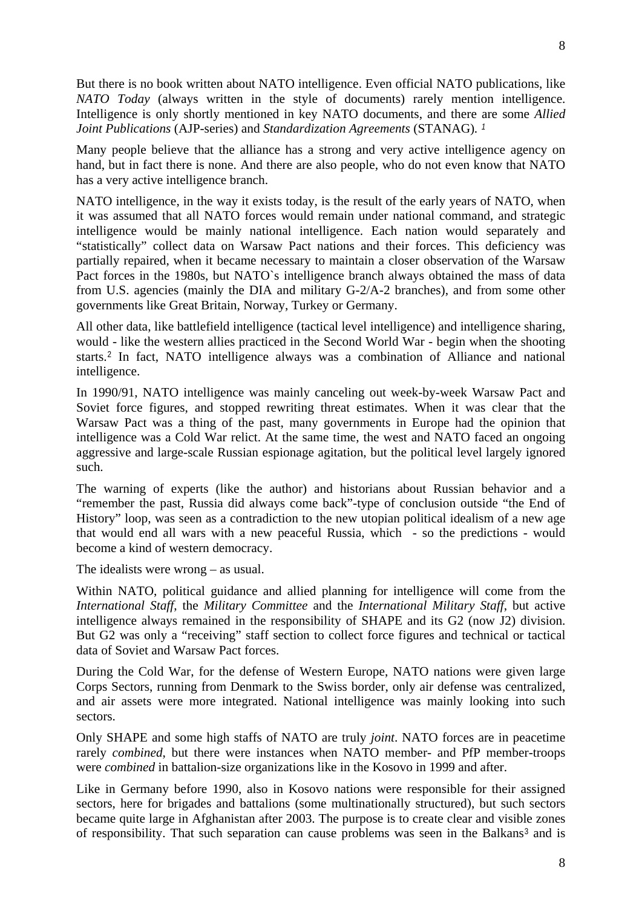But there is no book written about NATO intelligence. Even official NATO publications, like *NATO Today* (always written in the style of documents) rarely mention intelligence. Intelligence is only shortly mentioned in key NATO documents, and there are some *Allied Joint Publications* (AJP-series) and *Standardization Agreements* (STANAG). [1]

Many people believe that the alliance has a strong and very active intelligence agency on hand, but in fact there is none. And there are also people, who do not even know that NATO has a very active intelligence branch.

NATO intelligence, in the way it exists today, is the result of the early years of NATO, when it was assumed that all NATO forces would remain under national command, and strategic intelligence would be mainly national intelligence. Each nation would separately and "statistically" collect data on Warsaw Pact nations and their forces. This deficiency was partially repaired, when it became necessary to maintain a closer observation of the Warsaw Pact forces in the 1980s, but NATO`s intelligence branch always obtained the mass of data from U.S. agencies (mainly the DIA and military G-2/A-2 branches), and from some other governments like Great Britain, Norway, Turkey or Germany.

All other data, like battlefield intelligence (tactical level intelligence) and intelligence sharing, would - like the western allies practiced in the Second World War - begin when the shooting starts.[2] In fact, NATO intelligence always was a combination of Alliance and national intelligence.

In 1990/91, NATO intelligence was mainly canceling out week-by-week Warsaw Pact and Soviet force figures, and stopped rewriting threat estimates. When it was clear that the Warsaw Pact was a thing of the past, many governments in Europe had the opinion that intelligence was a Cold War relict. At the same time, the west and NATO faced an ongoing aggressive and large-scale Russian espionage agitation, but the political level largely ignored such.

The warning of experts (like the author) and historians about Russian behavior and a "remember the past, Russia did always come back"-type of conclusion outside "the End of History" loop, was seen as a contradiction to the new utopian political idealism of a new age that would end all wars with a new peaceful Russia, which - so the predictions - would become a kind of western democracy.

The idealists were wrong – as usual.

Within NATO, political guidance and allied planning for intelligence will come from the *International Staff*, the *Military Committee* and the *International Military Staff*, but active intelligence always remained in the responsibility of SHAPE and its G2 (now J2) division. But G2 was only a "receiving" staff section to collect force figures and technical or tactical data of Soviet and Warsaw Pact forces.

During the Cold War, for the defense of Western Europe, NATO nations were given large Corps Sectors, running from Denmark to the Swiss border, only air defense was centralized, and air assets were more integrated. National intelligence was mainly looking into such sectors.

Only SHAPE and some high staffs of NATO are truly *joint*. NATO forces are in peacetime rarely *combined*, but there were instances when NATO member- and PfP member-troops were *combined* in battalion-size organizations like in the Kosovo in 1999 and after.

Like in Germany before 1990, also in Kosovo nations were responsible for their assigned sectors, here for brigades and battalions (some multinationally structured), but such sectors became quite large in Afghanistan after 2003. The purpose is to create clear and visible zones of responsibility. That such separation can cause problems was seen in the Balkans[3] and is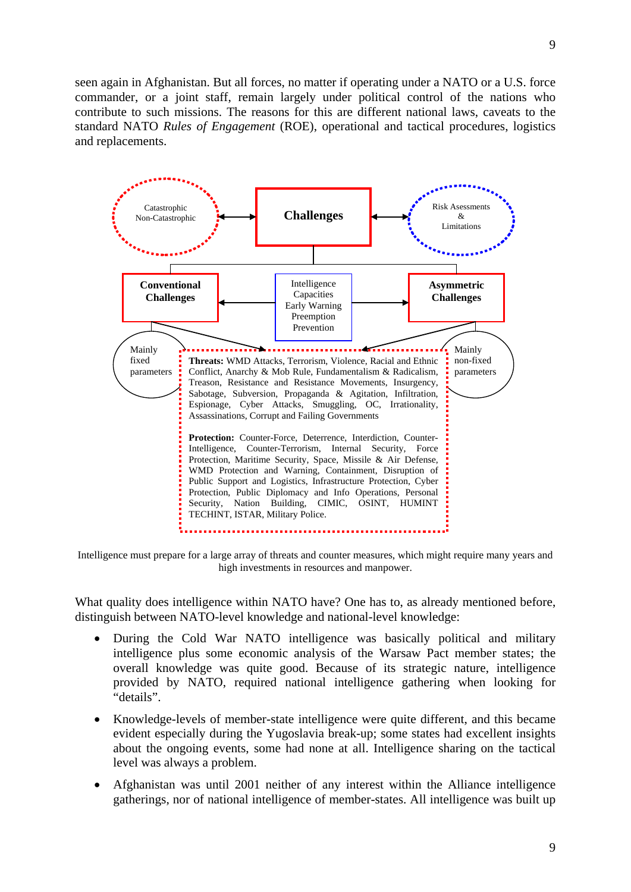seen again in Afghanistan. But all forces, no matter if operating under a NATO or a U.S. force commander, or a joint staff, remain largely under political control of the nations who contribute to such missions. The reasons for this are different national laws, caveats to the standard NATO *Rules of Engagement* (ROE), operational and tactical procedures, logistics and replacements.

Catastrophic
Non-Catastrophic

**Challenges**

Risk Assessments
&
Limitations

**Conventional Challenges**

Intelligence
Capacities
Early Warning
Preemption
Prevention

**Asymmetric Challenges**

Mainly fixed parameters

Mainly non-fixed parameters

**Threats:** WMD Attacks, Terrorism, Violence, Racial and Ethnic Conflict, Anarchy & Mob Rule, Fundamentalism & Radicalism, Treason, Resistance and Resistance Movements, Insurgency, Sabotage, Subversion, Propaganda & Agitation, Infiltration, Espionage, Cyber Attacks, Smuggling, OC, Irrationality, Assassinations, Corrupt and Failing Governments

**Protection:** Counter-Force, Deterrence, Interdiction, Counter-Intelligence, Counter-Terrorism, Internal Security, Force Protection, Maritime Security, Space, Missile & Air Defense, WMD Protection and Warning, Containment, Disruption of Public Support and Logistics, Infrastructure Protection, Cyber Protection, Public Diplomacy and Info Operations, Personal Security, Nation Building, CIMIC, OSINT, HUMINT TECHINT, ISTAR, Military Police.

Intelligence must prepare for a large array of threats and counter measures, which might require many years and high investments in resources and manpower.

What quality does intelligence within NATO have? One has to, as already mentioned before, distinguish between NATO-level knowledge and national-level knowledge:

- During the Cold War NATO intelligence was basically political and military intelligence plus some economic analysis of the Warsaw Pact member states; the overall knowledge was quite good. Because of its strategic nature, intelligence provided by NATO, required national intelligence gathering when looking for "details".
- Knowledge-levels of member-state intelligence were quite different, and this became evident especially during the Yugoslavia break-up; some states had excellent insights about the ongoing events, some had none at all. Intelligence sharing on the tactical level was always a problem.
- Afghanistan was until 2001 neither of any interest within the Alliance intelligence gatherings, nor of national intelligence of member-states. All intelligence was built up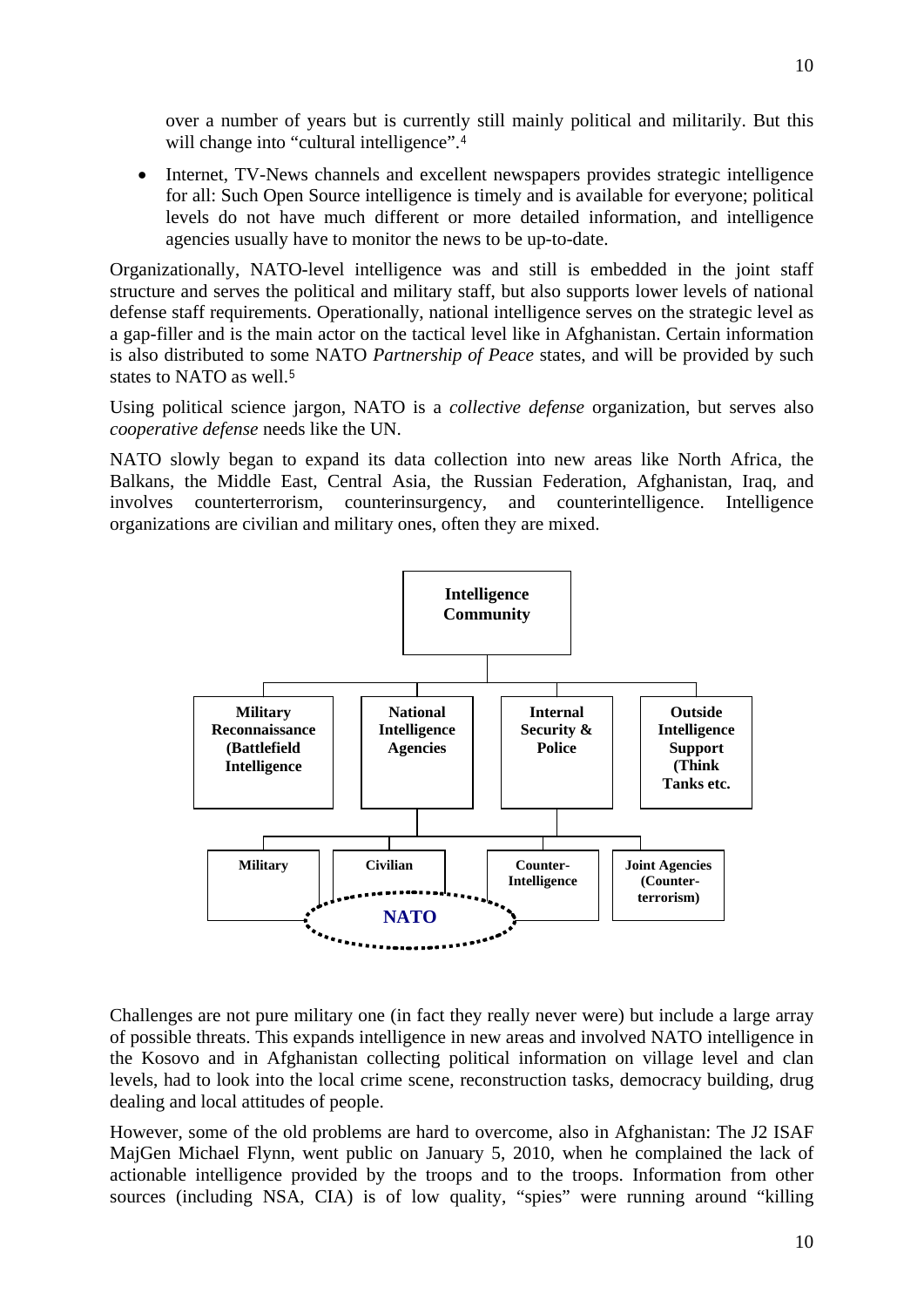over a number of years but is currently still mainly political and militarily. But this will change into "cultural intelligence".[4]

- Internet, TV-News channels and excellent newspapers provides strategic intelligence for all: Such Open Source intelligence is timely and is available for everyone; political levels do not have much different or more detailed information, and intelligence agencies usually have to monitor the news to be up-to-date.

Organizationally, NATO-level intelligence was and still is embedded in the joint staff structure and serves the political and military staff, but also supports lower levels of national defense staff requirements. Operationally, national intelligence serves on the strategic level as a gap-filler and is the main actor on the tactical level like in Afghanistan. Certain information is also distributed to some NATO *Partnership of Peace* states, and will be provided by such states to NATO as well.[5]

Using political science jargon, NATO is a *collective defense* organization, but serves also *cooperative defense* needs like the UN.

NATO slowly began to expand its data collection into new areas like North Africa, the Balkans, the Middle East, Central Asia, the Russian Federation, Afghanistan, Iraq, and involves counterterrorism, counterinsurgency, and counterintelligence. Intelligence organizations are civilian and military ones, often they are mixed.

- **Intelligence Community**
  - **Military Reconnaissance (Battlefield Intelligence**
  - **National Intelligence Agencies**
    - **Military**
    - **Civilian**
  - **Internal Security & Police**
    - **Counter-Intelligence**
    - **Joint Agencies (Counter-terrorism)**
  - **Outside Intelligence Support (Think Tanks etc.**

**NATO**

Challenges are not pure military one (in fact they really never were) but include a large array of possible threats. This expands intelligence in new areas and involved NATO intelligence in the Kosovo and in Afghanistan collecting political information on village level and clan levels, had to look into the local crime scene, reconstruction tasks, democracy building, drug dealing and local attitudes of people.

However, some of the old problems are hard to overcome, also in Afghanistan: The J2 ISAF MajGen Michael Flynn, went public on January 5, 2010, when he complained the lack of actionable intelligence provided by the troops and to the troops. Information from other sources (including NSA, CIA) is of low quality, "spies" were running around "killing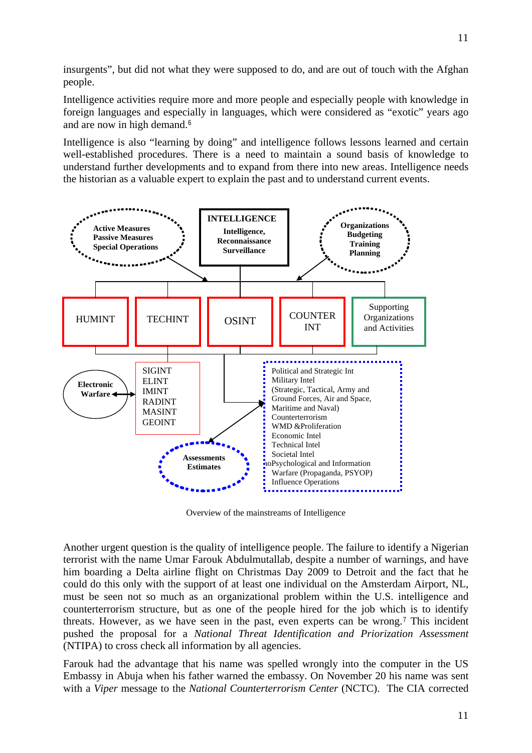insurgents", but did not what they were supposed to do, and are out of touch with the Afghan people.

Intelligence activities require more and more people and especially people with knowledge in foreign languages and especially in languages, which were considered as "exotic" years ago and are now in high demand.[6]

Intelligence is also "learning by doing" and intelligence follows lessons learned and certain well-established procedures. There is a need to maintain a sound basis of knowledge to understand further developments and to expand from there into new areas. Intelligence needs the historian as a valuable expert to explain the past and to understand current events.

**Active Measures**
**Passive Measures**
**Special Operations**

**INTELLIGENCE**
**Intelligence,**
**Reconnaissance**
**Surveillance**

**Organizations**
**Budgeting**
**Training**
**Planning**

HUMINT

TECHINT

OSINT

COUNTER INT

Supporting Organizations and Activities

**Electronic Warfare**

SIGINT
ELINT
IMINT
RADINT
MASINT
GEOINT

**Assessments**
**Estimates**

Political and Strategic Int
Military Intel
(Strategic, Tactical, Army and Ground Forces, Air and Space, Maritime and Naval)
Counterterrorism
WMD &Proliferation
Economic Intel
Technical Intel
Societal Intel
Psychological and Information Warfare (Propaganda, PSYOP)
Influence Operations

Overview of the mainstreams of Intelligence

Another urgent question is the quality of intelligence people. The failure to identify a Nigerian terrorist with the name Umar Farouk Abdulmutallab, despite a number of warnings, and have him boarding a Delta airline flight on Christmas Day 2009 to Detroit and the fact that he could do this only with the support of at least one individual on the Amsterdam Airport, NL, must be seen not so much as an organizational problem within the U.S. intelligence and counterterrorism structure, but as one of the people hired for the job which is to identify threats. However, as we have seen in the past, even experts can be wrong.[7] This incident pushed the proposal for a *National Threat Identification and Priorization Assessment* (NTIPA) to cross check all information by all agencies.

Farouk had the advantage that his name was spelled wrongly into the computer in the US Embassy in Abuja when his father warned the embassy. On November 20 his name was sent with a *Viper* message to the *National Counterterrorism Center* (NCTC). The CIA corrected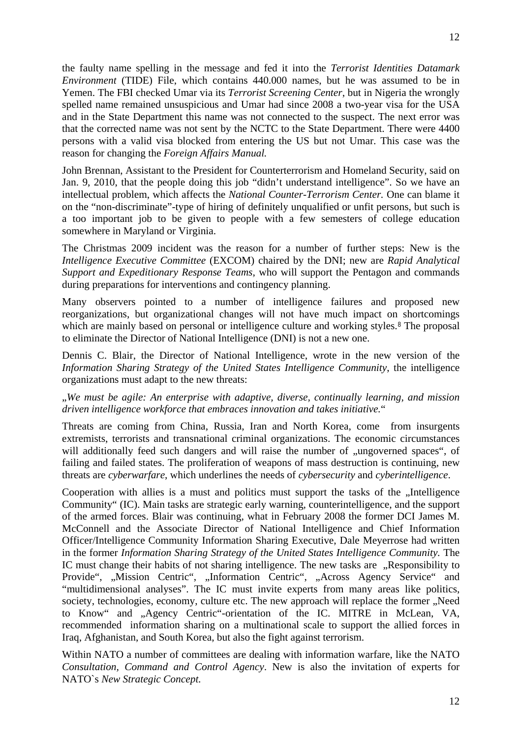the faulty name spelling in the message and fed it into the *Terrorist Identities Datamark Environment* (TIDE) File, which contains 440.000 names, but he was assumed to be in Yemen. The FBI checked Umar via its *Terrorist Screening Center*, but in Nigeria the wrongly spelled name remained unsuspicious and Umar had since 2008 a two-year visa for the USA and in the State Department this name was not connected to the suspect. The next error was that the corrected name was not sent by the NCTC to the State Department. There were 4400 persons with a valid visa blocked from entering the US but not Umar. This case was the reason for changing the *Foreign Affairs Manual.*

John Brennan, Assistant to the President for Counterterrorism and Homeland Security, said on Jan. 9, 2010, that the people doing this job "didn't understand intelligence". So we have an intellectual problem, which affects the *National Counter-Terrorism Center.* One can blame it on the "non-discriminate"-type of hiring of definitely unqualified or unfit persons, but such is a too important job to be given to people with a few semesters of college education somewhere in Maryland or Virginia.

The Christmas 2009 incident was the reason for a number of further steps: New is the *Intelligence Executive Committee* (EXCOM) chaired by the DNI; new are *Rapid Analytical Support and Expeditionary Response Teams*, who will support the Pentagon and commands during preparations for interventions and contingency planning.

Many observers pointed to a number of intelligence failures and proposed new reorganizations, but organizational changes will not have much impact on shortcomings which are mainly based on personal or intelligence culture and working styles.[8] The proposal to eliminate the Director of National Intelligence (DNI) is not a new one.

Dennis C. Blair, the Director of National Intelligence, wrote in the new version of the *Information Sharing Strategy of the United States Intelligence Community*, the intelligence organizations must adapt to the new threats:

„*We must be agile: An enterprise with adaptive, diverse, continually learning, and mission driven intelligence workforce that embraces innovation and takes initiative.*"

Threats are coming from China, Russia, Iran and North Korea, come from insurgents extremists, terrorists and transnational criminal organizations. The economic circumstances will additionally feed such dangers and will raise the number of „ungoverned spaces", of failing and failed states. The proliferation of weapons of mass destruction is continuing, new threats are *cyberwarfare*, which underlines the needs of *cybersecurity* and *cyberintelligence*.

Cooperation with allies is a must and politics must support the tasks of the „Intelligence Community" (IC). Main tasks are strategic early warning, counterintelligence, and the support of the armed forces. Blair was continuing, what in February 2008 the former DCI James M. McConnell and the Associate Director of National Intelligence and Chief Information Officer/Intelligence Community Information Sharing Executive, Dale Meyerrose had written in the former *Information Sharing Strategy of the United States Intelligence Community.* The IC must change their habits of not sharing intelligence. The new tasks are „Responsibility to Provide", „Mission Centric", „Information Centric", „Across Agency Service" and "multidimensional analyses". The IC must invite experts from many areas like politics, society, technologies, economy, culture etc. The new approach will replace the former „Need to Know" and „Agency Centric"-orientation of the IC. MITRE in McLean, VA, recommended information sharing on a multinational scale to support the allied forces in Iraq, Afghanistan, and South Korea, but also the fight against terrorism.

Within NATO a number of committees are dealing with information warfare, like the NATO *Consultation, Command and Control Agency*. New is also the invitation of experts for NATO`s *New Strategic Concept.*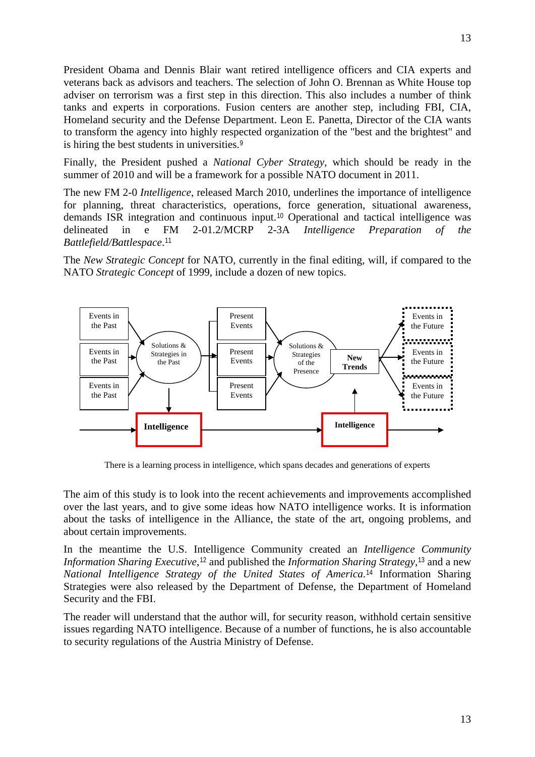President Obama and Dennis Blair want retired intelligence officers and CIA experts and veterans back as advisors and teachers. The selection of John O. Brennan as White House top adviser on terrorism was a first step in this direction. This also includes a number of think tanks and experts in corporations. Fusion centers are another step, including FBI, CIA, Homeland security and the Defense Department. Leon E. Panetta, Director of the CIA wants to transform the agency into highly respected organization of the "best and the brightest" and is hiring the best students in universities.[9]

Finally, the President pushed a *National Cyber Strategy*, which should be ready in the summer of 2010 and will be a framework for a possible NATO document in 2011.

The new FM 2-0 *Intelligence*, released March 2010, underlines the importance of intelligence for planning, threat characteristics, operations, force generation, situational awareness, demands ISR integration and continuous input.[10] Operational and tactical intelligence was delineated in e FM 2-01.2/MCRP 2-3A *Intelligence Preparation of the Battlefield/Battlespace*.[11]

The *New Strategic Concept* for NATO, currently in the final editing, will, if compared to the NATO *Strategic Concept* of 1999, include a dozen of new topics.

There is a learning process in intelligence, which spans decades and generations of experts

The aim of this study is to look into the recent achievements and improvements accomplished over the last years, and to give some ideas how NATO intelligence works. It is information about the tasks of intelligence in the Alliance, the state of the art, ongoing problems, and about certain improvements.

In the meantime the U.S. Intelligence Community created an *Intelligence Community Information Sharing Executive*,[12] and published the *Information Sharing Strategy*,[13] and a new *National Intelligence Strategy of the United States of America*.[14] Information Sharing Strategies were also released by the Department of Defense, the Department of Homeland Security and the FBI.

The reader will understand that the author will, for security reason, withhold certain sensitive issues regarding NATO intelligence. Because of a number of functions, he is also accountable to security regulations of the Austria Ministry of Defense.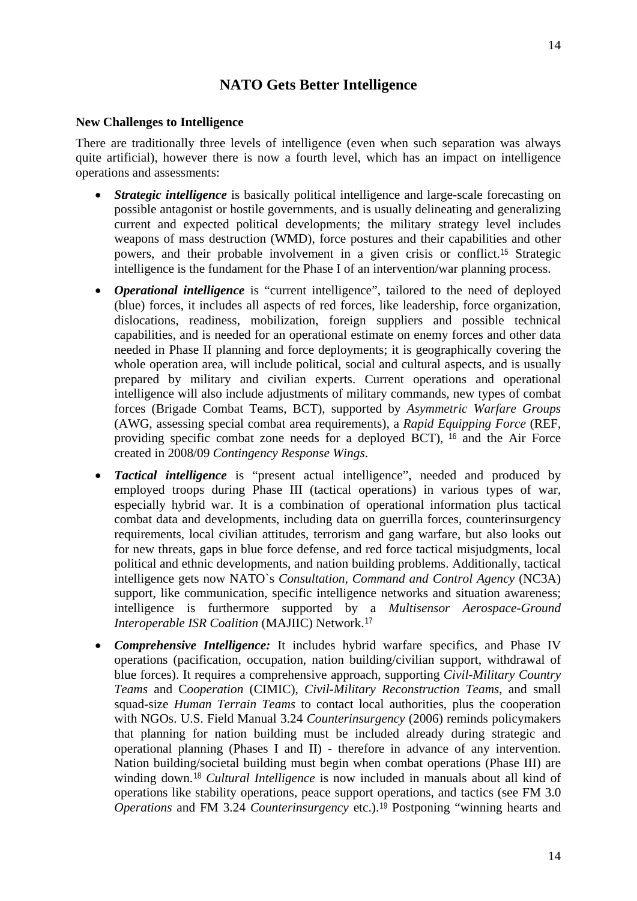## NATO Gets Better Intelligence

### New Challenges to Intelligence

There are traditionally three levels of intelligence (even when such separation was always quite artificial), however there is now a fourth level, which has an impact on intelligence operations and assessments:

- ***Strategic intelligence*** is basically political intelligence and large-scale forecasting on possible antagonist or hostile governments, and is usually delineating and generalizing current and expected political developments; the military strategy level includes weapons of mass destruction (WMD), force postures and their capabilities and other powers, and their probable involvement in a given crisis or conflict.[15] Strategic intelligence is the fundament for the Phase I of an intervention/war planning process.
- ***Operational intelligence*** is "current intelligence", tailored to the need of deployed (blue) forces, it includes all aspects of red forces, like leadership, force organization, dislocations, readiness, mobilization, foreign suppliers and possible technical capabilities, and is needed for an operational estimate on enemy forces and other data needed in Phase II planning and force deployments; it is geographically covering the whole operation area, will include political, social and cultural aspects, and is usually prepared by military and civilian experts. Current operations and operational intelligence will also include adjustments of military commands, new types of combat forces (Brigade Combat Teams, BCT), supported by *Asymmetric Warfare Groups* (AWG, assessing special combat area requirements), a *Rapid Equipping Force* (REF, providing specific combat zone needs for a deployed BCT), [16] and the Air Force created in 2008/09 *Contingency Response Wings*.
- ***Tactical intelligence*** is "present actual intelligence", needed and produced by employed troops during Phase III (tactical operations) in various types of war, especially hybrid war. It is a combination of operational information plus tactical combat data and developments, including data on guerrilla forces, counterinsurgency requirements, local civilian attitudes, terrorism and gang warfare, but also looks out for new threats, gaps in blue force defense, and red force tactical misjudgments, local political and ethnic developments, and nation building problems. Additionally, tactical intelligence gets now NATO`s *Consultation, Command and Control Agency* (NC3A) support, like communication, specific intelligence networks and situation awareness; intelligence is furthermore supported by a *Multisensor Aerospace-Ground Interoperable ISR Coalition* (MAJIIC) Network.[17]
- ***Comprehensive Intelligence:*** It includes hybrid warfare specifics, and Phase IV operations (pacification, occupation, nation building/civilian support, withdrawal of blue forces). It requires a comprehensive approach, supporting *Civil-Military Country Teams* and C*ooperation* (CIMIC), *Civil-Military Reconstruction Teams*, and small squad-size *Human Terrain Teams* to contact local authorities, plus the cooperation with NGOs. U.S. Field Manual 3.24 *Counterinsurgency* (2006) reminds policymakers that planning for nation building must be included already during strategic and operational planning (Phases I and II) - therefore in advance of any intervention. Nation building/societal building must begin when combat operations (Phase III) are winding down.[18] *Cultural Intelligence* is now included in manuals about all kind of operations like stability operations, peace support operations, and tactics (see FM 3.0 *Operations* and FM 3.24 *Counterinsurgency* etc.).[19] Postponing "winning hearts and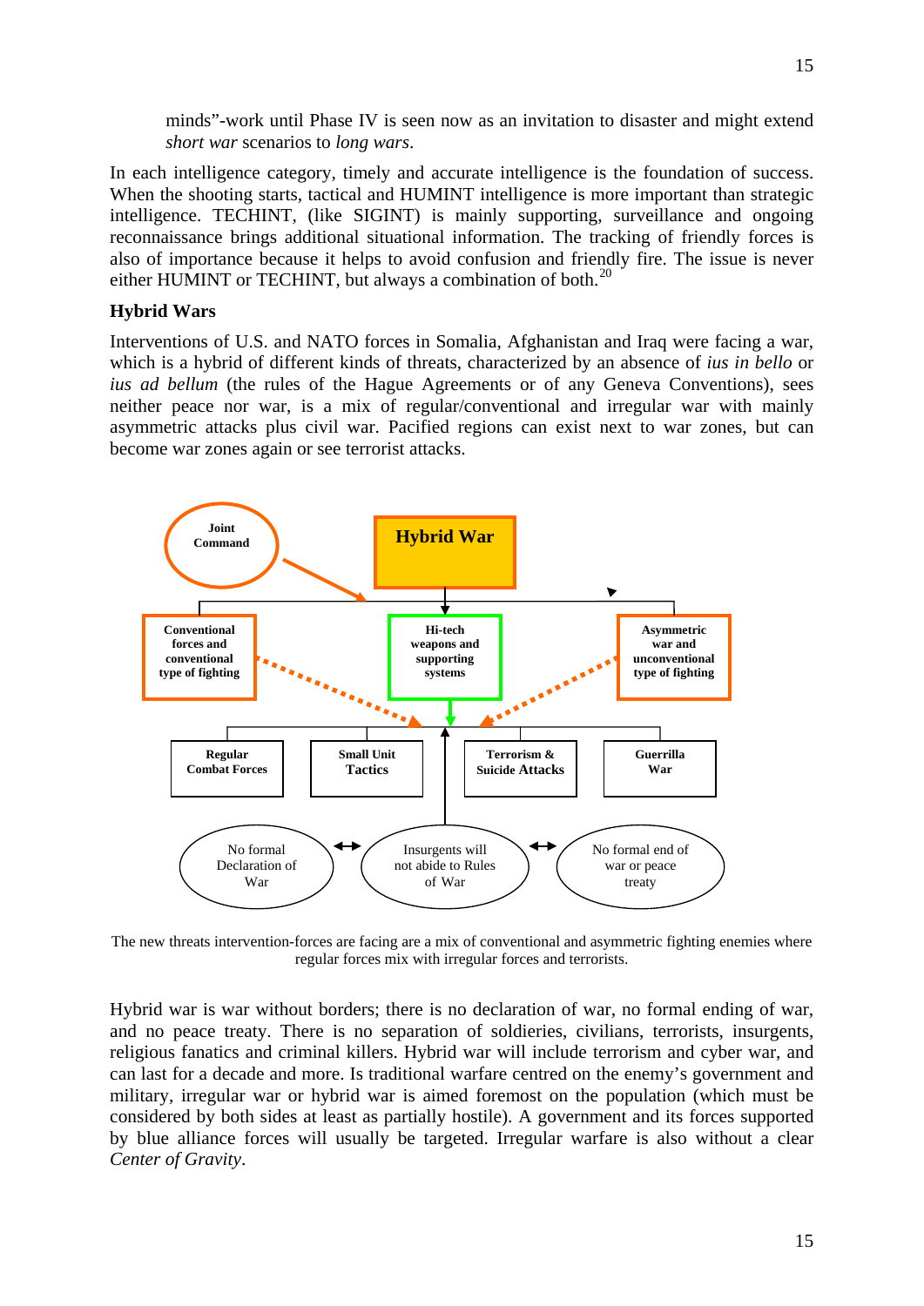minds"-work until Phase IV is seen now as an invitation to disaster and might extend *short war* scenarios to *long wars*.

In each intelligence category, timely and accurate intelligence is the foundation of success. When the shooting starts, tactical and HUMINT intelligence is more important than strategic intelligence. TECHINT, (like SIGINT) is mainly supporting, surveillance and ongoing reconnaissance brings additional situational information. The tracking of friendly forces is also of importance because it helps to avoid confusion and friendly fire. The issue is never either HUMINT or TECHINT, but always a combination of both.[20]

### Hybrid Wars

Interventions of U.S. and NATO forces in Somalia, Afghanistan and Iraq were facing a war, which is a hybrid of different kinds of threats, characterized by an absence of *ius in bello* or *ius ad bellum* (the rules of the Hague Agreements or of any Geneva Conventions), sees neither peace nor war, is a mix of regular/conventional and irregular war with mainly asymmetric attacks plus civil war. Pacified regions can exist next to war zones, but can become war zones again or see terrorist attacks.

The new threats intervention-forces are facing are a mix of conventional and asymmetric fighting enemies where regular forces mix with irregular forces and terrorists.

Hybrid war is war without borders; there is no declaration of war, no formal ending of war, and no peace treaty. There is no separation of soldieries, civilians, terrorists, insurgents, religious fanatics and criminal killers. Hybrid war will include terrorism and cyber war, and can last for a decade and more. Is traditional warfare centred on the enemy's government and military, irregular war or hybrid war is aimed foremost on the population (which must be considered by both sides at least as partially hostile). A government and its forces supported by blue alliance forces will usually be targeted. Irregular warfare is also without a clear *Center of Gravity*.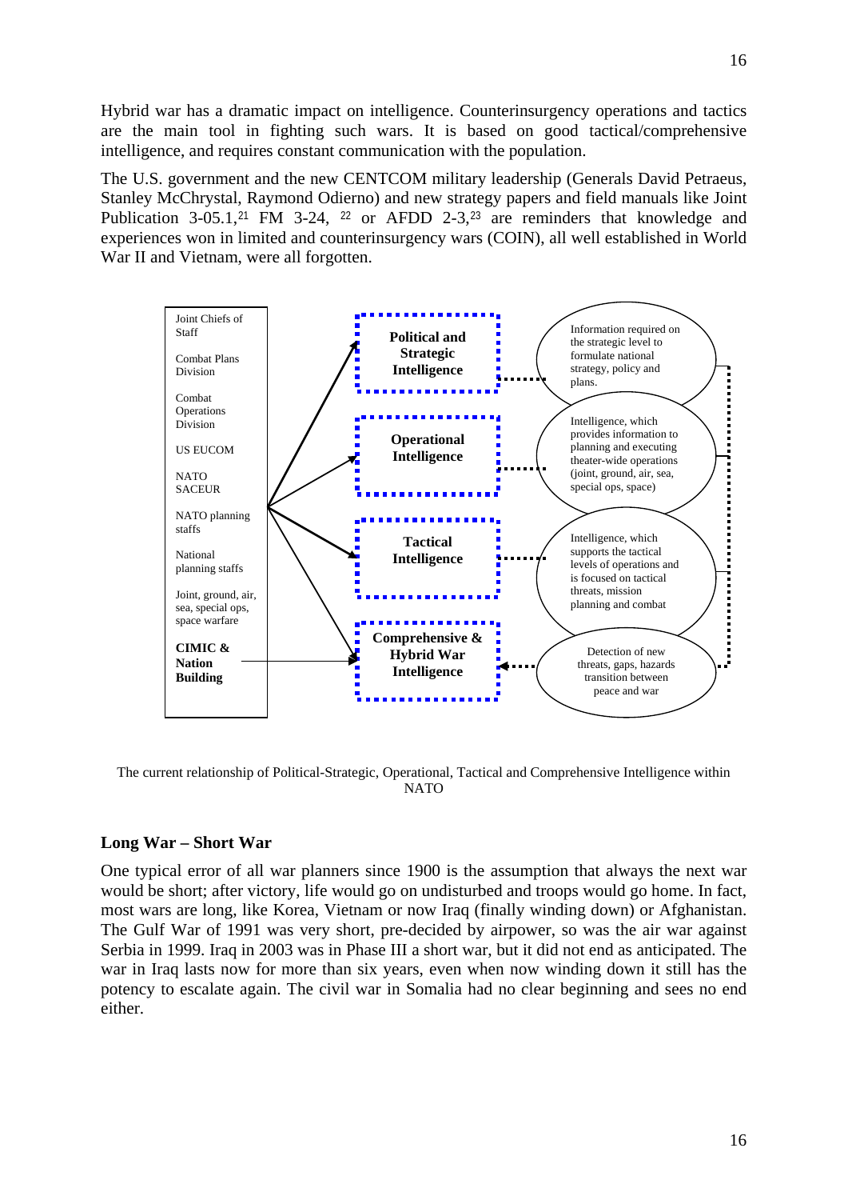Hybrid war has a dramatic impact on intelligence. Counterinsurgency operations and tactics are the main tool in fighting such wars. It is based on good tactical/comprehensive intelligence, and requires constant communication with the population.

The U.S. government and the new CENTCOM military leadership (Generals David Petraeus, Stanley McChrystal, Raymond Odierno) and new strategy papers and field manuals like Joint Publication 3-05.1,[21] FM 3-24, [22] or AFDD 2-3,[23] are reminders that knowledge and experiences won in limited and counterinsurgency wars (COIN), all well established in World War II and Vietnam, were all forgotten.

Joint Chiefs of Staff

Combat Plans Division

Combat Operations Division

US EUCOM

NATO SACEUR

NATO planning staffs

National planning staffs

Joint, ground, air, sea, special ops, space warfare

**CIMIC & Nation Building**

**Political and Strategic Intelligence**

**Operational Intelligence**

**Tactical Intelligence**

**Comprehensive & Hybrid War Intelligence**

Information required on the strategic level to formulate national strategy, policy and plans.

Intelligence, which provides information to planning and executing theater-wide operations (joint, ground, air, sea, special ops, space)

Intelligence, which supports the tactical levels of operations and is focused on tactical threats, mission planning and combat

Detection of new threats, gaps, hazards transition between peace and war

The current relationship of Political-Strategic, Operational, Tactical and Comprehensive Intelligence within NATO

## Long War – Short War

One typical error of all war planners since 1900 is the assumption that always the next war would be short; after victory, life would go on undisturbed and troops would go home. In fact, most wars are long, like Korea, Vietnam or now Iraq (finally winding down) or Afghanistan. The Gulf War of 1991 was very short, pre-decided by airpower, so was the air war against Serbia in 1999. Iraq in 2003 was in Phase III a short war, but it did not end as anticipated. The war in Iraq lasts now for more than six years, even when now winding down it still has the potency to escalate again. The civil war in Somalia had no clear beginning and sees no end either.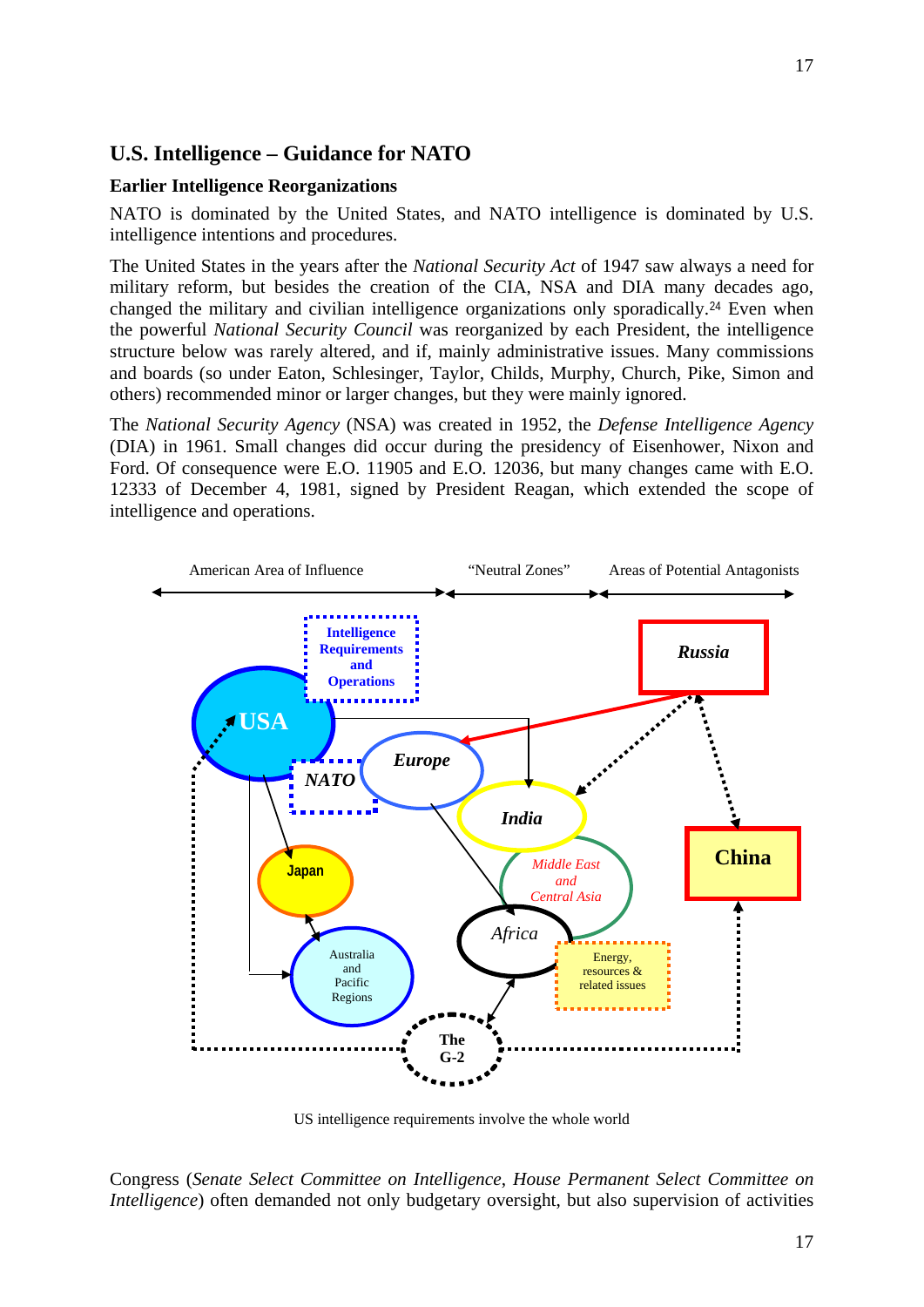## U.S. Intelligence – Guidance for NATO

### Earlier Intelligence Reorganizations

NATO is dominated by the United States, and NATO intelligence is dominated by U.S. intelligence intentions and procedures.

The United States in the years after the *National Security Act* of 1947 saw always a need for military reform, but besides the creation of the CIA, NSA and DIA many decades ago, changed the military and civilian intelligence organizations only sporadically.[24] Even when the powerful *National Security Council* was reorganized by each President, the intelligence structure below was rarely altered, and if, mainly administrative issues. Many commissions and boards (so under Eaton, Schlesinger, Taylor, Childs, Murphy, Church, Pike, Simon and others) recommended minor or larger changes, but they were mainly ignored.

The *National Security Agency* (NSA) was created in 1952, the *Defense Intelligence Agency* (DIA) in 1961. Small changes did occur during the presidency of Eisenhower, Nixon and Ford. Of consequence were E.O. 11905 and E.O. 12036, but many changes came with E.O. 12333 of December 4, 1981, signed by President Reagan, which extended the scope of intelligence and operations.

American Area of Influence — "Neutral Zones" — Areas of Potential Antagonists

Intelligence Requirements and Operations

USA, NATO, Europe, India, Russia, China, Japan, Middle East and Central Asia, Africa, Australia and Pacific Regions, Energy, resources & related issues, The G-2

US intelligence requirements involve the whole world

Congress (*Senate Select Committee on Intelligence*, *House Permanent Select Committee on Intelligence*) often demanded not only budgetary oversight, but also supervision of activities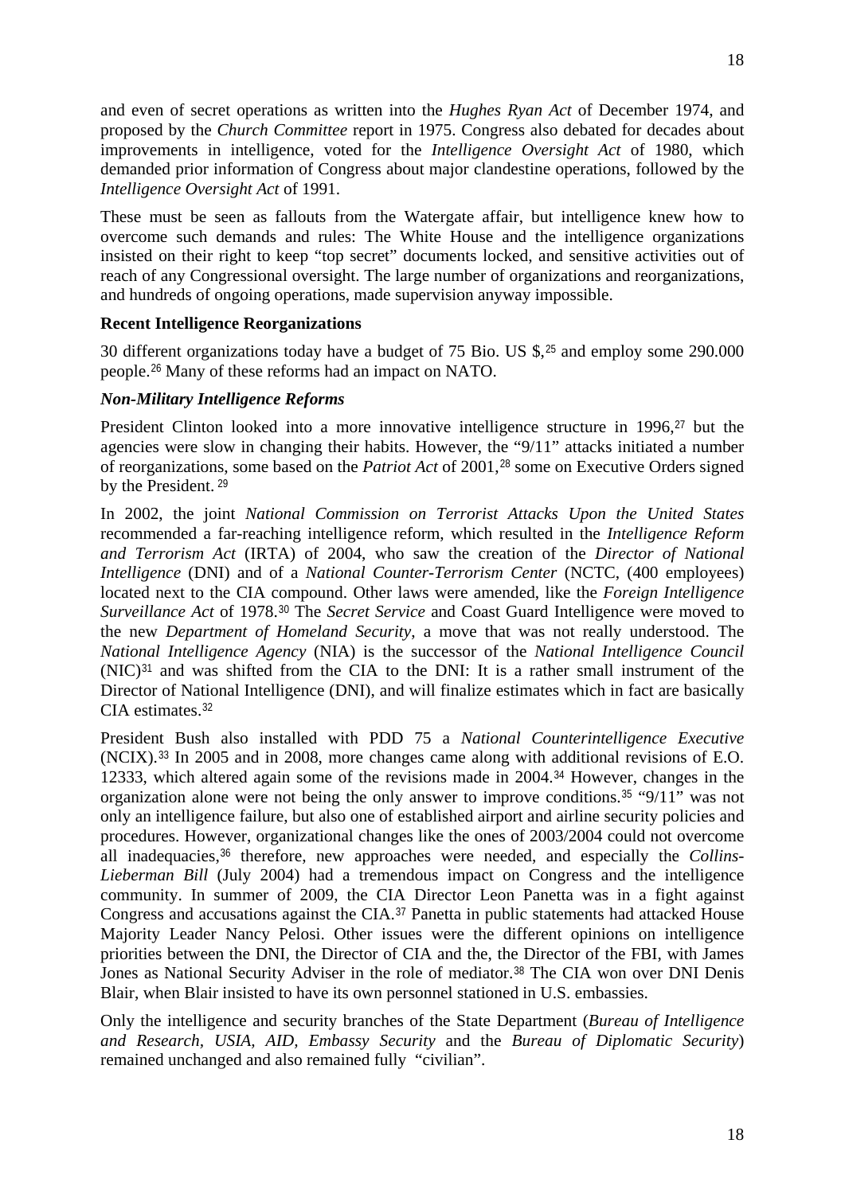and even of secret operations as written into the *Hughes Ryan Act* of December 1974, and proposed by the *Church Committee* report in 1975. Congress also debated for decades about improvements in intelligence, voted for the *Intelligence Oversight Act* of 1980, which demanded prior information of Congress about major clandestine operations, followed by the *Intelligence Oversight Act* of 1991.

These must be seen as fallouts from the Watergate affair, but intelligence knew how to overcome such demands and rules: The White House and the intelligence organizations insisted on their right to keep "top secret" documents locked, and sensitive activities out of reach of any Congressional oversight. The large number of organizations and reorganizations, and hundreds of ongoing operations, made supervision anyway impossible.

**Recent Intelligence Reorganizations**

30 different organizations today have a budget of 75 Bio. US $,[25] and employ some 290.000 people.[26] Many of these reforms had an impact on NATO.

***Non-Military Intelligence Reforms***

President Clinton looked into a more innovative intelligence structure in 1996,[27] but the agencies were slow in changing their habits. However, the "9/11" attacks initiated a number of reorganizations, some based on the *Patriot Act* of 2001,[28] some on Executive Orders signed by the President. [29]

In 2002, the joint *National Commission on Terrorist Attacks Upon the United States* recommended a far-reaching intelligence reform, which resulted in the *Intelligence Reform and Terrorism Act* (IRTA) of 2004, who saw the creation of the *Director of National Intelligence* (DNI) and of a *National Counter-Terrorism Center* (NCTC, (400 employees) located next to the CIA compound. Other laws were amended, like the *Foreign Intelligence Surveillance Act* of 1978.[30] The *Secret Service* and Coast Guard Intelligence were moved to the new *Department of Homeland Security*, a move that was not really understood. The *National Intelligence Agency* (NIA) is the successor of the *National Intelligence Council* (NIC)[31] and was shifted from the CIA to the DNI: It is a rather small instrument of the Director of National Intelligence (DNI), and will finalize estimates which in fact are basically CIA estimates.[32]

President Bush also installed with PDD 75 a *National Counterintelligence Executive* (NCIX).[33] In 2005 and in 2008, more changes came along with additional revisions of E.O. 12333, which altered again some of the revisions made in 2004.[34] However, changes in the organization alone were not being the only answer to improve conditions.[35] "9/11" was not only an intelligence failure, but also one of established airport and airline security policies and procedures. However, organizational changes like the ones of 2003/2004 could not overcome all inadequacies,[36] therefore, new approaches were needed, and especially the *Collins-Lieberman Bill* (July 2004) had a tremendous impact on Congress and the intelligence community. In summer of 2009, the CIA Director Leon Panetta was in a fight against Congress and accusations against the CIA.[37] Panetta in public statements had attacked House Majority Leader Nancy Pelosi. Other issues were the different opinions on intelligence priorities between the DNI, the Director of CIA and the, the Director of the FBI, with James Jones as National Security Adviser in the role of mediator.[38] The CIA won over DNI Denis Blair, when Blair insisted to have its own personnel stationed in U.S. embassies.

Only the intelligence and security branches of the State Department (*Bureau of Intelligence and Research, USIA, AID, Embassy Security* and the *Bureau of Diplomatic Security*) remained unchanged and also remained fully "civilian".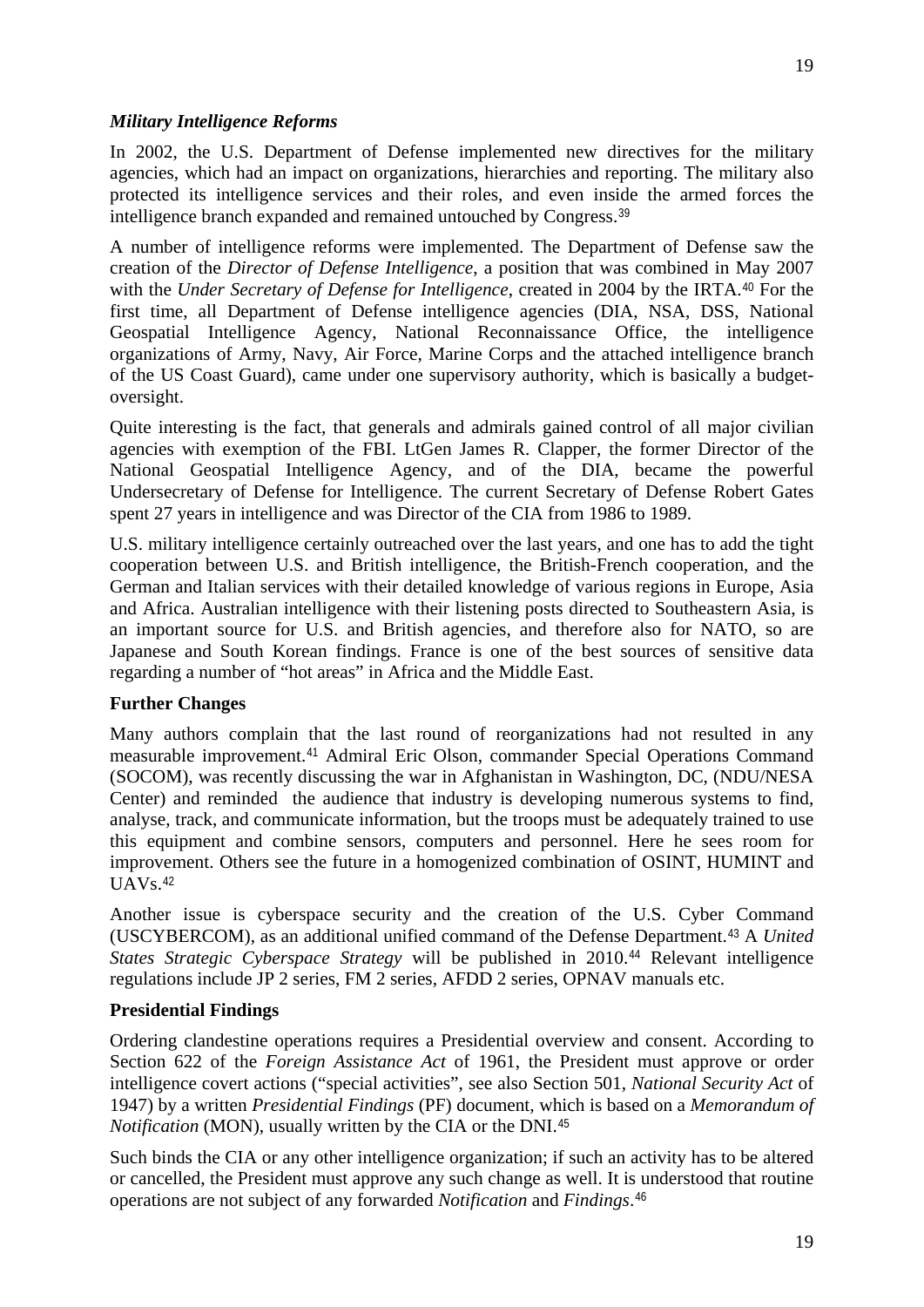### *Military Intelligence Reforms*

In 2002, the U.S. Department of Defense implemented new directives for the military agencies, which had an impact on organizations, hierarchies and reporting. The military also protected its intelligence services and their roles, and even inside the armed forces the intelligence branch expanded and remained untouched by Congress.[39]

A number of intelligence reforms were implemented. The Department of Defense saw the creation of the *Director of Defense Intelligence*, a position that was combined in May 2007 with the *Under Secretary of Defense for Intelligence*, created in 2004 by the IRTA.[40] For the first time, all Department of Defense intelligence agencies (DIA, NSA, DSS, National Geospatial Intelligence Agency, National Reconnaissance Office, the intelligence organizations of Army, Navy, Air Force, Marine Corps and the attached intelligence branch of the US Coast Guard), came under one supervisory authority, which is basically a budget-oversight.

Quite interesting is the fact, that generals and admirals gained control of all major civilian agencies with exemption of the FBI. LtGen James R. Clapper, the former Director of the National Geospatial Intelligence Agency, and of the DIA, became the powerful Undersecretary of Defense for Intelligence. The current Secretary of Defense Robert Gates spent 27 years in intelligence and was Director of the CIA from 1986 to 1989.

U.S. military intelligence certainly outreached over the last years, and one has to add the tight cooperation between U.S. and British intelligence, the British-French cooperation, and the German and Italian services with their detailed knowledge of various regions in Europe, Asia and Africa. Australian intelligence with their listening posts directed to Southeastern Asia, is an important source for U.S. and British agencies, and therefore also for NATO, so are Japanese and South Korean findings. France is one of the best sources of sensitive data regarding a number of "hot areas" in Africa and the Middle East.

### Further Changes

Many authors complain that the last round of reorganizations had not resulted in any measurable improvement.[41] Admiral Eric Olson, commander Special Operations Command (SOCOM), was recently discussing the war in Afghanistan in Washington, DC, (NDU/NESA Center) and reminded the audience that industry is developing numerous systems to find, analyse, track, and communicate information, but the troops must be adequately trained to use this equipment and combine sensors, computers and personnel. Here he sees room for improvement. Others see the future in a homogenized combination of OSINT, HUMINT and UAVs.[42]

Another issue is cyberspace security and the creation of the U.S. Cyber Command (USCYBERCOM), as an additional unified command of the Defense Department.[43] A *United States Strategic Cyberspace Strategy* will be published in 2010.[44] Relevant intelligence regulations include JP 2 series, FM 2 series, AFDD 2 series, OPNAV manuals etc.

### Presidential Findings

Ordering clandestine operations requires a Presidential overview and consent. According to Section 622 of the *Foreign Assistance Act* of 1961, the President must approve or order intelligence covert actions ("special activities", see also Section 501, *National Security Act* of 1947) by a written *Presidential Findings* (PF) document, which is based on a *Memorandum of Notification* (MON), usually written by the CIA or the DNI.[45]

Such binds the CIA or any other intelligence organization; if such an activity has to be altered or cancelled, the President must approve any such change as well. It is understood that routine operations are not subject of any forwarded *Notification* and *Findings*.[46]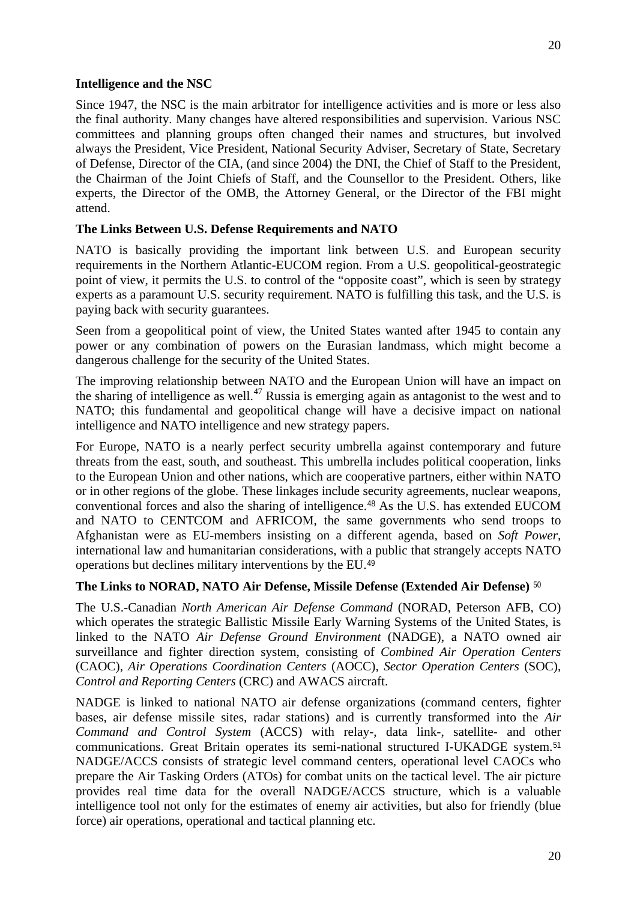### Intelligence and the NSC

Since 1947, the NSC is the main arbitrator for intelligence activities and is more or less also the final authority. Many changes have altered responsibilities and supervision. Various NSC committees and planning groups often changed their names and structures, but involved always the President, Vice President, National Security Adviser, Secretary of State, Secretary of Defense, Director of the CIA, (and since 2004) the DNI, the Chief of Staff to the President, the Chairman of the Joint Chiefs of Staff, and the Counsellor to the President. Others, like experts, the Director of the OMB, the Attorney General, or the Director of the FBI might attend.

### The Links Between U.S. Defense Requirements and NATO

NATO is basically providing the important link between U.S. and European security requirements in the Northern Atlantic-EUCOM region. From a U.S. geopolitical-geostrategic point of view, it permits the U.S. to control of the "opposite coast", which is seen by strategy experts as a paramount U.S. security requirement. NATO is fulfilling this task, and the U.S. is paying back with security guarantees.

Seen from a geopolitical point of view, the United States wanted after 1945 to contain any power or any combination of powers on the Eurasian landmass, which might become a dangerous challenge for the security of the United States.

The improving relationship between NATO and the European Union will have an impact on the sharing of intelligence as well.[47] Russia is emerging again as antagonist to the west and to NATO; this fundamental and geopolitical change will have a decisive impact on national intelligence and NATO intelligence and new strategy papers.

For Europe, NATO is a nearly perfect security umbrella against contemporary and future threats from the east, south, and southeast. This umbrella includes political cooperation, links to the European Union and other nations, which are cooperative partners, either within NATO or in other regions of the globe. These linkages include security agreements, nuclear weapons, conventional forces and also the sharing of intelligence.[48] As the U.S. has extended EUCOM and NATO to CENTCOM and AFRICOM, the same governments who send troops to Afghanistan were as EU-members insisting on a different agenda, based on *Soft Power*, international law and humanitarian considerations, with a public that strangely accepts NATO operations but declines military interventions by the EU.[49]

### The Links to NORAD, NATO Air Defense, Missile Defense (Extended Air Defense) [50]

The U.S.-Canadian *North American Air Defense Command* (NORAD, Peterson AFB, CO) which operates the strategic Ballistic Missile Early Warning Systems of the United States, is linked to the NATO *Air Defense Ground Environment* (NADGE), a NATO owned air surveillance and fighter direction system, consisting of *Combined Air Operation Centers* (CAOC), *Air Operations Coordination Centers* (AOCC), *Sector Operation Centers* (SOC), *Control and Reporting Centers* (CRC) and AWACS aircraft.

NADGE is linked to national NATO air defense organizations (command centers, fighter bases, air defense missile sites, radar stations) and is currently transformed into the *Air Command and Control System* (ACCS) with relay-, data link-, satellite- and other communications. Great Britain operates its semi-national structured I-UKADGE system.[51] NADGE/ACCS consists of strategic level command centers, operational level CAOCs who prepare the Air Tasking Orders (ATOs) for combat units on the tactical level. The air picture provides real time data for the overall NADGE/ACCS structure, which is a valuable intelligence tool not only for the estimates of enemy air activities, but also for friendly (blue force) air operations, operational and tactical planning etc.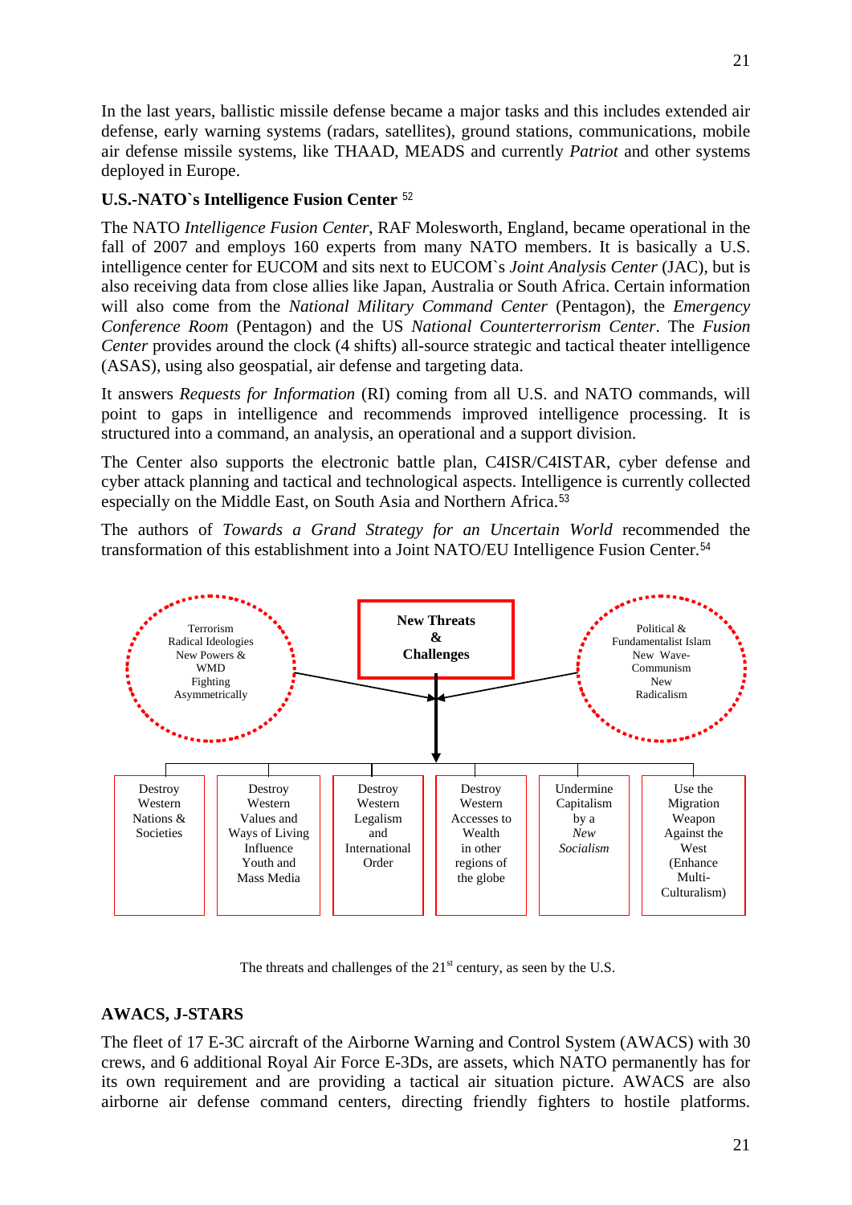In the last years, ballistic missile defense became a major tasks and this includes extended air defense, early warning systems (radars, satellites), ground stations, communications, mobile air defense missile systems, like THAAD, MEADS and currently *Patriot* and other systems deployed in Europe.

### U.S.-NATO`s Intelligence Fusion Center [52]

The NATO *Intelligence Fusion Center*, RAF Molesworth, England, became operational in the fall of 2007 and employs 160 experts from many NATO members. It is basically a U.S. intelligence center for EUCOM and sits next to EUCOM`s *Joint Analysis Center* (JAC), but is also receiving data from close allies like Japan, Australia or South Africa. Certain information will also come from the *National Military Command Center* (Pentagon), the *Emergency Conference Room* (Pentagon) and the US *National Counterterrorism Center*. The *Fusion Center* provides around the clock (4 shifts) all-source strategic and tactical theater intelligence (ASAS), using also geospatial, air defense and targeting data.

It answers *Requests for Information* (RI) coming from all U.S. and NATO commands, will point to gaps in intelligence and recommends improved intelligence processing. It is structured into a command, an analysis, an operational and a support division.

The Center also supports the electronic battle plan, C4ISR/C4ISTAR, cyber defense and cyber attack planning and tactical and technological aspects. Intelligence is currently collected especially on the Middle East, on South Asia and Northern Africa.[53]

The authors of *Towards a Grand Strategy for an Uncertain World* recommended the transformation of this establishment into a Joint NATO/EU Intelligence Fusion Center.[54]

**New Threats & Challenges**

- Terrorism, Radical Ideologies, New Powers & WMD, Fighting Asymmetrically
- Political & Fundamentalist Islam, New Wave-Communism, New Radicalism

| Destroy Western Nations & Societies | Destroy Western Values and Ways of Living Influence Youth and Mass Media | Destroy Western Legalism and International Order | Destroy Western Accesses to Wealth in other regions of the globe | Undermine Capitalism by a *New Socialism* | Use the Migration Weapon Against the West (Enhance Multi-Culturalism) |
|---|---|---|---|---|---|

The threats and challenges of the 21st century, as seen by the U.S.

### AWACS, J-STARS

The fleet of 17 E-3C aircraft of the Airborne Warning and Control System (AWACS) with 30 crews, and 6 additional Royal Air Force E-3Ds, are assets, which NATO permanently has for its own requirement and are providing a tactical air situation picture. AWACS are also airborne air defense command centers, directing friendly fighters to hostile platforms.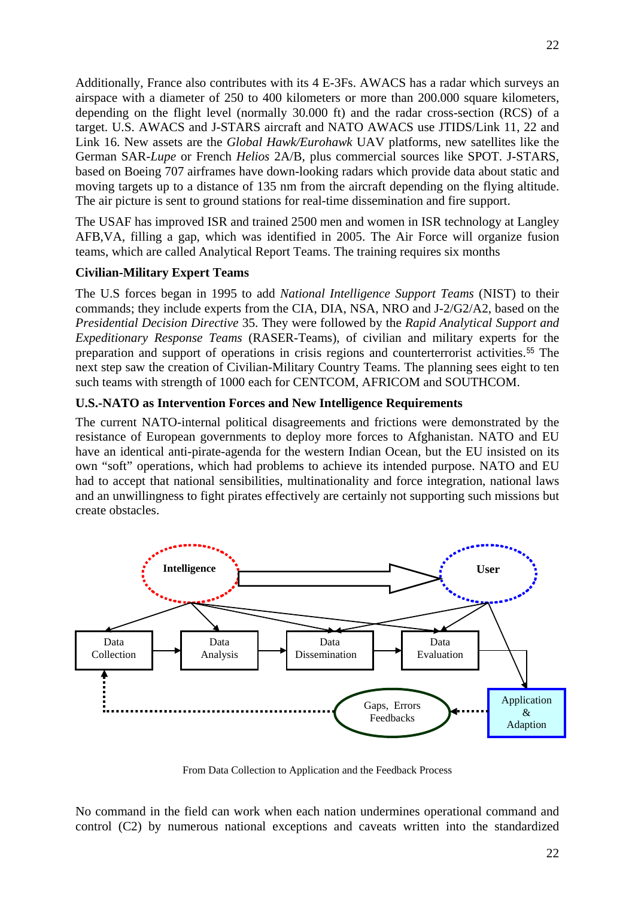Additionally, France also contributes with its 4 E-3Fs. AWACS has a radar which surveys an airspace with a diameter of 250 to 400 kilometers or more than 200.000 square kilometers, depending on the flight level (normally 30.000 ft) and the radar cross-section (RCS) of a target. U.S. AWACS and J-STARS aircraft and NATO AWACS use JTIDS/Link 11, 22 and Link 16. New assets are the *Global Hawk/Eurohawk* UAV platforms, new satellites like the German SAR-*Lupe* or French *Helios* 2A/B, plus commercial sources like SPOT. J-STARS, based on Boeing 707 airframes have down-looking radars which provide data about static and moving targets up to a distance of 135 nm from the aircraft depending on the flying altitude. The air picture is sent to ground stations for real-time dissemination and fire support.

The USAF has improved ISR and trained 2500 men and women in ISR technology at Langley AFB,VA, filling a gap, which was identified in 2005. The Air Force will organize fusion teams, which are called Analytical Report Teams. The training requires six months

**Civilian-Military Expert Teams**

The U.S forces began in 1995 to add *National Intelligence Support Teams* (NIST) to their commands; they include experts from the CIA, DIA, NSA, NRO and J-2/G2/A2, based on the *Presidential Decision Directive* 35. They were followed by the *Rapid Analytical Support and Expeditionary Response Teams* (RASER-Teams), of civilian and military experts for the preparation and support of operations in crisis regions and counterterrorist activities.[55] The next step saw the creation of Civilian-Military Country Teams. The planning sees eight to ten such teams with strength of 1000 each for CENTCOM, AFRICOM and SOUTHCOM.

**U.S.-NATO as Intervention Forces and New Intelligence Requirements**

The current NATO-internal political disagreements and frictions were demonstrated by the resistance of European governments to deploy more forces to Afghanistan. NATO and EU have an identical anti-pirate-agenda for the western Indian Ocean, but the EU insisted on its own "soft" operations, which had problems to achieve its intended purpose. NATO and EU had to accept that national sensibilities, multinationality and force integration, national laws and an unwillingness to fight pirates effectively are certainly not supporting such missions but create obstacles.

Intelligence → User

Data Collection → Data Analysis → Data Dissemination → Data Evaluation → Application & Adaption

Application & Adaption ⇢ Gaps, Errors Feedbacks ⇢ Data Collection

From Data Collection to Application and the Feedback Process

No command in the field can work when each nation undermines operational command and control (C2) by numerous national exceptions and caveats written into the standardized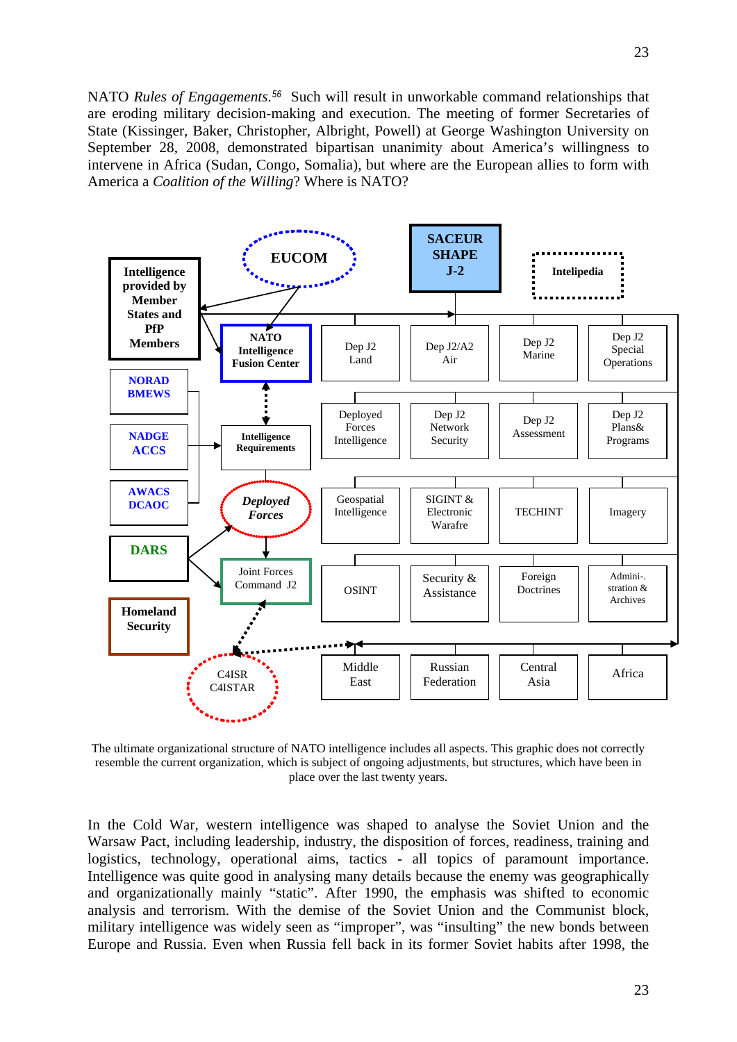NATO *Rules of Engagements*.[56] Such will result in unworkable command relationships that are eroding military decision-making and execution. The meeting of former Secretaries of State (Kissinger, Baker, Christopher, Albright, Powell) at George Washington University on September 28, 2008, demonstrated bipartisan unanimity about America's willingness to intervene in Africa (Sudan, Congo, Somalia), but where are the European allies to form with America a *Coalition of the Willing*? Where is NATO?

The ultimate organizational structure of NATO intelligence includes all aspects. This graphic does not correctly resemble the current organization, which is subject of ongoing adjustments, but structures, which have been in place over the last twenty years.

In the Cold War, western intelligence was shaped to analyse the Soviet Union and the Warsaw Pact, including leadership, industry, the disposition of forces, readiness, training and logistics, technology, operational aims, tactics - all topics of paramount importance. Intelligence was quite good in analysing many details because the enemy was geographically and organizationally mainly "static". After 1990, the emphasis was shifted to economic analysis and terrorism. With the demise of the Soviet Union and the Communist block, military intelligence was widely seen as "improper", was "insulting" the new bonds between Europe and Russia. Even when Russia fell back in its former Soviet habits after 1998, the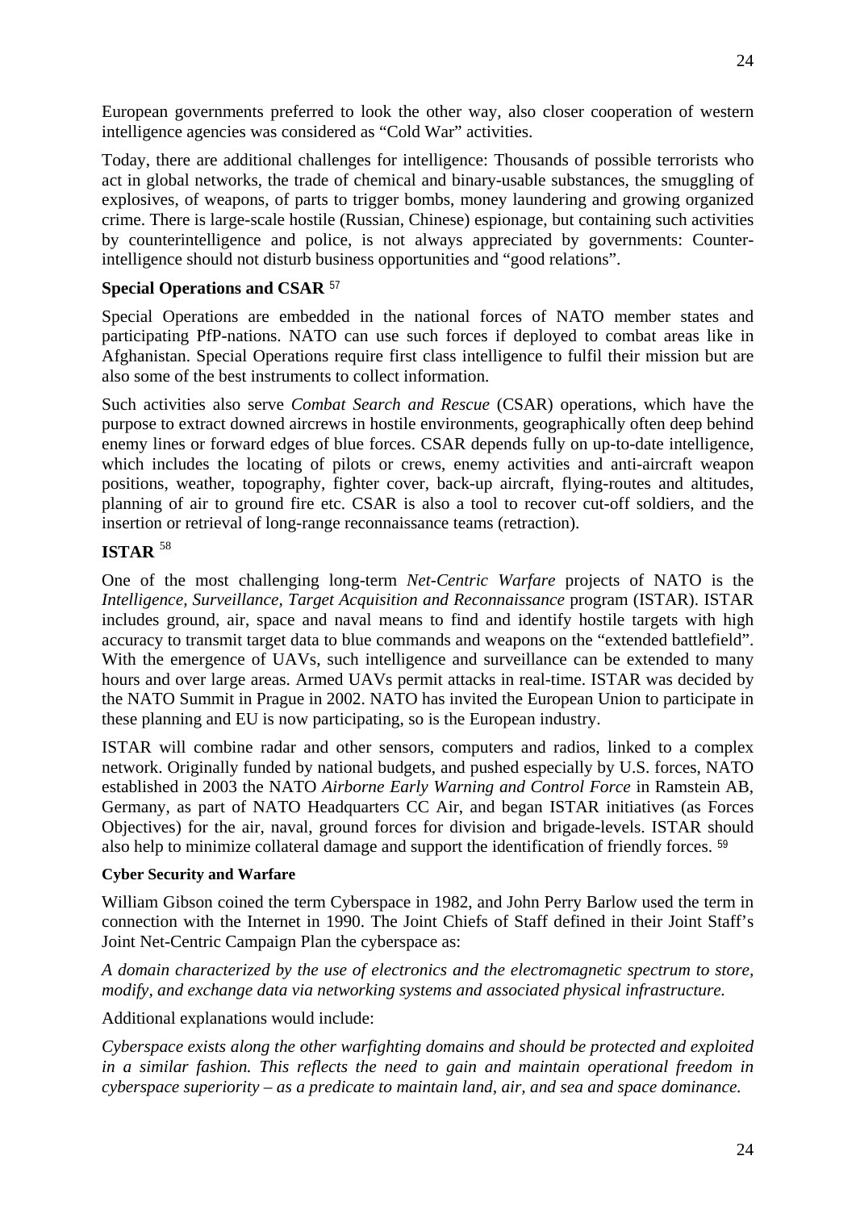European governments preferred to look the other way, also closer cooperation of western intelligence agencies was considered as "Cold War" activities.

Today, there are additional challenges for intelligence: Thousands of possible terrorists who act in global networks, the trade of chemical and binary-usable substances, the smuggling of explosives, of weapons, of parts to trigger bombs, money laundering and growing organized crime. There is large-scale hostile (Russian, Chinese) espionage, but containing such activities by counterintelligence and police, is not always appreciated by governments: Counter-intelligence should not disturb business opportunities and "good relations".

### Special Operations and CSAR [57]

Special Operations are embedded in the national forces of NATO member states and participating PfP-nations. NATO can use such forces if deployed to combat areas like in Afghanistan. Special Operations require first class intelligence to fulfil their mission but are also some of the best instruments to collect information.

Such activities also serve *Combat Search and Rescue* (CSAR) operations, which have the purpose to extract downed aircrews in hostile environments, geographically often deep behind enemy lines or forward edges of blue forces. CSAR depends fully on up-to-date intelligence, which includes the locating of pilots or crews, enemy activities and anti-aircraft weapon positions, weather, topography, fighter cover, back-up aircraft, flying-routes and altitudes, planning of air to ground fire etc. CSAR is also a tool to recover cut-off soldiers, and the insertion or retrieval of long-range reconnaissance teams (retraction).

### ISTAR [58]

One of the most challenging long-term *Net-Centric Warfare* projects of NATO is the *Intelligence, Surveillance, Target Acquisition and Reconnaissance* program (ISTAR). ISTAR includes ground, air, space and naval means to find and identify hostile targets with high accuracy to transmit target data to blue commands and weapons on the "extended battlefield". With the emergence of UAVs, such intelligence and surveillance can be extended to many hours and over large areas. Armed UAVs permit attacks in real-time. ISTAR was decided by the NATO Summit in Prague in 2002. NATO has invited the European Union to participate in these planning and EU is now participating, so is the European industry.

ISTAR will combine radar and other sensors, computers and radios, linked to a complex network. Originally funded by national budgets, and pushed especially by U.S. forces, NATO established in 2003 the NATO *Airborne Early Warning and Control Force* in Ramstein AB, Germany, as part of NATO Headquarters CC Air, and began ISTAR initiatives (as Forces Objectives) for the air, naval, ground forces for division and brigade-levels. ISTAR should also help to minimize collateral damage and support the identification of friendly forces. [59]

#### Cyber Security and Warfare

William Gibson coined the term Cyberspace in 1982, and John Perry Barlow used the term in connection with the Internet in 1990. The Joint Chiefs of Staff defined in their Joint Staff's Joint Net-Centric Campaign Plan the cyberspace as:

*A domain characterized by the use of electronics and the electromagnetic spectrum to store, modify, and exchange data via networking systems and associated physical infrastructure.*

Additional explanations would include:

*Cyberspace exists along the other warfighting domains and should be protected and exploited in a similar fashion. This reflects the need to gain and maintain operational freedom in cyberspace superiority – as a predicate to maintain land, air, and sea and space dominance.*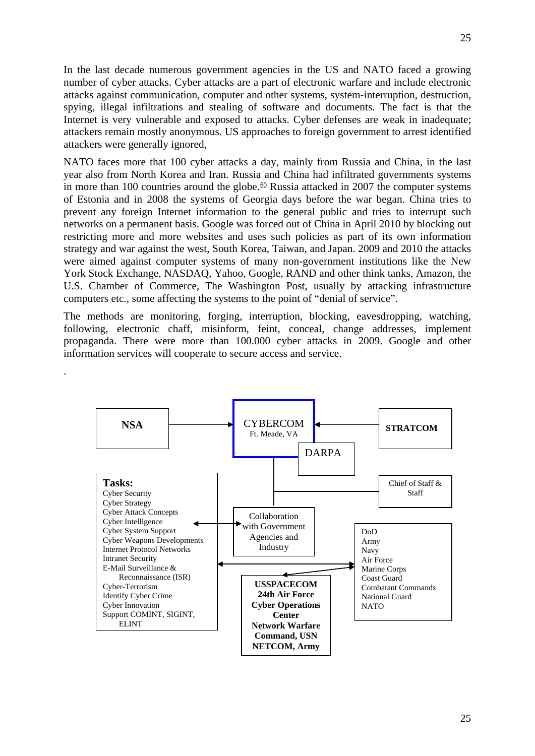In the last decade numerous government agencies in the US and NATO faced a growing number of cyber attacks. Cyber attacks are a part of electronic warfare and include electronic attacks against communication, computer and other systems, system-interruption, destruction, spying, illegal infiltrations and stealing of software and documents. The fact is that the Internet is very vulnerable and exposed to attacks. Cyber defenses are weak in inadequate; attackers remain mostly anonymous. US approaches to foreign government to arrest identified attackers were generally ignored,

NATO faces more that 100 cyber attacks a day, mainly from Russia and China, in the last year also from North Korea and Iran. Russia and China had infiltrated governments systems in more than 100 countries around the globe.[60] Russia attacked in 2007 the computer systems of Estonia and in 2008 the systems of Georgia days before the war began. China tries to prevent any foreign Internet information to the general public and tries to interrupt such networks on a permanent basis. Google was forced out of China in April 2010 by blocking out restricting more and more websites and uses such policies as part of its own information strategy and war against the west, South Korea, Taiwan, and Japan. 2009 and 2010 the attacks were aimed against computer systems of many non-government institutions like the New York Stock Exchange, NASDAQ, Yahoo, Google, RAND and other think tanks, Amazon, the U.S. Chamber of Commerce, The Washington Post, usually by attacking infrastructure computers etc., some affecting the systems to the point of "denial of service".

The methods are monitoring, forging, interruption, blocking, eavesdropping, watching, following, electronic chaff, misinform, feint, conceal, change addresses, implement propaganda. There were more than 100.000 cyber attacks in 2009. Google and other information services will cooperate to secure access and service.

.

NSA → CYBERCOM Ft. Meade, VA ← STRATCOM

DARPA

Chief of Staff & Staff

**Tasks:**
Cyber Security
Cyber Strategy
Cyber Attack Concepts
Cyber Intelligence
Cyber System Support
Cyber Weapons Developments
Internet Protocol Networks
Intranet Security
E-Mail Surveillance & Reconnaissance (ISR)
Cyber-Terrorism
Identify Cyber Crime
Cyber Innovation
Support COMINT, SIGINT, ELINT

Collaboration with Government Agencies and Industry

DoD
Army
Navy
Air Force
Marine Corps
Coast Guard
Combatant Commands
National Guard
NATO

**USSPACECOM**
**24th Air Force**
**Cyber Operations Center**
**Network Warfare Command, USN**
**NETCOM, Army**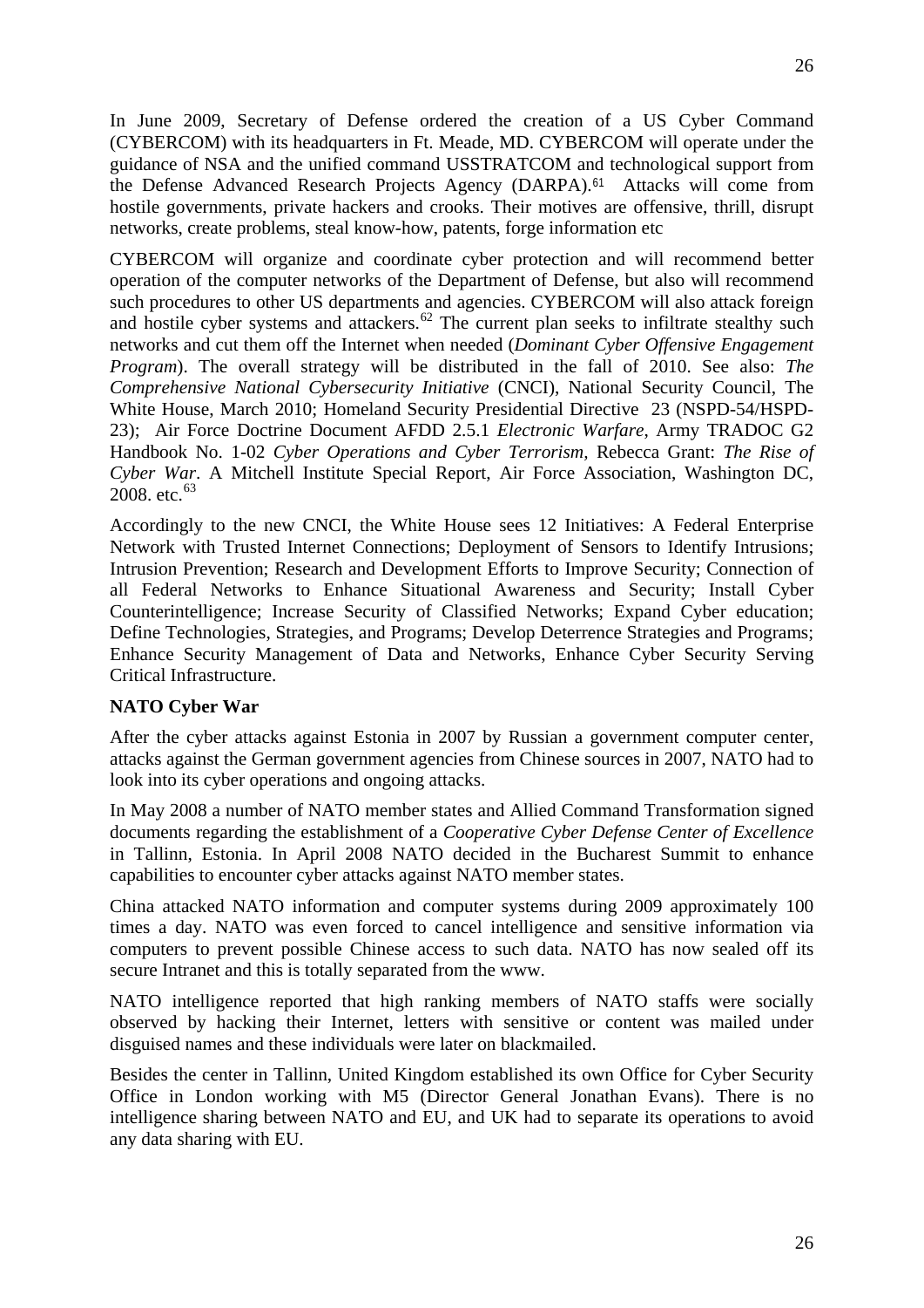In June 2009, Secretary of Defense ordered the creation of a US Cyber Command (CYBERCOM) with its headquarters in Ft. Meade, MD. CYBERCOM will operate under the guidance of NSA and the unified command USSTRATCOM and technological support from the Defense Advanced Research Projects Agency (DARPA).[61] Attacks will come from hostile governments, private hackers and crooks. Their motives are offensive, thrill, disrupt networks, create problems, steal know-how, patents, forge information etc

CYBERCOM will organize and coordinate cyber protection and will recommend better operation of the computer networks of the Department of Defense, but also will recommend such procedures to other US departments and agencies. CYBERCOM will also attack foreign and hostile cyber systems and attackers.[62] The current plan seeks to infiltrate stealthy such networks and cut them off the Internet when needed (*Dominant Cyber Offensive Engagement Program*). The overall strategy will be distributed in the fall of 2010. See also: *The Comprehensive National Cybersecurity Initiative* (CNCI), National Security Council, The White House, March 2010; Homeland Security Presidential Directive 23 (NSPD-54/HSPD-23); Air Force Doctrine Document AFDD 2.5.1 *Electronic Warfare*, Army TRADOC G2 Handbook No. 1-02 *Cyber Operations and Cyber Terrorism*, Rebecca Grant: *The Rise of Cyber War*. A Mitchell Institute Special Report, Air Force Association, Washington DC, 2008. etc.[63]

Accordingly to the new CNCI, the White House sees 12 Initiatives: A Federal Enterprise Network with Trusted Internet Connections; Deployment of Sensors to Identify Intrusions; Intrusion Prevention; Research and Development Efforts to Improve Security; Connection of all Federal Networks to Enhance Situational Awareness and Security; Install Cyber Counterintelligence; Increase Security of Classified Networks; Expand Cyber education; Define Technologies, Strategies, and Programs; Develop Deterrence Strategies and Programs; Enhance Security Management of Data and Networks, Enhance Cyber Security Serving Critical Infrastructure.

**NATO Cyber War**

After the cyber attacks against Estonia in 2007 by Russian a government computer center, attacks against the German government agencies from Chinese sources in 2007, NATO had to look into its cyber operations and ongoing attacks.

In May 2008 a number of NATO member states and Allied Command Transformation signed documents regarding the establishment of a *Cooperative Cyber Defense Center of Excellence* in Tallinn, Estonia. In April 2008 NATO decided in the Bucharest Summit to enhance capabilities to encounter cyber attacks against NATO member states.

China attacked NATO information and computer systems during 2009 approximately 100 times a day. NATO was even forced to cancel intelligence and sensitive information via computers to prevent possible Chinese access to such data. NATO has now sealed off its secure Intranet and this is totally separated from the www.

NATO intelligence reported that high ranking members of NATO staffs were socially observed by hacking their Internet, letters with sensitive or content was mailed under disguised names and these individuals were later on blackmailed.

Besides the center in Tallinn, United Kingdom established its own Office for Cyber Security Office in London working with M5 (Director General Jonathan Evans). There is no intelligence sharing between NATO and EU, and UK had to separate its operations to avoid any data sharing with EU.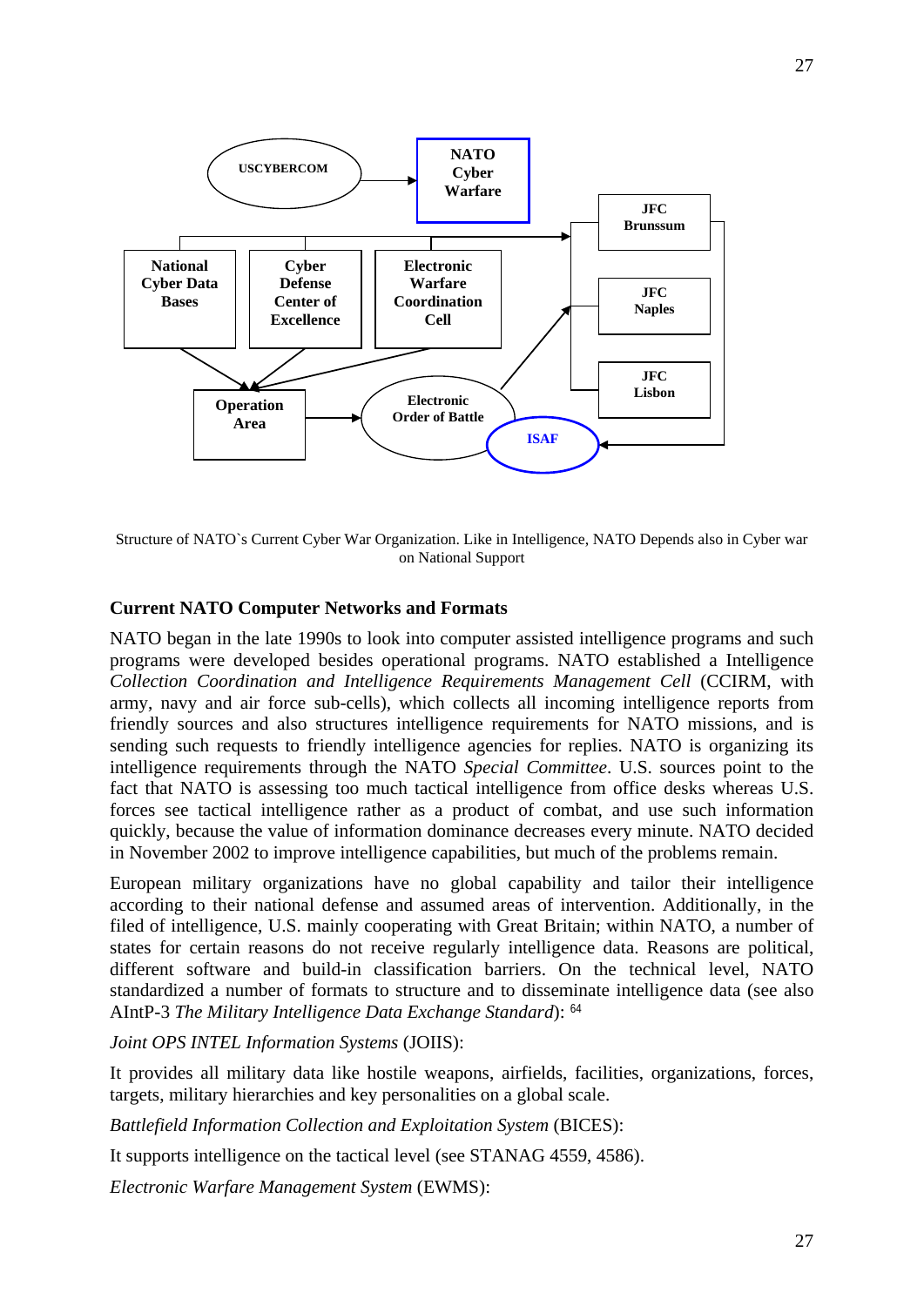Structure of NATO`s Current Cyber War Organization. Like in Intelligence, NATO Depends also in Cyber war on National Support

### Current NATO Computer Networks and Formats

NATO began in the late 1990s to look into computer assisted intelligence programs and such programs were developed besides operational programs. NATO established a Intelligence *Collection Coordination and Intelligence Requirements Management Cell* (CCIRM, with army, navy and air force sub-cells), which collects all incoming intelligence reports from friendly sources and also structures intelligence requirements for NATO missions, and is sending such requests to friendly intelligence agencies for replies. NATO is organizing its intelligence requirements through the NATO *Special Committee*. U.S. sources point to the fact that NATO is assessing too much tactical intelligence from office desks whereas U.S. forces see tactical intelligence rather as a product of combat, and use such information quickly, because the value of information dominance decreases every minute. NATO decided in November 2002 to improve intelligence capabilities, but much of the problems remain.

European military organizations have no global capability and tailor their intelligence according to their national defense and assumed areas of intervention. Additionally, in the filed of intelligence, U.S. mainly cooperating with Great Britain; within NATO, a number of states for certain reasons do not receive regularly intelligence data. Reasons are political, different software and build-in classification barriers. On the technical level, NATO standardized a number of formats to structure and to disseminate intelligence data (see also AIntP-3 *The Military Intelligence Data Exchange Standard*): [64]

*Joint OPS INTEL Information Systems* (JOIIS):

It provides all military data like hostile weapons, airfields, facilities, organizations, forces, targets, military hierarchies and key personalities on a global scale.

*Battlefield Information Collection and Exploitation System* (BICES):

It supports intelligence on the tactical level (see STANAG 4559, 4586).

*Electronic Warfare Management System* (EWMS):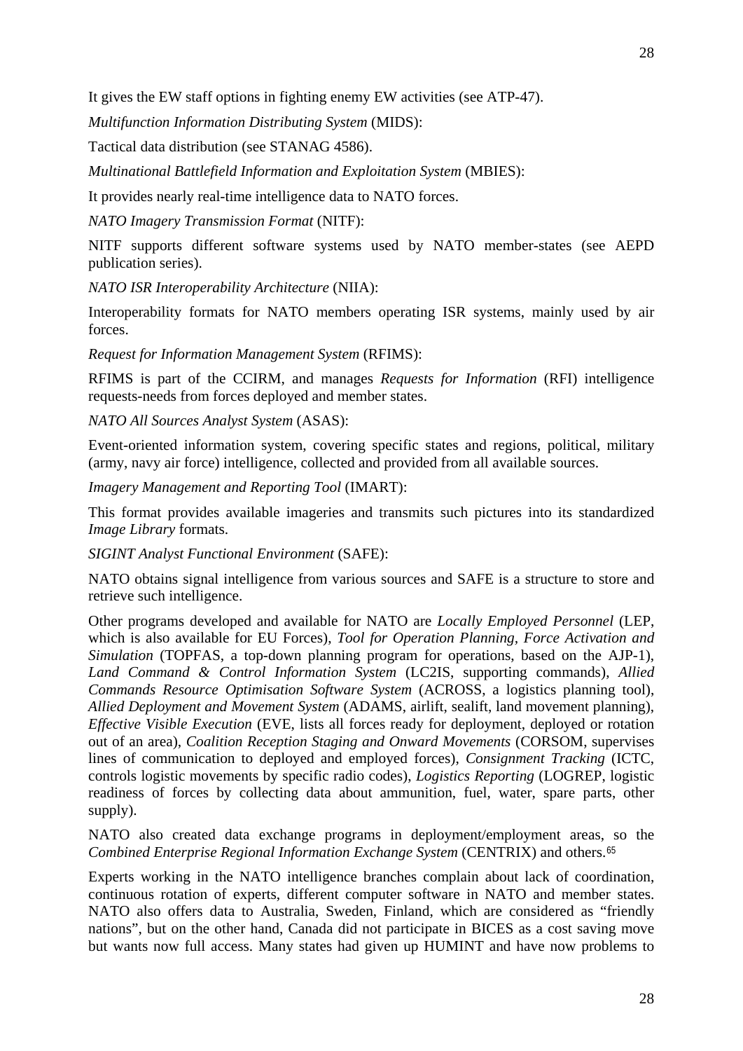It gives the EW staff options in fighting enemy EW activities (see ATP-47).

*Multifunction Information Distributing System* (MIDS):

Tactical data distribution (see STANAG 4586).

*Multinational Battlefield Information and Exploitation System* (MBIES):

It provides nearly real-time intelligence data to NATO forces.

*NATO Imagery Transmission Format* (NITF):

NITF supports different software systems used by NATO member-states (see AEPD publication series).

*NATO ISR Interoperability Architecture* (NIIA):

Interoperability formats for NATO members operating ISR systems, mainly used by air forces.

*Request for Information Management System* (RFIMS):

RFIMS is part of the CCIRM, and manages *Requests for Information* (RFI) intelligence requests-needs from forces deployed and member states.

*NATO All Sources Analyst System* (ASAS):

Event-oriented information system, covering specific states and regions, political, military (army, navy air force) intelligence, collected and provided from all available sources.

*Imagery Management and Reporting Tool* (IMART):

This format provides available imageries and transmits such pictures into its standardized *Image Library* formats.

*SIGINT Analyst Functional Environment* (SAFE):

NATO obtains signal intelligence from various sources and SAFE is a structure to store and retrieve such intelligence.

Other programs developed and available for NATO are *Locally Employed Personnel* (LEP, which is also available for EU Forces), *Tool for Operation Planning, Force Activation and Simulation* (TOPFAS, a top-down planning program for operations, based on the AJP-1), *Land Command & Control Information System* (LC2IS, supporting commands), *Allied Commands Resource Optimisation Software System* (ACROSS, a logistics planning tool), *Allied Deployment and Movement System* (ADAMS, airlift, sealift, land movement planning), *Effective Visible Execution* (EVE, lists all forces ready for deployment, deployed or rotation out of an area), *Coalition Reception Staging and Onward Movements* (CORSOM, supervises lines of communication to deployed and employed forces), *Consignment Tracking* (ICTC, controls logistic movements by specific radio codes), *Logistics Reporting* (LOGREP, logistic readiness of forces by collecting data about ammunition, fuel, water, spare parts, other supply).

NATO also created data exchange programs in deployment/employment areas, so the *Combined Enterprise Regional Information Exchange System* (CENTRIX) and others.[65]

Experts working in the NATO intelligence branches complain about lack of coordination, continuous rotation of experts, different computer software in NATO and member states. NATO also offers data to Australia, Sweden, Finland, which are considered as "friendly nations", but on the other hand, Canada did not participate in BICES as a cost saving move but wants now full access. Many states had given up HUMINT and have now problems to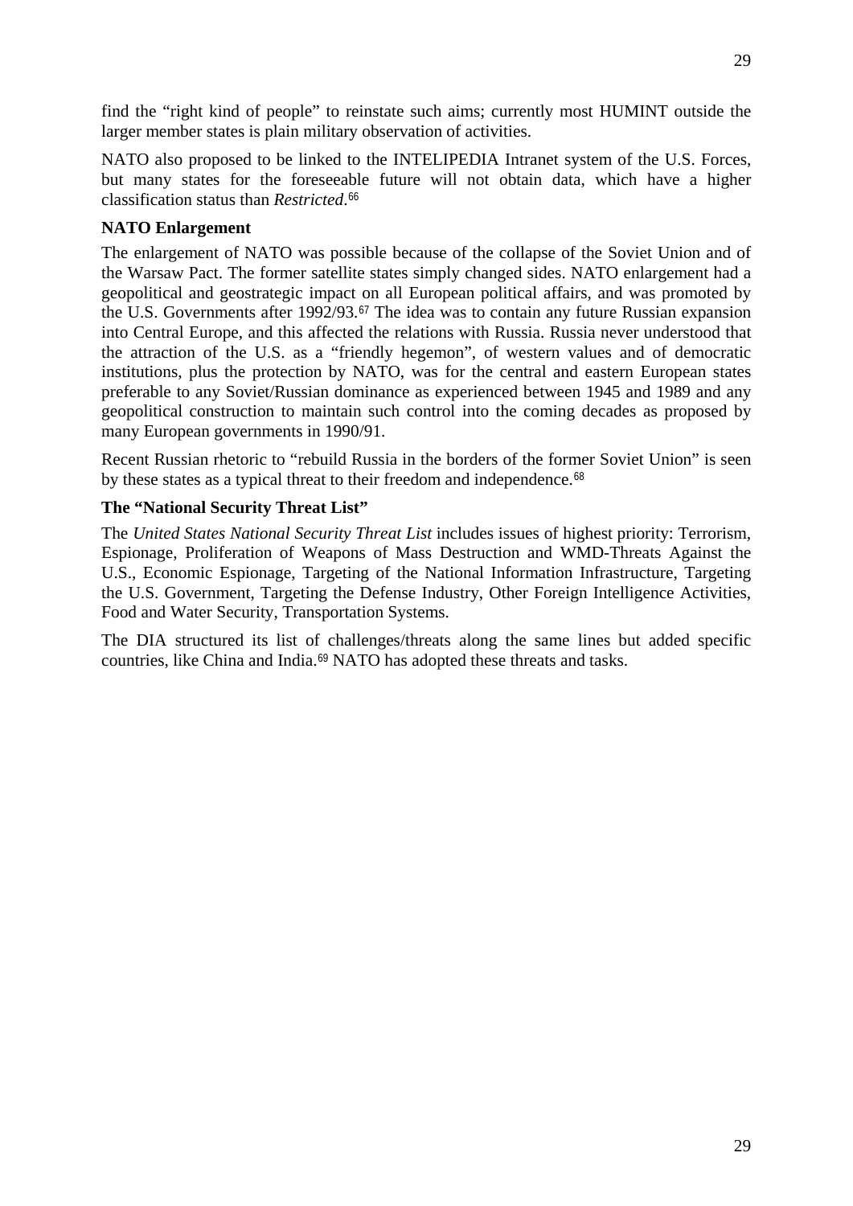find the "right kind of people" to reinstate such aims; currently most HUMINT outside the larger member states is plain military observation of activities.

NATO also proposed to be linked to the INTELIPEDIA Intranet system of the U.S. Forces, but many states for the foreseeable future will not obtain data, which have a higher classification status than *Restricted*.[66]

**NATO Enlargement**

The enlargement of NATO was possible because of the collapse of the Soviet Union and of the Warsaw Pact. The former satellite states simply changed sides. NATO enlargement had a geopolitical and geostrategic impact on all European political affairs, and was promoted by the U.S. Governments after 1992/93.[67] The idea was to contain any future Russian expansion into Central Europe, and this affected the relations with Russia. Russia never understood that the attraction of the U.S. as a "friendly hegemon", of western values and of democratic institutions, plus the protection by NATO, was for the central and eastern European states preferable to any Soviet/Russian dominance as experienced between 1945 and 1989 and any geopolitical construction to maintain such control into the coming decades as proposed by many European governments in 1990/91.

Recent Russian rhetoric to "rebuild Russia in the borders of the former Soviet Union" is seen by these states as a typical threat to their freedom and independence.[68]

**The "National Security Threat List"**

The *United States National Security Threat List* includes issues of highest priority: Terrorism, Espionage, Proliferation of Weapons of Mass Destruction and WMD-Threats Against the U.S., Economic Espionage, Targeting of the National Information Infrastructure, Targeting the U.S. Government, Targeting the Defense Industry, Other Foreign Intelligence Activities, Food and Water Security, Transportation Systems.

The DIA structured its list of challenges/threats along the same lines but added specific countries, like China and India.[69] NATO has adopted these threats and tasks.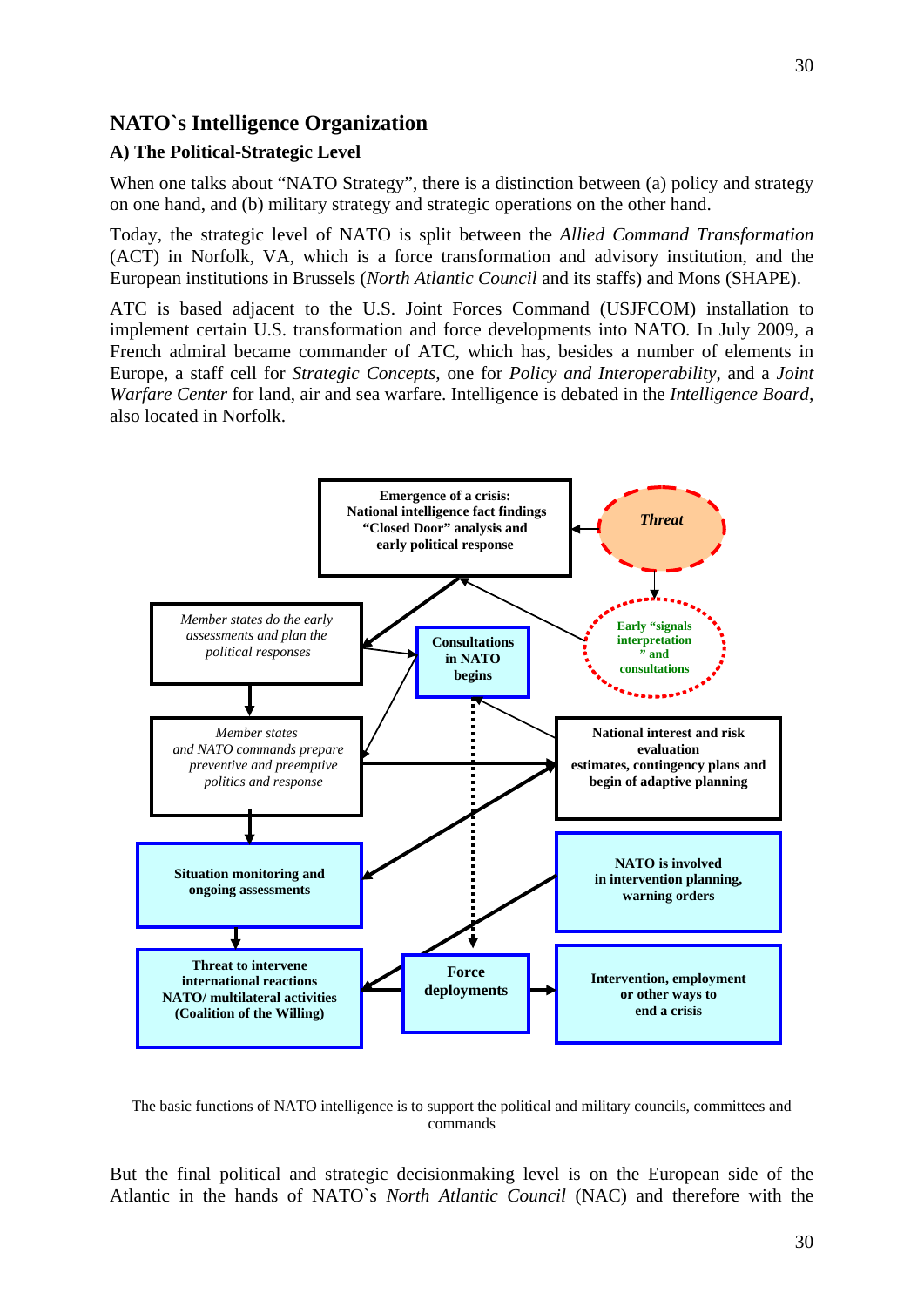## NATO`s Intelligence Organization

### A) The Political-Strategic Level

When one talks about "NATO Strategy", there is a distinction between (a) policy and strategy on one hand, and (b) military strategy and strategic operations on the other hand.

Today, the strategic level of NATO is split between the *Allied Command Transformation* (ACT) in Norfolk, VA, which is a force transformation and advisory institution, and the European institutions in Brussels (*North Atlantic Council* and its staffs) and Mons (SHAPE).

ATC is based adjacent to the U.S. Joint Forces Command (USJFCOM) installation to implement certain U.S. transformation and force developments into NATO. In July 2009, a French admiral became commander of ATC, which has, besides a number of elements in Europe, a staff cell for *Strategic Concepts*, one for *Policy and Interoperability*, and a *Joint Warfare Center* for land, air and sea warfare. Intelligence is debated in the *Intelligence Board*, also located in Norfolk.

**Emergence of a crisis: National intelligence fact findings "Closed Door" analysis and early political response**

***Threat***

**Early "signals interpretation" and consultations**

*Member states do the early assessments and plan the political responses*

**Consultations in NATO begins**

*Member states and NATO commands prepare preventive and preemptive politics and response*

**National interest and risk evaluation estimates, contingency plans and begin of adaptive planning**

**Situation monitoring and ongoing assessments**

**NATO is involved in intervention planning, warning orders**

**Threat to intervene international reactions NATO/ multilateral activities (Coalition of the Willing)**

**Force deployments**

**Intervention, employment or other ways to end a crisis**

The basic functions of NATO intelligence is to support the political and military councils, committees and commands

But the final political and strategic decisionmaking level is on the European side of the Atlantic in the hands of NATO`s *North Atlantic Council* (NAC) and therefore with the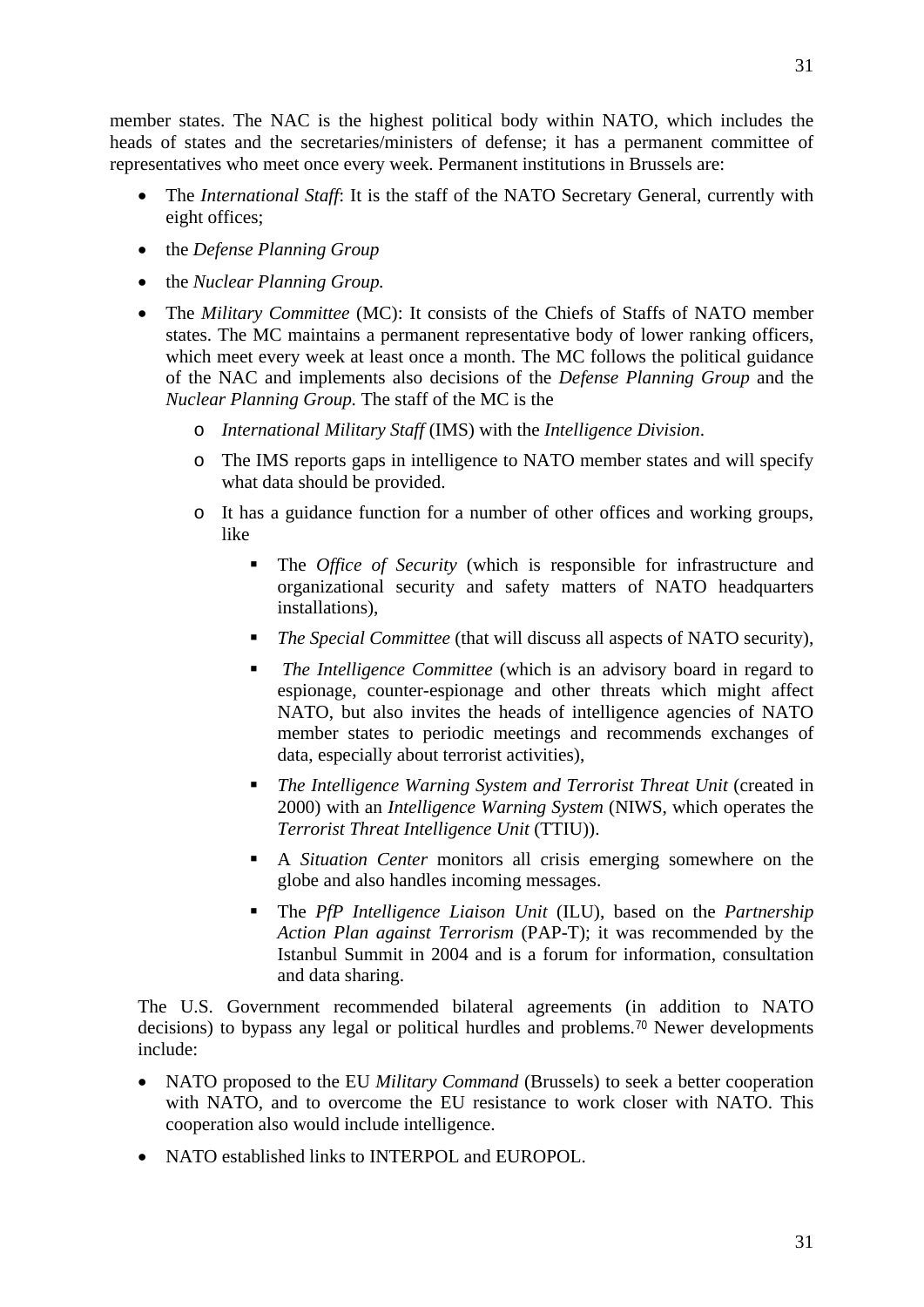member states. The NAC is the highest political body within NATO, which includes the heads of states and the secretaries/ministers of defense; it has a permanent committee of representatives who meet once every week. Permanent institutions in Brussels are:

- The *International Staff*: It is the staff of the NATO Secretary General, currently with eight offices;
- the *Defense Planning Group*
- the *Nuclear Planning Group.*
- The *Military Committee* (MC): It consists of the Chiefs of Staffs of NATO member states. The MC maintains a permanent representative body of lower ranking officers, which meet every week at least once a month. The MC follows the political guidance of the NAC and implements also decisions of the *Defense Planning Group* and the *Nuclear Planning Group.* The staff of the MC is the
    - *International Military Staff* (IMS) with the *Intelligence Division*.
    - The IMS reports gaps in intelligence to NATO member states and will specify what data should be provided.
    - It has a guidance function for a number of other offices and working groups, like
        - The *Office of Security* (which is responsible for infrastructure and organizational security and safety matters of NATO headquarters installations),
        - *The Special Committee* (that will discuss all aspects of NATO security),
        - *The Intelligence Committee* (which is an advisory board in regard to espionage, counter-espionage and other threats which might affect NATO, but also invites the heads of intelligence agencies of NATO member states to periodic meetings and recommends exchanges of data, especially about terrorist activities),
        - *The Intelligence Warning System and Terrorist Threat Unit* (created in 2000) with an *Intelligence Warning System* (NIWS, which operates the *Terrorist Threat Intelligence Unit* (TTIU)).
        - A *Situation Center* monitors all crisis emerging somewhere on the globe and also handles incoming messages.
        - The *PfP Intelligence Liaison Unit* (ILU), based on the *Partnership Action Plan against Terrorism* (PAP-T); it was recommended by the Istanbul Summit in 2004 and is a forum for information, consultation and data sharing.

The U.S. Government recommended bilateral agreements (in addition to NATO decisions) to bypass any legal or political hurdles and problems.[70] Newer developments include:

- NATO proposed to the EU *Military Command* (Brussels) to seek a better cooperation with NATO, and to overcome the EU resistance to work closer with NATO. This cooperation also would include intelligence.
- NATO established links to INTERPOL and EUROPOL.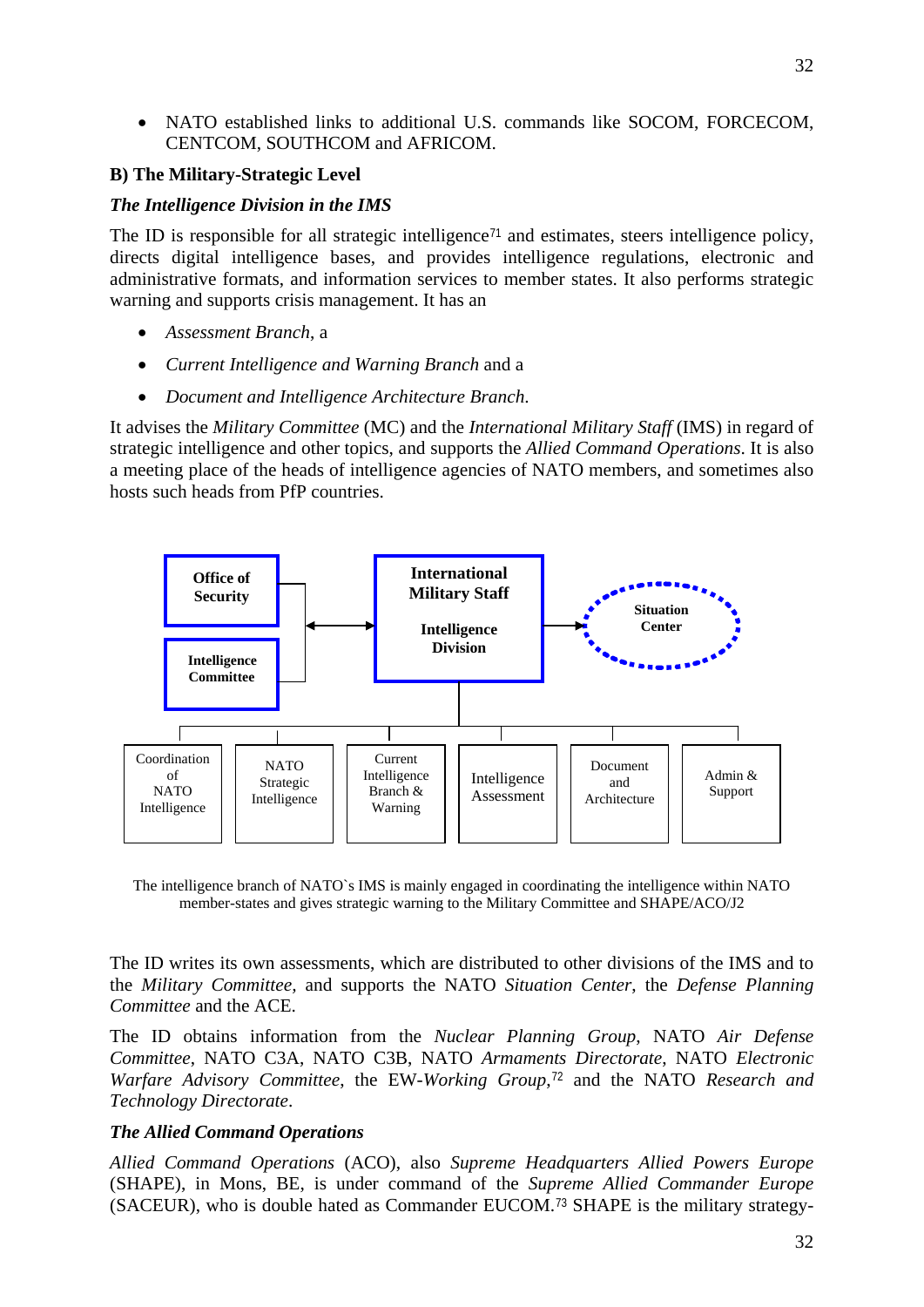- NATO established links to additional U.S. commands like SOCOM, FORCECOM, CENTCOM, SOUTHCOM and AFRICOM.

**B) The Military-Strategic Level**

***The Intelligence Division in the IMS***

The ID is responsible for all strategic intelligence[71] and estimates, steers intelligence policy, directs digital intelligence bases, and provides intelligence regulations, electronic and administrative formats, and information services to member states. It also performs strategic warning and supports crisis management. It has an

- *Assessment Branch*, a
- *Current Intelligence and Warning Branch* and a
- *Document and Intelligence Architecture Branch*.

It advises the *Military Committee* (MC) and the *International Military Staff* (IMS) in regard of strategic intelligence and other topics, and supports the *Allied Command Operations*. It is also a meeting place of the heads of intelligence agencies of NATO members, and sometimes also hosts such heads from PfP countries.

**Office of Security**

**Intelligence Committee**

**International Military Staff**

**Intelligence Division**

**Situation Center**

Coordination of NATO Intelligence

NATO Strategic Intelligence

Current Intelligence Branch & Warning

Intelligence Assessment

Document and Architecture

Admin & Support

The intelligence branch of NATO`s IMS is mainly engaged in coordinating the intelligence within NATO member-states and gives strategic warning to the Military Committee and SHAPE/ACO/J2

The ID writes its own assessments, which are distributed to other divisions of the IMS and to the *Military Committee*, and supports the NATO *Situation Center*, the *Defense Planning Committee* and the ACE.

The ID obtains information from the *Nuclear Planning Group*, NATO *Air Defense Committee*, NATO C3A, NATO C3B, NATO *Armaments Directorate*, NATO *Electronic Warfare Advisory Committee*, the EW-*Working Group*,[72] and the NATO *Research and Technology Directorate*.

***The Allied Command Operations***

*Allied Command Operations* (ACO), also *Supreme Headquarters Allied Powers Europe* (SHAPE), in Mons, BE, is under command of the *Supreme Allied Commander Europe* (SACEUR), who is double hated as Commander EUCOM.[73] SHAPE is the military strategy-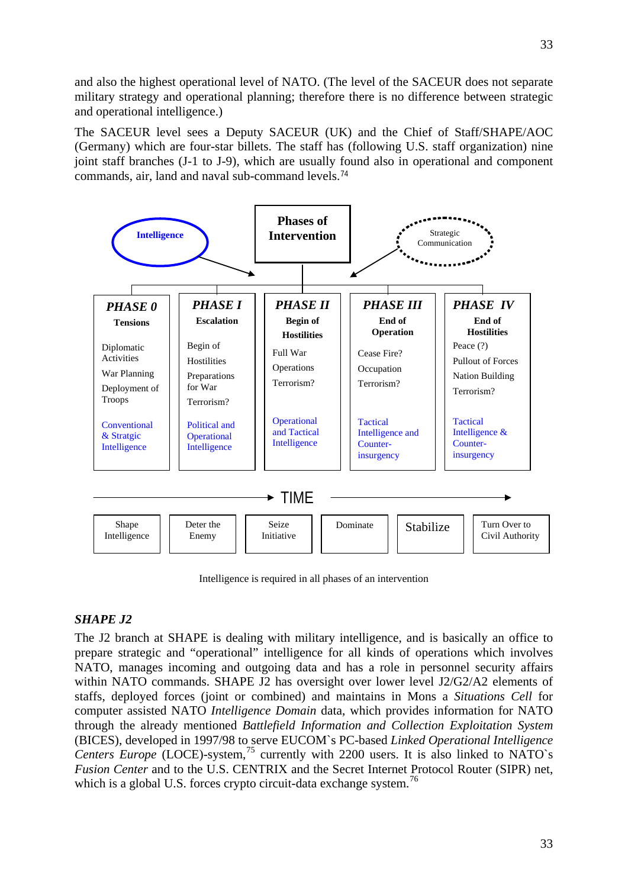and also the highest operational level of NATO. (The level of the SACEUR does not separate military strategy and operational planning; therefore there is no difference between strategic and operational intelligence.)

The SACEUR level sees a Deputy SACEUR (UK) and the Chief of Staff/SHAPE/AOC (Germany) which are four-star billets. The staff has (following U.S. staff organization) nine joint staff branches (J-1 to J-9), which are usually found also in operational and component commands, air, land and naval sub-command levels.[74]

Intelligence → **Phases of Intervention** ← Strategic Communication

| ***PHASE 0*** **Tensions** | ***PHASE I*** **Escalation** | ***PHASE II*** **Begin of Hostilities** | ***PHASE III*** **End of Operation** | ***PHASE IV*** **End of Hostilities** |
|---|---|---|---|---|
| Diplomatic Activities | Begin of Hostilities | Full War | Cease Fire? | Peace (?) |
| War Planning | Preparations for War | Operations | Occupation | Pullout of Forces |
| Deployment of Troops | Terrorism? | Terrorism? | Terrorism? | Nation Building |
| | | | | Terrorism? |
| Conventional & Stratgic Intelligence | Political and Operational Intelligence | Operational and Tactical Intelligence | Tactical Intelligence and Counter-insurgency | Tactical Intelligence & Counter-insurgency |

TIME →

| Shape Intelligence | Deter the Enemy | Seize Initiative | Dominate | Stabilize | Turn Over to Civil Authority |
|---|---|---|---|---|---|

Intelligence is required in all phases of an intervention

### *SHAPE J2*

The J2 branch at SHAPE is dealing with military intelligence, and is basically an office to prepare strategic and "operational" intelligence for all kinds of operations which involves NATO, manages incoming and outgoing data and has a role in personnel security affairs within NATO commands. SHAPE J2 has oversight over lower level J2/G2/A2 elements of staffs, deployed forces (joint or combined) and maintains in Mons a *Situations Cell* for computer assisted NATO *Intelligence Domain* data, which provides information for NATO through the already mentioned *Battlefield Information and Collection Exploitation System* (BICES), developed in 1997/98 to serve EUCOM`s PC-based *Linked Operational Intelligence Centers Europe* (LOCE)-system,[75] currently with 2200 users. It is also linked to NATO`s *Fusion Center* and to the U.S. CENTRIX and the Secret Internet Protocol Router (SIPR) net, which is a global U.S. forces crypto circuit-data exchange system.[76]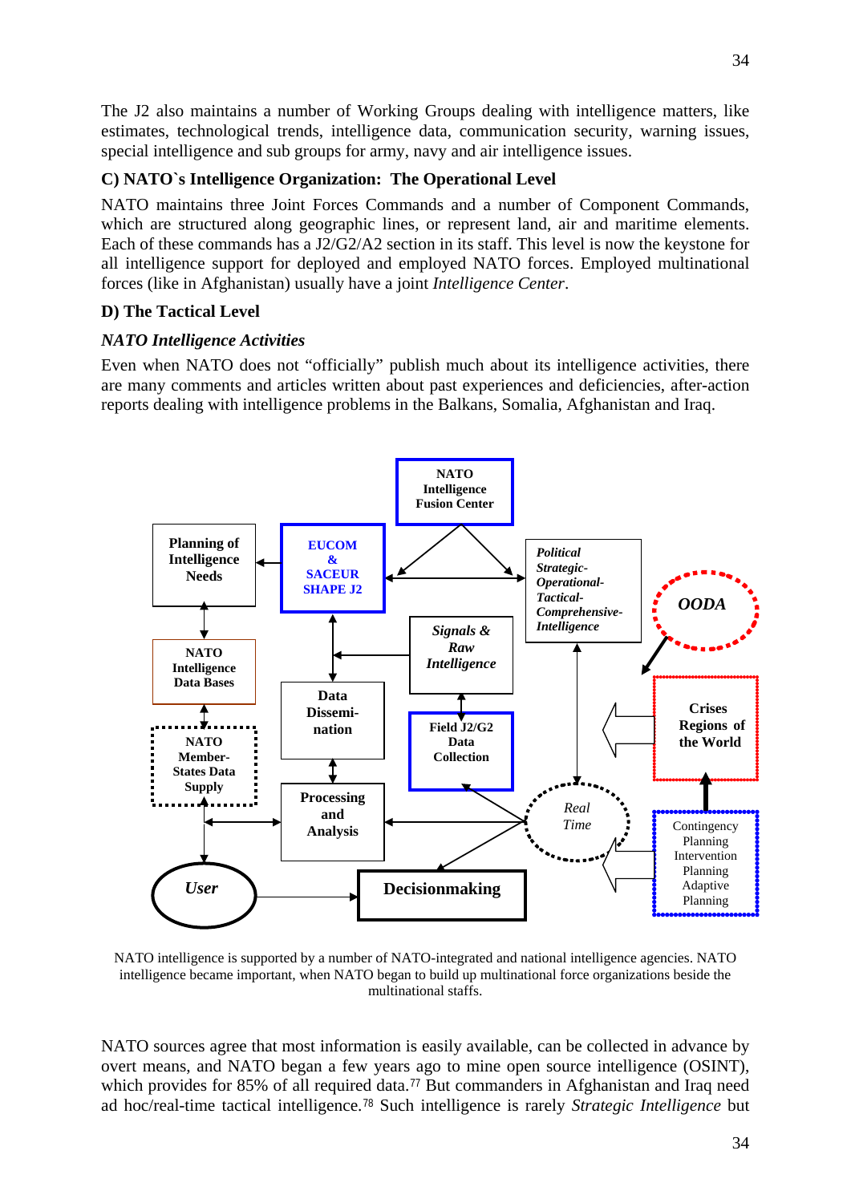The J2 also maintains a number of Working Groups dealing with intelligence matters, like estimates, technological trends, intelligence data, communication security, warning issues, special intelligence and sub groups for army, navy and air intelligence issues.

### C) NATO`s Intelligence Organization: The Operational Level

NATO maintains three Joint Forces Commands and a number of Component Commands, which are structured along geographic lines, or represent land, air and maritime elements. Each of these commands has a J2/G2/A2 section in its staff. This level is now the keystone for all intelligence support for deployed and employed NATO forces. Employed multinational forces (like in Afghanistan) usually have a joint *Intelligence Center*.

### D) The Tactical Level

#### *NATO Intelligence Activities*

Even when NATO does not "officially" publish much about its intelligence activities, there are many comments and articles written about past experiences and deficiencies, after-action reports dealing with intelligence problems in the Balkans, Somalia, Afghanistan and Iraq.

NATO intelligence is supported by a number of NATO-integrated and national intelligence agencies. NATO intelligence became important, when NATO began to build up multinational force organizations beside the multinational staffs.

NATO sources agree that most information is easily available, can be collected in advance by overt means, and NATO began a few years ago to mine open source intelligence (OSINT), which provides for 85% of all required data.[77] But commanders in Afghanistan and Iraq need ad hoc/real-time tactical intelligence.[78] Such intelligence is rarely *Strategic Intelligence* but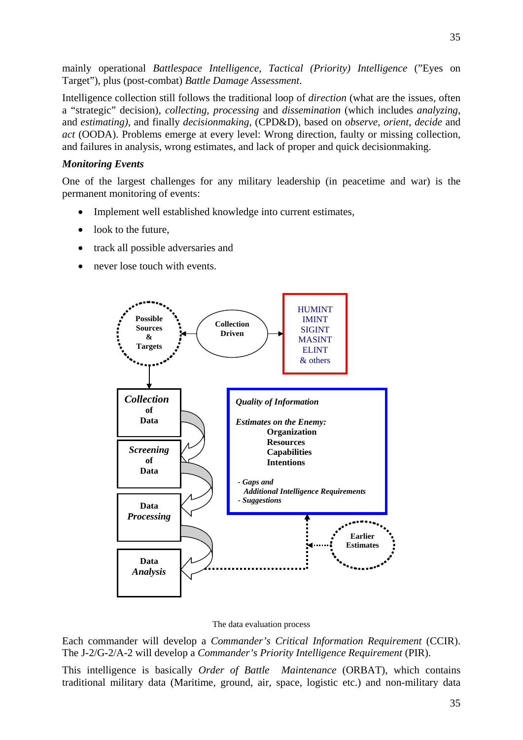mainly operational *Battlespace Intelligence*, *Tactical (Priority) Intelligence* ("Eyes on Target"), plus (post-combat) *Battle Damage Assessment*.

Intelligence collection still follows the traditional loop of *direction* (what are the issues, often a "strategic" decision), *collecting*, *processing* and *dissemination* (which includes *analyzing*, and *estimating)*, and finally *decisionmaking*, (CPD&D), based on *observe*, *orient*, *decide* and *act* (OODA). Problems emerge at every level: Wrong direction, faulty or missing collection, and failures in analysis, wrong estimates, and lack of proper and quick decisionmaking.

### *Monitoring Events*

One of the largest challenges for any military leadership (in peacetime and war) is the permanent monitoring of events:

- Implement well established knowledge into current estimates,
- look to the future,
- track all possible adversaries and
- never lose touch with events.

**Possible Sources & Targets** ← **Collection Driven** → HUMINT, IMINT, SIGINT, MASINT, ELINT & others

***Collection* of Data** → ***Screening* of Data** → **Data *Processing*** → **Data *Analysis***

***Quality of Information***

***Estimates on the Enemy:***
- **Organization**
- **Resources**
- **Capabilities**
- **Intentions**

*- Gaps and Additional Intelligence Requirements*
*- Suggestions*

**Earlier Estimates**

The data evaluation process

Each commander will develop a *Commander's Critical Information Requirement* (CCIR). The J-2/G-2/A-2 will develop a *Commander's Priority Intelligence Requirement* (PIR).

This intelligence is basically *Order of Battle Maintenance* (ORBAT), which contains traditional military data (Maritime, ground, air, space, logistic etc.) and non-military data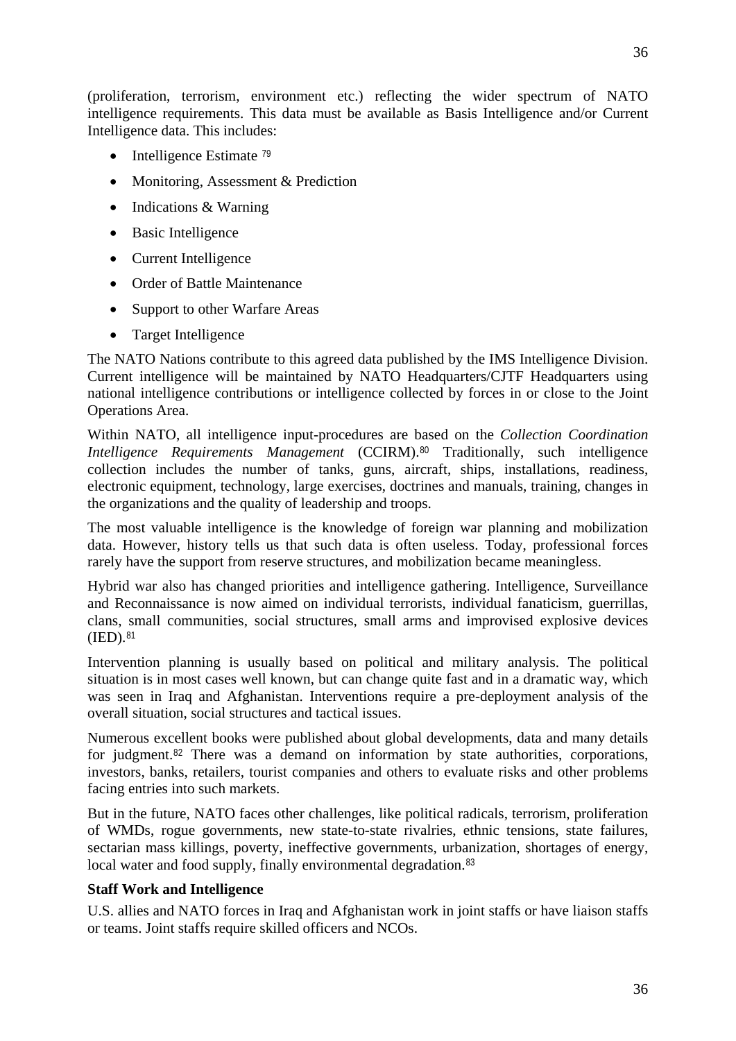(proliferation, terrorism, environment etc.) reflecting the wider spectrum of NATO intelligence requirements. This data must be available as Basis Intelligence and/or Current Intelligence data. This includes:

- Intelligence Estimate [79]
- Monitoring, Assessment & Prediction
- Indications & Warning
- Basic Intelligence
- Current Intelligence
- Order of Battle Maintenance
- Support to other Warfare Areas
- Target Intelligence

The NATO Nations contribute to this agreed data published by the IMS Intelligence Division. Current intelligence will be maintained by NATO Headquarters/CJTF Headquarters using national intelligence contributions or intelligence collected by forces in or close to the Joint Operations Area.

Within NATO, all intelligence input-procedures are based on the *Collection Coordination Intelligence Requirements Management* (CCIRM).[80] Traditionally, such intelligence collection includes the number of tanks, guns, aircraft, ships, installations, readiness, electronic equipment, technology, large exercises, doctrines and manuals, training, changes in the organizations and the quality of leadership and troops.

The most valuable intelligence is the knowledge of foreign war planning and mobilization data. However, history tells us that such data is often useless. Today, professional forces rarely have the support from reserve structures, and mobilization became meaningless.

Hybrid war also has changed priorities and intelligence gathering. Intelligence, Surveillance and Reconnaissance is now aimed on individual terrorists, individual fanaticism, guerrillas, clans, small communities, social structures, small arms and improvised explosive devices (IED).[81]

Intervention planning is usually based on political and military analysis. The political situation is in most cases well known, but can change quite fast and in a dramatic way, which was seen in Iraq and Afghanistan. Interventions require a pre-deployment analysis of the overall situation, social structures and tactical issues.

Numerous excellent books were published about global developments, data and many details for judgment.[82] There was a demand on information by state authorities, corporations, investors, banks, retailers, tourist companies and others to evaluate risks and other problems facing entries into such markets.

But in the future, NATO faces other challenges, like political radicals, terrorism, proliferation of WMDs, rogue governments, new state-to-state rivalries, ethnic tensions, state failures, sectarian mass killings, poverty, ineffective governments, urbanization, shortages of energy, local water and food supply, finally environmental degradation.[83]

**Staff Work and Intelligence**

U.S. allies and NATO forces in Iraq and Afghanistan work in joint staffs or have liaison staffs or teams. Joint staffs require skilled officers and NCOs.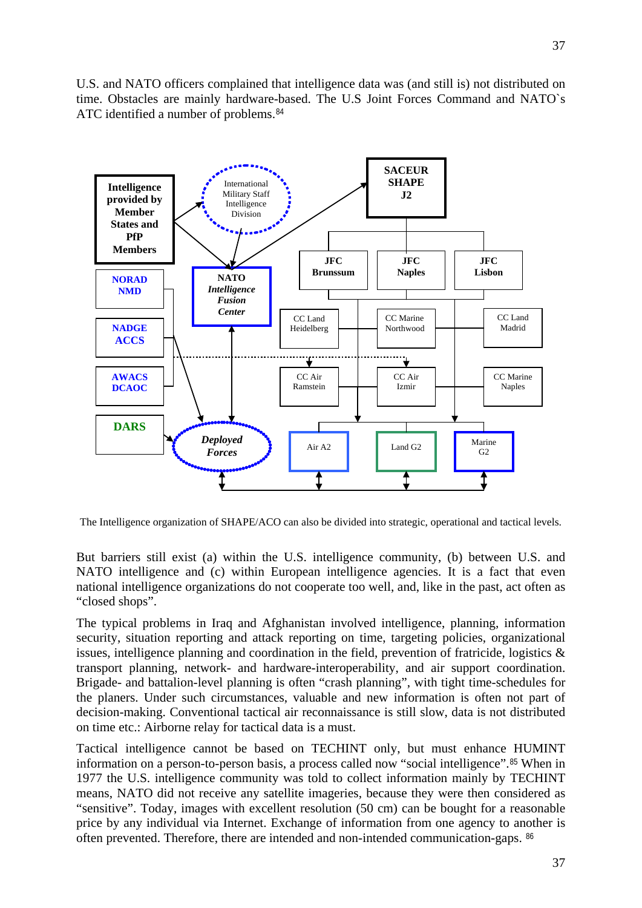U.S. and NATO officers complained that intelligence data was (and still is) not distributed on time. Obstacles are mainly hardware-based. The U.S Joint Forces Command and NATO`s ATC identified a number of problems.[84]

The Intelligence organization of SHAPE/ACO can also be divided into strategic, operational and tactical levels.

But barriers still exist (a) within the U.S. intelligence community, (b) between U.S. and NATO intelligence and (c) within European intelligence agencies. It is a fact that even national intelligence organizations do not cooperate too well, and, like in the past, act often as “closed shops”.

The typical problems in Iraq and Afghanistan involved intelligence, planning, information security, situation reporting and attack reporting on time, targeting policies, organizational issues, intelligence planning and coordination in the field, prevention of fratricide, logistics & transport planning, network- and hardware-interoperability, and air support coordination. Brigade- and battalion-level planning is often “crash planning”, with tight time-schedules for the planers. Under such circumstances, valuable and new information is often not part of decision-making. Conventional tactical air reconnaissance is still slow, data is not distributed on time etc.: Airborne relay for tactical data is a must.

Tactical intelligence cannot be based on TECHINT only, but must enhance HUMINT information on a person-to-person basis, a process called now “social intelligence”.[85] When in 1977 the U.S. intelligence community was told to collect information mainly by TECHINT means, NATO did not receive any satellite imageries, because they were then considered as “sensitive”. Today, images with excellent resolution (50 cm) can be bought for a reasonable price by any individual via Internet. Exchange of information from one agency to another is often prevented. Therefore, there are intended and non-intended communication-gaps. [86]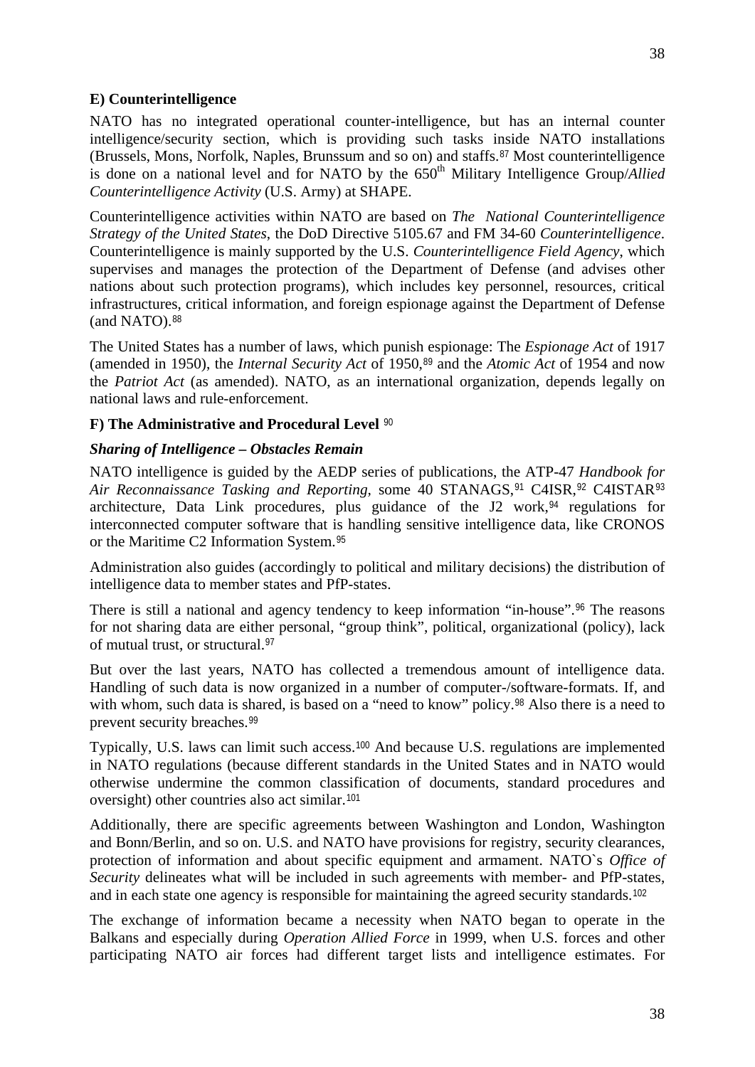**E) Counterintelligence**

NATO has no integrated operational counter-intelligence, but has an internal counter intelligence/security section, which is providing such tasks inside NATO installations (Brussels, Mons, Norfolk, Naples, Brunssum and so on) and staffs.[87] Most counterintelligence is done on a national level and for NATO by the 650th Military Intelligence Group/*Allied Counterintelligence Activity* (U.S. Army) at SHAPE.

Counterintelligence activities within NATO are based on *The National Counterintelligence Strategy of the United States*, the DoD Directive 5105.67 and FM 34-60 *Counterintelligence*. Counterintelligence is mainly supported by the U.S. *Counterintelligence Field Agency*, which supervises and manages the protection of the Department of Defense (and advises other nations about such protection programs), which includes key personnel, resources, critical infrastructures, critical information, and foreign espionage against the Department of Defense (and NATO).[88]

The United States has a number of laws, which punish espionage: The *Espionage Act* of 1917 (amended in 1950), the *Internal Security Act* of 1950,[89] and the *Atomic Act* of 1954 and now the *Patriot Act* (as amended). NATO, as an international organization, depends legally on national laws and rule-enforcement.

**F) The Administrative and Procedural Level** [90]

***Sharing of Intelligence – Obstacles Remain***

NATO intelligence is guided by the AEDP series of publications, the ATP-47 *Handbook for Air Reconnaissance Tasking and Reporting*, some 40 STANAGS,[91] C4ISR,[92] C4ISTAR[93] architecture, Data Link procedures, plus guidance of the J2 work,[94] regulations for interconnected computer software that is handling sensitive intelligence data, like CRONOS or the Maritime C2 Information System.[95]

Administration also guides (accordingly to political and military decisions) the distribution of intelligence data to member states and PfP-states.

There is still a national and agency tendency to keep information "in-house".[96] The reasons for not sharing data are either personal, "group think", political, organizational (policy), lack of mutual trust, or structural.[97]

But over the last years, NATO has collected a tremendous amount of intelligence data. Handling of such data is now organized in a number of computer-/software-formats. If, and with whom, such data is shared, is based on a "need to know" policy.[98] Also there is a need to prevent security breaches.[99]

Typically, U.S. laws can limit such access.[100] And because U.S. regulations are implemented in NATO regulations (because different standards in the United States and in NATO would otherwise undermine the common classification of documents, standard procedures and oversight) other countries also act similar.[101]

Additionally, there are specific agreements between Washington and London, Washington and Bonn/Berlin, and so on. U.S. and NATO have provisions for registry, security clearances, protection of information and about specific equipment and armament. NATO`s *Office of Security* delineates what will be included in such agreements with member- and PfP-states, and in each state one agency is responsible for maintaining the agreed security standards.[102]

The exchange of information became a necessity when NATO began to operate in the Balkans and especially during *Operation Allied Force* in 1999, when U.S. forces and other participating NATO air forces had different target lists and intelligence estimates. For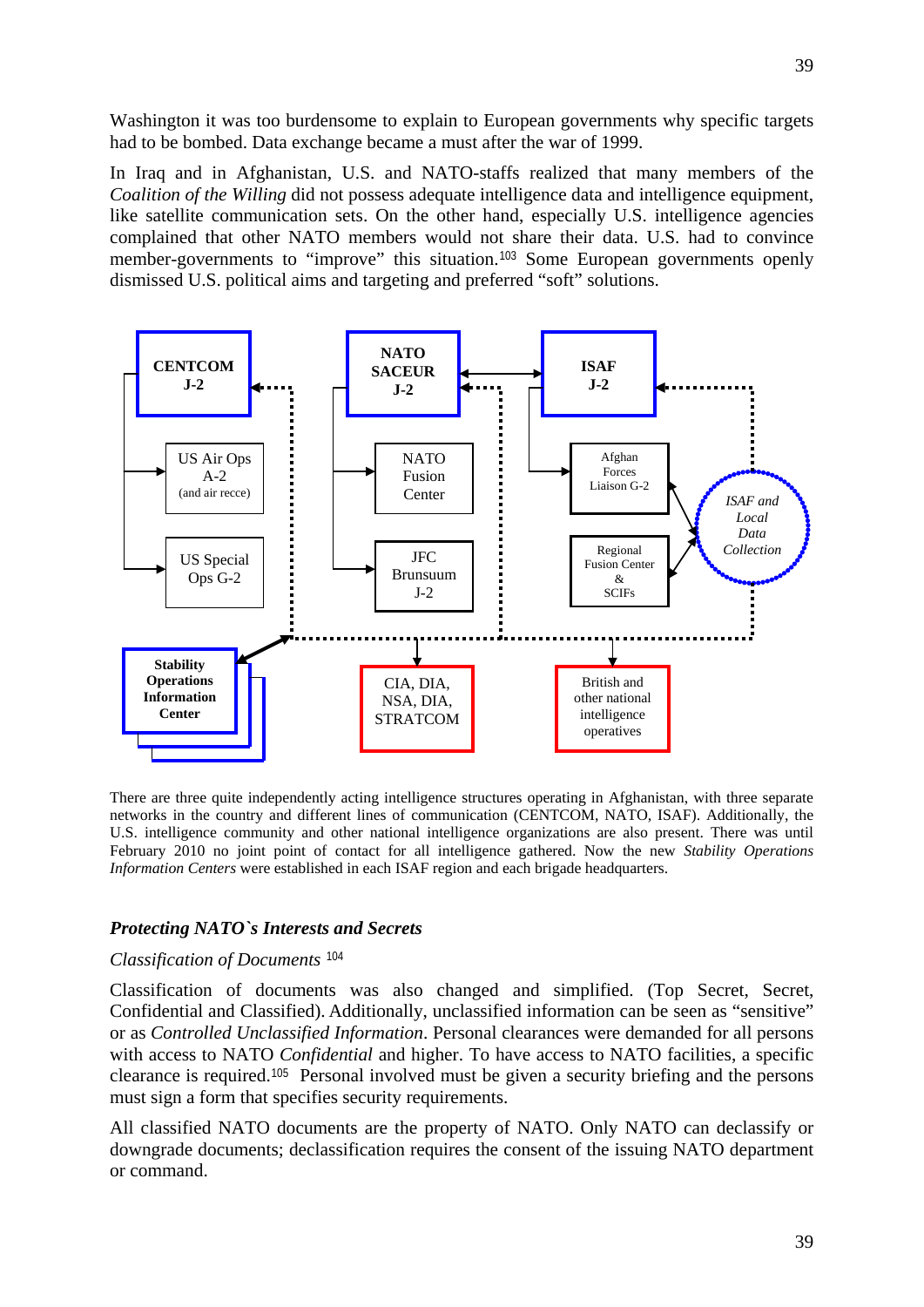Washington it was too burdensome to explain to European governments why specific targets had to be bombed. Data exchange became a must after the war of 1999.

In Iraq and in Afghanistan, U.S. and NATO-staffs realized that many members of the *Coalition of the Willing* did not possess adequate intelligence data and intelligence equipment, like satellite communication sets. On the other hand, especially U.S. intelligence agencies complained that other NATO members would not share their data. U.S. had to convince member-governments to "improve" this situation.[103] Some European governments openly dismissed U.S. political aims and targeting and preferred "soft" solutions.

There are three quite independently acting intelligence structures operating in Afghanistan, with three separate networks in the country and different lines of communication (CENTCOM, NATO, ISAF). Additionally, the U.S. intelligence community and other national intelligence organizations are also present. There was until February 2010 no joint point of contact for all intelligence gathered. Now the new *Stability Operations Information Centers* were established in each ISAF region and each brigade headquarters.

### *Protecting NATO`s Interests and Secrets*

*Classification of Documents* [104]

Classification of documents was also changed and simplified. (Top Secret, Secret, Confidential and Classified). Additionally, unclassified information can be seen as "sensitive" or as *Controlled Unclassified Information*. Personal clearances were demanded for all persons with access to NATO *Confidential* and higher. To have access to NATO facilities, a specific clearance is required.[105] Personal involved must be given a security briefing and the persons must sign a form that specifies security requirements.

All classified NATO documents are the property of NATO. Only NATO can declassify or downgrade documents; declassification requires the consent of the issuing NATO department or command.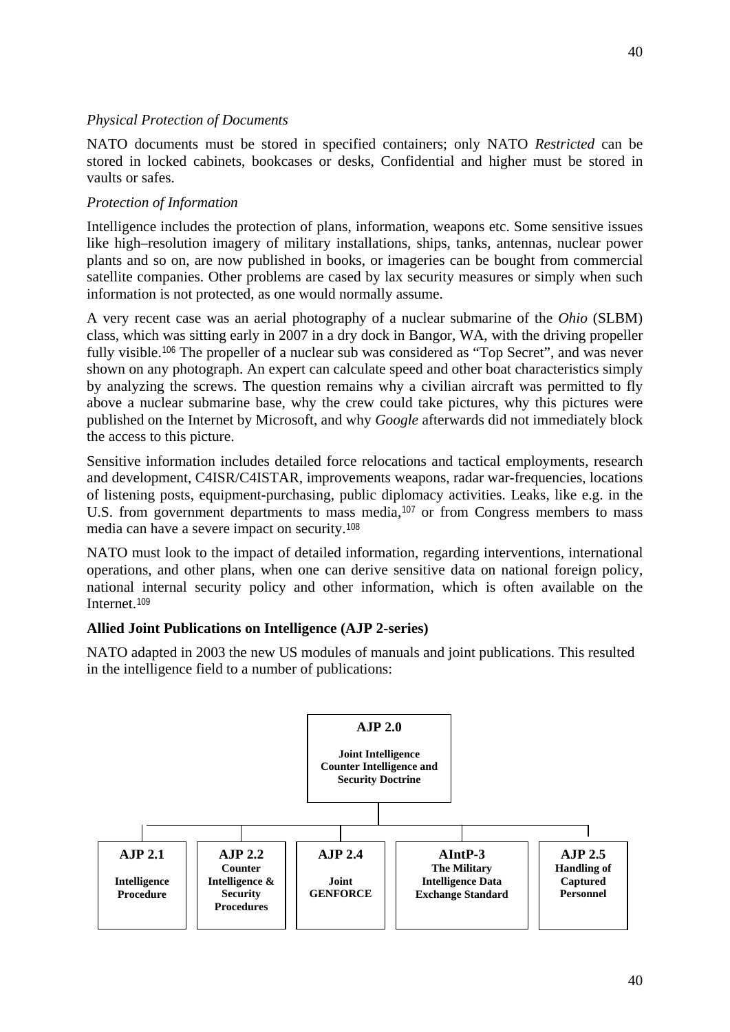*Physical Protection of Documents*

NATO documents must be stored in specified containers; only NATO *Restricted* can be stored in locked cabinets, bookcases or desks, Confidential and higher must be stored in vaults or safes.

*Protection of Information*

Intelligence includes the protection of plans, information, weapons etc. Some sensitive issues like high–resolution imagery of military installations, ships, tanks, antennas, nuclear power plants and so on, are now published in books, or imageries can be bought from commercial satellite companies. Other problems are cased by lax security measures or simply when such information is not protected, as one would normally assume.

A very recent case was an aerial photography of a nuclear submarine of the *Ohio* (SLBM) class, which was sitting early in 2007 in a dry dock in Bangor, WA, with the driving propeller fully visible.[106] The propeller of a nuclear sub was considered as "Top Secret", and was never shown on any photograph. An expert can calculate speed and other boat characteristics simply by analyzing the screws. The question remains why a civilian aircraft was permitted to fly above a nuclear submarine base, why the crew could take pictures, why this pictures were published on the Internet by Microsoft, and why *Google* afterwards did not immediately block the access to this picture.

Sensitive information includes detailed force relocations and tactical employments, research and development, C4ISR/C4ISTAR, improvements weapons, radar war-frequencies, locations of listening posts, equipment-purchasing, public diplomacy activities. Leaks, like e.g. in the U.S. from government departments to mass media,[107] or from Congress members to mass media can have a severe impact on security.[108]

NATO must look to the impact of detailed information, regarding interventions, international operations, and other plans, when one can derive sensitive data on national foreign policy, national internal security policy and other information, which is often available on the Internet.[109]

**Allied Joint Publications on Intelligence (AJP 2-series)**

NATO adapted in 2003 the new US modules of manuals and joint publications. This resulted in the intelligence field to a number of publications:

**AJP 2.0**
**Joint Intelligence Counter Intelligence and Security Doctrine**

| AJP 2.1 | AJP 2.2 | AJP 2.4 | AIntP-3 | AJP 2.5 |
|---|---|---|---|---|
| Intelligence Procedure | Counter Intelligence & Security Procedures | Joint GENFORCE | The Military Intelligence Data Exchange Standard | Handling of Captured Personnel |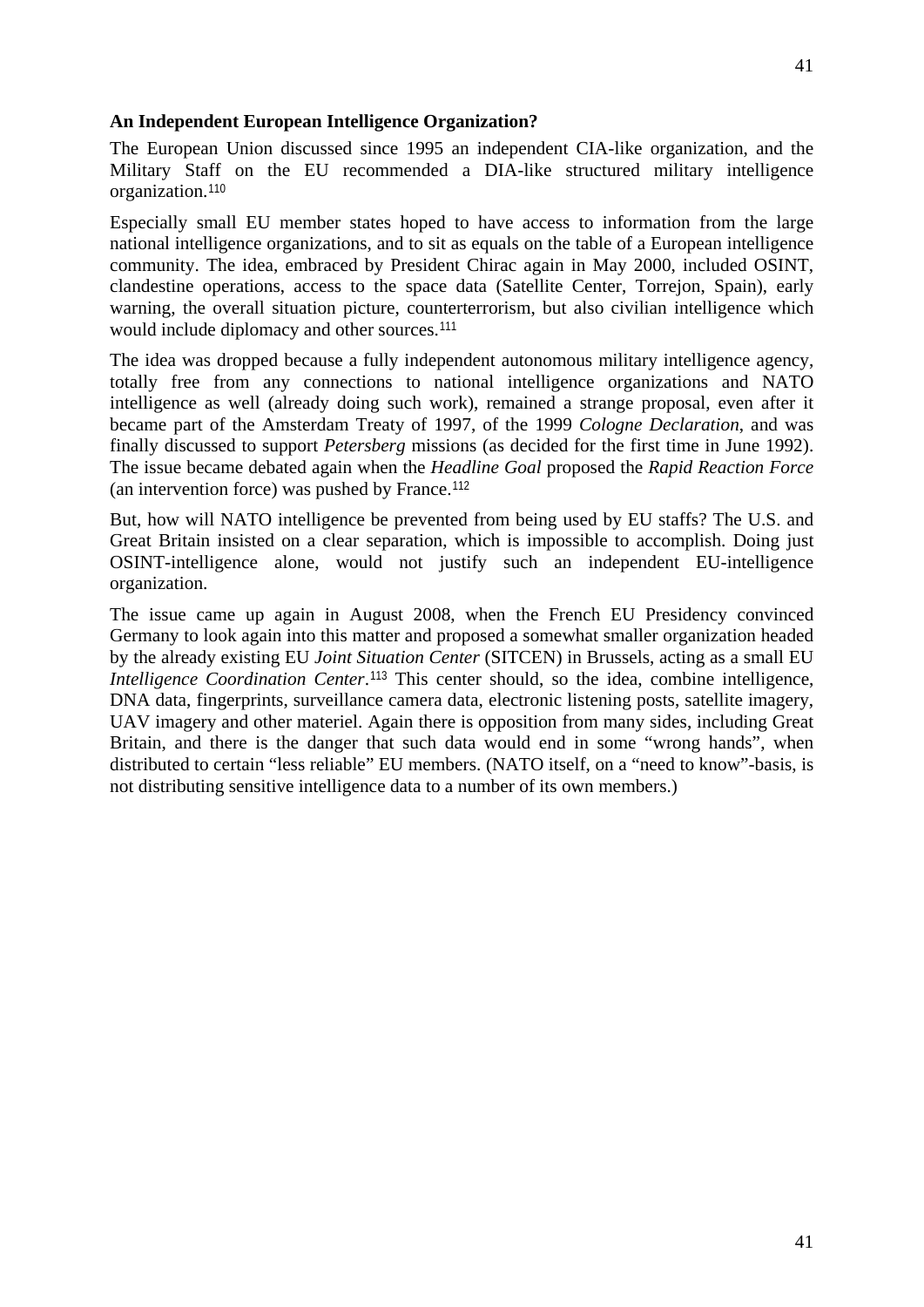**An Independent European Intelligence Organization?**

The European Union discussed since 1995 an independent CIA-like organization, and the Military Staff on the EU recommended a DIA-like structured military intelligence organization.[110]

Especially small EU member states hoped to have access to information from the large national intelligence organizations, and to sit as equals on the table of a European intelligence community. The idea, embraced by President Chirac again in May 2000, included OSINT, clandestine operations, access to the space data (Satellite Center, Torrejon, Spain), early warning, the overall situation picture, counterterrorism, but also civilian intelligence which would include diplomacy and other sources.[111]

The idea was dropped because a fully independent autonomous military intelligence agency, totally free from any connections to national intelligence organizations and NATO intelligence as well (already doing such work), remained a strange proposal, even after it became part of the Amsterdam Treaty of 1997, of the 1999 *Cologne Declaration*, and was finally discussed to support *Petersberg* missions (as decided for the first time in June 1992). The issue became debated again when the *Headline Goal* proposed the *Rapid Reaction Force* (an intervention force) was pushed by France.[112]

But, how will NATO intelligence be prevented from being used by EU staffs? The U.S. and Great Britain insisted on a clear separation, which is impossible to accomplish. Doing just OSINT-intelligence alone, would not justify such an independent EU-intelligence organization.

The issue came up again in August 2008, when the French EU Presidency convinced Germany to look again into this matter and proposed a somewhat smaller organization headed by the already existing EU *Joint Situation Center* (SITCEN) in Brussels, acting as a small EU *Intelligence Coordination Center*.[113] This center should, so the idea, combine intelligence, DNA data, fingerprints, surveillance camera data, electronic listening posts, satellite imagery, UAV imagery and other materiel. Again there is opposition from many sides, including Great Britain, and there is the danger that such data would end in some "wrong hands", when distributed to certain "less reliable" EU members. (NATO itself, on a "need to know"-basis, is not distributing sensitive intelligence data to a number of its own members.)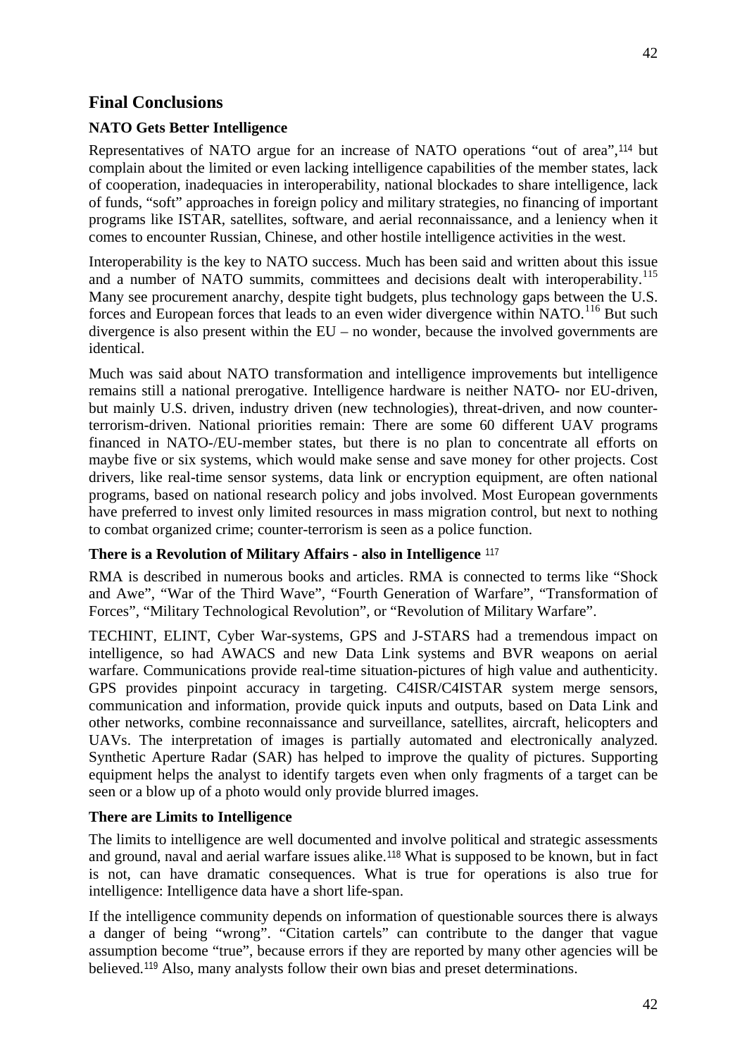## Final Conclusions

### NATO Gets Better Intelligence

Representatives of NATO argue for an increase of NATO operations "out of area",[114] but complain about the limited or even lacking intelligence capabilities of the member states, lack of cooperation, inadequacies in interoperability, national blockades to share intelligence, lack of funds, "soft" approaches in foreign policy and military strategies, no financing of important programs like ISTAR, satellites, software, and aerial reconnaissance, and a leniency when it comes to encounter Russian, Chinese, and other hostile intelligence activities in the west.

Interoperability is the key to NATO success. Much has been said and written about this issue and a number of NATO summits, committees and decisions dealt with interoperability.[115] Many see procurement anarchy, despite tight budgets, plus technology gaps between the U.S. forces and European forces that leads to an even wider divergence within NATO.[116] But such divergence is also present within the EU – no wonder, because the involved governments are identical.

Much was said about NATO transformation and intelligence improvements but intelligence remains still a national prerogative. Intelligence hardware is neither NATO- nor EU-driven, but mainly U.S. driven, industry driven (new technologies), threat-driven, and now counter-terrorism-driven. National priorities remain: There are some 60 different UAV programs financed in NATO-/EU-member states, but there is no plan to concentrate all efforts on maybe five or six systems, which would make sense and save money for other projects. Cost drivers, like real-time sensor systems, data link or encryption equipment, are often national programs, based on national research policy and jobs involved. Most European governments have preferred to invest only limited resources in mass migration control, but next to nothing to combat organized crime; counter-terrorism is seen as a police function.

### There is a Revolution of Military Affairs - also in Intelligence [117]

RMA is described in numerous books and articles. RMA is connected to terms like "Shock and Awe", "War of the Third Wave", "Fourth Generation of Warfare", "Transformation of Forces", "Military Technological Revolution", or "Revolution of Military Warfare".

TECHINT, ELINT, Cyber War-systems, GPS and J-STARS had a tremendous impact on intelligence, so had AWACS and new Data Link systems and BVR weapons on aerial warfare. Communications provide real-time situation-pictures of high value and authenticity. GPS provides pinpoint accuracy in targeting. C4ISR/C4ISTAR system merge sensors, communication and information, provide quick inputs and outputs, based on Data Link and other networks, combine reconnaissance and surveillance, satellites, aircraft, helicopters and UAVs. The interpretation of images is partially automated and electronically analyzed. Synthetic Aperture Radar (SAR) has helped to improve the quality of pictures. Supporting equipment helps the analyst to identify targets even when only fragments of a target can be seen or a blow up of a photo would only provide blurred images.

### There are Limits to Intelligence

The limits to intelligence are well documented and involve political and strategic assessments and ground, naval and aerial warfare issues alike.[118] What is supposed to be known, but in fact is not, can have dramatic consequences. What is true for operations is also true for intelligence: Intelligence data have a short life-span.

If the intelligence community depends on information of questionable sources there is always a danger of being "wrong". "Citation cartels" can contribute to the danger that vague assumption become "true", because errors if they are reported by many other agencies will be believed.[119] Also, many analysts follow their own bias and preset determinations.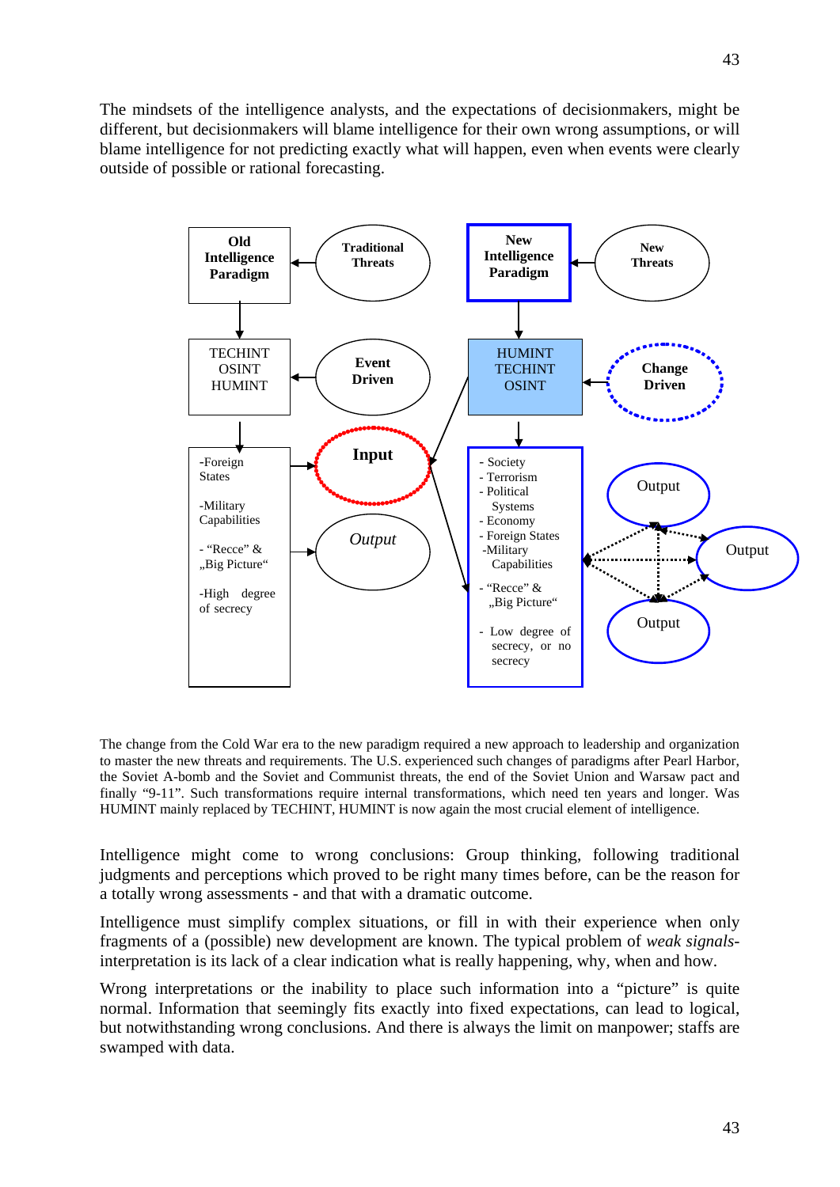The mindsets of the intelligence analysts, and the expectations of decisionmakers, might be different, but decisionmakers will blame intelligence for their own wrong assumptions, or will blame intelligence for not predicting exactly what will happen, even when events were clearly outside of possible or rational forecasting.

**Old Intelligence Paradigm** ← **Traditional Threats**

TECHINT
OSINT
HUMINT ← **Event Driven**

- -Foreign States
- -Military Capabilities
- - "Recce" & „Big Picture"
- -High degree of secrecy

→ **Input**

→ *Output*

**New Intelligence Paradigm** ← **New Threats**

HUMINT
TECHINT
OSINT ← **Change Driven**

- - Society
- - Terrorism
- - Political Systems
- - Economy
- - Foreign States
- -Military Capabilities
- - "Recce" & „Big Picture"
- - Low degree of secrecy, or no secrecy

→ Output, Output, Output

The change from the Cold War era to the new paradigm required a new approach to leadership and organization to master the new threats and requirements. The U.S. experienced such changes of paradigms after Pearl Harbor, the Soviet A-bomb and the Soviet and Communist threats, the end of the Soviet Union and Warsaw pact and finally "9-11". Such transformations require internal transformations, which need ten years and longer. Was HUMINT mainly replaced by TECHINT, HUMINT is now again the most crucial element of intelligence.

Intelligence might come to wrong conclusions: Group thinking, following traditional judgments and perceptions which proved to be right many times before, can be the reason for a totally wrong assessments - and that with a dramatic outcome.

Intelligence must simplify complex situations, or fill in with their experience when only fragments of a (possible) new development are known. The typical problem of *weak signals*-interpretation is its lack of a clear indication what is really happening, why, when and how.

Wrong interpretations or the inability to place such information into a "picture" is quite normal. Information that seemingly fits exactly into fixed expectations, can lead to logical, but notwithstanding wrong conclusions. And there is always the limit on manpower; staffs are swamped with data.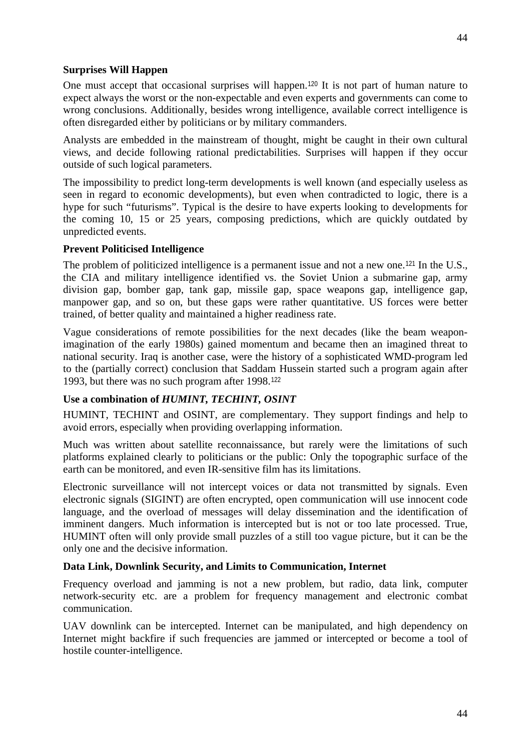### Surprises Will Happen

One must accept that occasional surprises will happen.[120] It is not part of human nature to expect always the worst or the non-expectable and even experts and governments can come to wrong conclusions. Additionally, besides wrong intelligence, available correct intelligence is often disregarded either by politicians or by military commanders.

Analysts are embedded in the mainstream of thought, might be caught in their own cultural views, and decide following rational predictabilities. Surprises will happen if they occur outside of such logical parameters.

The impossibility to predict long-term developments is well known (and especially useless as seen in regard to economic developments), but even when contradicted to logic, there is a hype for such "futurisms". Typical is the desire to have experts looking to developments for the coming 10, 15 or 25 years, composing predictions, which are quickly outdated by unpredicted events.

### Prevent Politicised Intelligence

The problem of politicized intelligence is a permanent issue and not a new one.[121] In the U.S., the CIA and military intelligence identified vs. the Soviet Union a submarine gap, army division gap, bomber gap, tank gap, missile gap, space weapons gap, intelligence gap, manpower gap, and so on, but these gaps were rather quantitative. US forces were better trained, of better quality and maintained a higher readiness rate.

Vague considerations of remote possibilities for the next decades (like the beam weapon-imagination of the early 1980s) gained momentum and became then an imagined threat to national security. Iraq is another case, were the history of a sophisticated WMD-program led to the (partially correct) conclusion that Saddam Hussein started such a program again after 1993, but there was no such program after 1998.[122]

### Use a combination of *HUMINT, TECHINT, OSINT*

HUMINT, TECHINT and OSINT, are complementary. They support findings and help to avoid errors, especially when providing overlapping information.

Much was written about satellite reconnaissance, but rarely were the limitations of such platforms explained clearly to politicians or the public: Only the topographic surface of the earth can be monitored, and even IR-sensitive film has its limitations.

Electronic surveillance will not intercept voices or data not transmitted by signals. Even electronic signals (SIGINT) are often encrypted, open communication will use innocent code language, and the overload of messages will delay dissemination and the identification of imminent dangers. Much information is intercepted but is not or too late processed. True, HUMINT often will only provide small puzzles of a still too vague picture, but it can be the only one and the decisive information.

### Data Link, Downlink Security, and Limits to Communication, Internet

Frequency overload and jamming is not a new problem, but radio, data link, computer network-security etc. are a problem for frequency management and electronic combat communication.

UAV downlink can be intercepted. Internet can be manipulated, and high dependency on Internet might backfire if such frequencies are jammed or intercepted or become a tool of hostile counter-intelligence.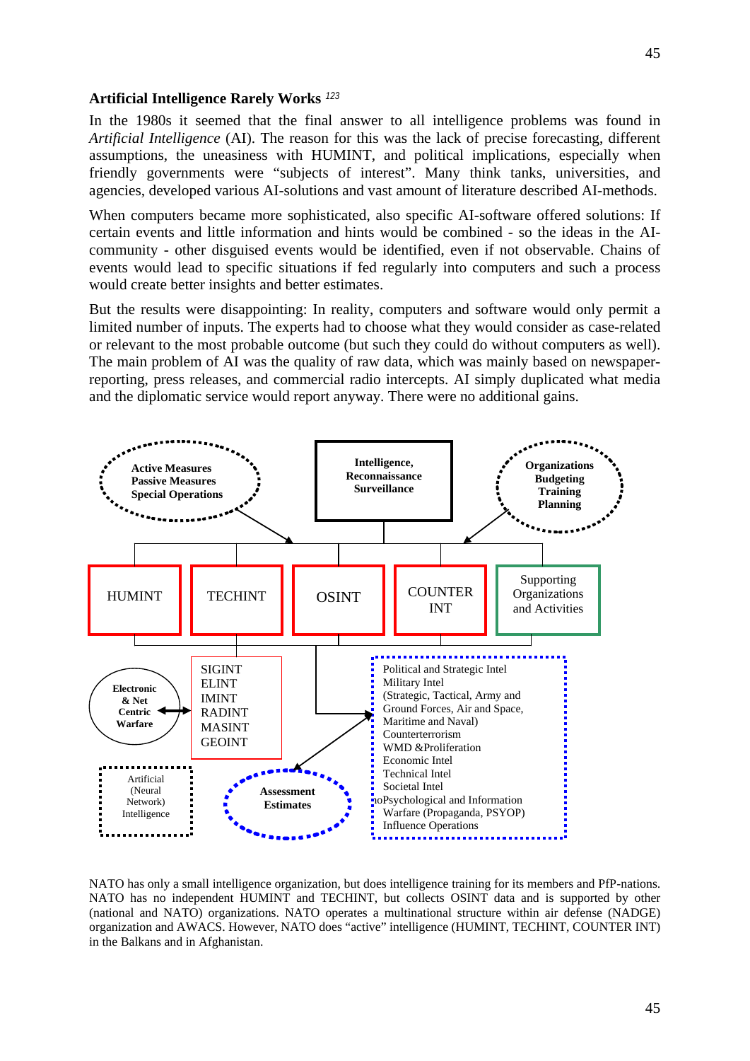### Artificial Intelligence Rarely Works [123]

In the 1980s it seemed that the final answer to all intelligence problems was found in *Artificial Intelligence* (AI). The reason for this was the lack of precise forecasting, different assumptions, the uneasiness with HUMINT, and political implications, especially when friendly governments were "subjects of interest". Many think tanks, universities, and agencies, developed various AI-solutions and vast amount of literature described AI-methods.

When computers became more sophisticated, also specific AI-software offered solutions: If certain events and little information and hints would be combined - so the ideas in the AI-community - other disguised events would be identified, even if not observable. Chains of events would lead to specific situations if fed regularly into computers and such a process would create better insights and better estimates.

But the results were disappointing: In reality, computers and software would only permit a limited number of inputs. The experts had to choose what they would consider as case-related or relevant to the most probable outcome (but such they could do without computers as well). The main problem of AI was the quality of raw data, which was mainly based on newspaper-reporting, press releases, and commercial radio intercepts. AI simply duplicated what media and the diplomatic service would report anyway. There were no additional gains.

Active Measures
Passive Measures
Special Operations

Intelligence,
Reconnaissance
Surveillance

Organizations
Budgeting
Training
Planning

HUMINT | TECHINT | OSINT | COUNTER INT | Supporting Organizations and Activities

Electronic & Net Centric Warfare

SIGINT
ELINT
IMINT
RADINT
MASINT
GEOINT

Political and Strategic Intel
Military Intel
(Strategic, Tactical, Army and Ground Forces, Air and Space, Maritime and Naval)
Counterterrorism
WMD &Proliferation
Economic Intel
Technical Intel
Societal Intel
Psychological and Information Warfare (Propaganda, PSYOP)
Influence Operations

Artificial (Neural Network) Intelligence

Assessment Estimates

NATO has only a small intelligence organization, but does intelligence training for its members and PfP-nations. NATO has no independent HUMINT and TECHINT, but collects OSINT data and is supported by other (national and NATO) organizations. NATO operates a multinational structure within air defense (NADGE) organization and AWACS. However, NATO does "active" intelligence (HUMINT, TECHINT, COUNTER INT) in the Balkans and in Afghanistan.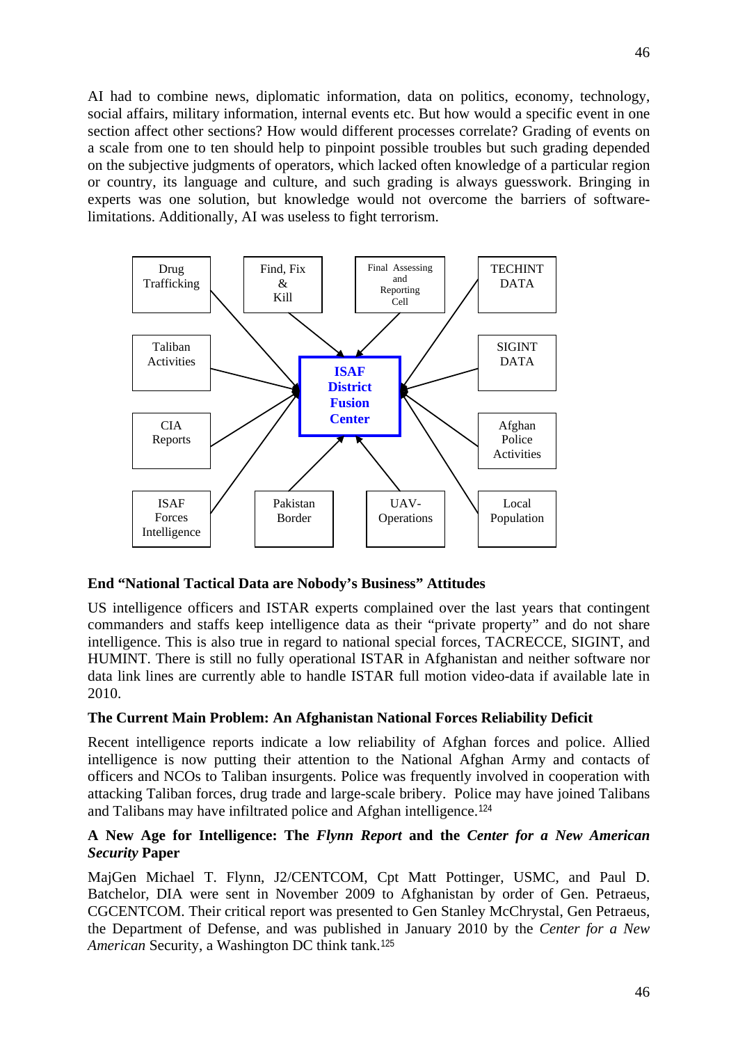AI had to combine news, diplomatic information, data on politics, economy, technology, social affairs, military information, internal events etc. But how would a specific event in one section affect other sections? How would different processes correlate? Grading of events on a scale from one to ten should help to pinpoint possible troubles but such grading depended on the subjective judgments of operators, which lacked often knowledge of a particular region or country, its language and culture, and such grading is always guesswork. Bringing in experts was one solution, but knowledge would not overcome the barriers of software-limitations. Additionally, AI was useless to fight terrorism.

**ISAF District Fusion Center**

Inputs:

- Drug Trafficking
- Find, Fix & Kill
- Final Assessing and Reporting Cell
- TECHINT DATA
- Taliban Activities
- SIGINT DATA
- CIA Reports
- Afghan Police Activities
- ISAF Forces Intelligence
- Pakistan Border
- UAV-Operations
- Local Population

**End "National Tactical Data are Nobody's Business" Attitudes**

US intelligence officers and ISTAR experts complained over the last years that contingent commanders and staffs keep intelligence data as their "private property" and do not share intelligence. This is also true in regard to national special forces, TACRECCE, SIGINT, and HUMINT. There is still no fully operational ISTAR in Afghanistan and neither software nor data link lines are currently able to handle ISTAR full motion video-data if available late in 2010.

**The Current Main Problem: An Afghanistan National Forces Reliability Deficit**

Recent intelligence reports indicate a low reliability of Afghan forces and police. Allied intelligence is now putting their attention to the National Afghan Army and contacts of officers and NCOs to Taliban insurgents. Police was frequently involved in cooperation with attacking Taliban forces, drug trade and large-scale bribery. Police may have joined Talibans and Talibans may have infiltrated police and Afghan intelligence.[124]

**A New Age for Intelligence: The *Flynn Report* and the *Center for a New American Security* Paper**

MajGen Michael T. Flynn, J2/CENTCOM, Cpt Matt Pottinger, USMC, and Paul D. Batchelor, DIA were sent in November 2009 to Afghanistan by order of Gen. Petraeus, CGCENTCOM. Their critical report was presented to Gen Stanley McChrystal, Gen Petraeus, the Department of Defense, and was published in January 2010 by the *Center for a New American* Security, a Washington DC think tank.[125]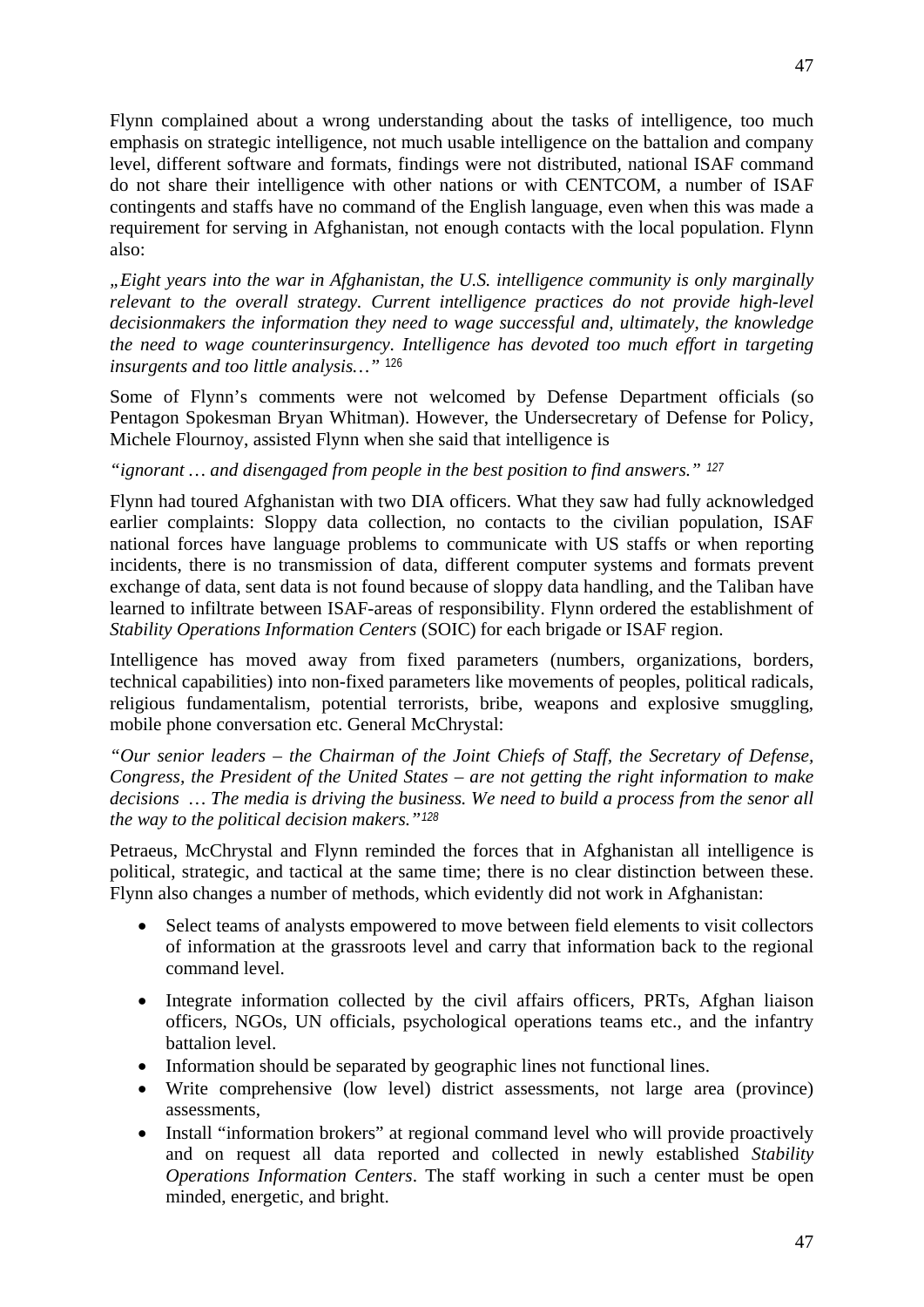Flynn complained about a wrong understanding about the tasks of intelligence, too much emphasis on strategic intelligence, not much usable intelligence on the battalion and company level, different software and formats, findings were not distributed, national ISAF command do not share their intelligence with other nations or with CENTCOM, a number of ISAF contingents and staffs have no command of the English language, even when this was made a requirement for serving in Afghanistan, not enough contacts with the local population. Flynn also:

*„Eight years into the war in Afghanistan, the U.S. intelligence community is only marginally relevant to the overall strategy. Current intelligence practices do not provide high-level decisionmakers the information they need to wage successful and, ultimately, the knowledge the need to wage counterinsurgency. Intelligence has devoted too much effort in targeting insurgents and too little analysis…"* [126]

Some of Flynn's comments were not welcomed by Defense Department officials (so Pentagon Spokesman Bryan Whitman). However, the Undersecretary of Defense for Policy, Michele Flournoy, assisted Flynn when she said that intelligence is

*"ignorant … and disengaged from people in the best position to find answers."* [127]

Flynn had toured Afghanistan with two DIA officers. What they saw had fully acknowledged earlier complaints: Sloppy data collection, no contacts to the civilian population, ISAF national forces have language problems to communicate with US staffs or when reporting incidents, there is no transmission of data, different computer systems and formats prevent exchange of data, sent data is not found because of sloppy data handling, and the Taliban have learned to infiltrate between ISAF-areas of responsibility. Flynn ordered the establishment of *Stability Operations Information Centers* (SOIC) for each brigade or ISAF region.

Intelligence has moved away from fixed parameters (numbers, organizations, borders, technical capabilities) into non-fixed parameters like movements of peoples, political radicals, religious fundamentalism, potential terrorists, bribe, weapons and explosive smuggling, mobile phone conversation etc. General McChrystal:

*"Our senior leaders – the Chairman of the Joint Chiefs of Staff, the Secretary of Defense, Congress, the President of the United States – are not getting the right information to make decisions … The media is driving the business. We need to build a process from the senor all the way to the political decision makers."* [128]

Petraeus, McChrystal and Flynn reminded the forces that in Afghanistan all intelligence is political, strategic, and tactical at the same time; there is no clear distinction between these. Flynn also changes a number of methods, which evidently did not work in Afghanistan:

- Select teams of analysts empowered to move between field elements to visit collectors of information at the grassroots level and carry that information back to the regional command level.
- Integrate information collected by the civil affairs officers, PRTs, Afghan liaison officers, NGOs, UN officials, psychological operations teams etc., and the infantry battalion level.
- Information should be separated by geographic lines not functional lines.
- Write comprehensive (low level) district assessments, not large area (province) assessments,
- Install "information brokers" at regional command level who will provide proactively and on request all data reported and collected in newly established *Stability Operations Information Centers*. The staff working in such a center must be open minded, energetic, and bright.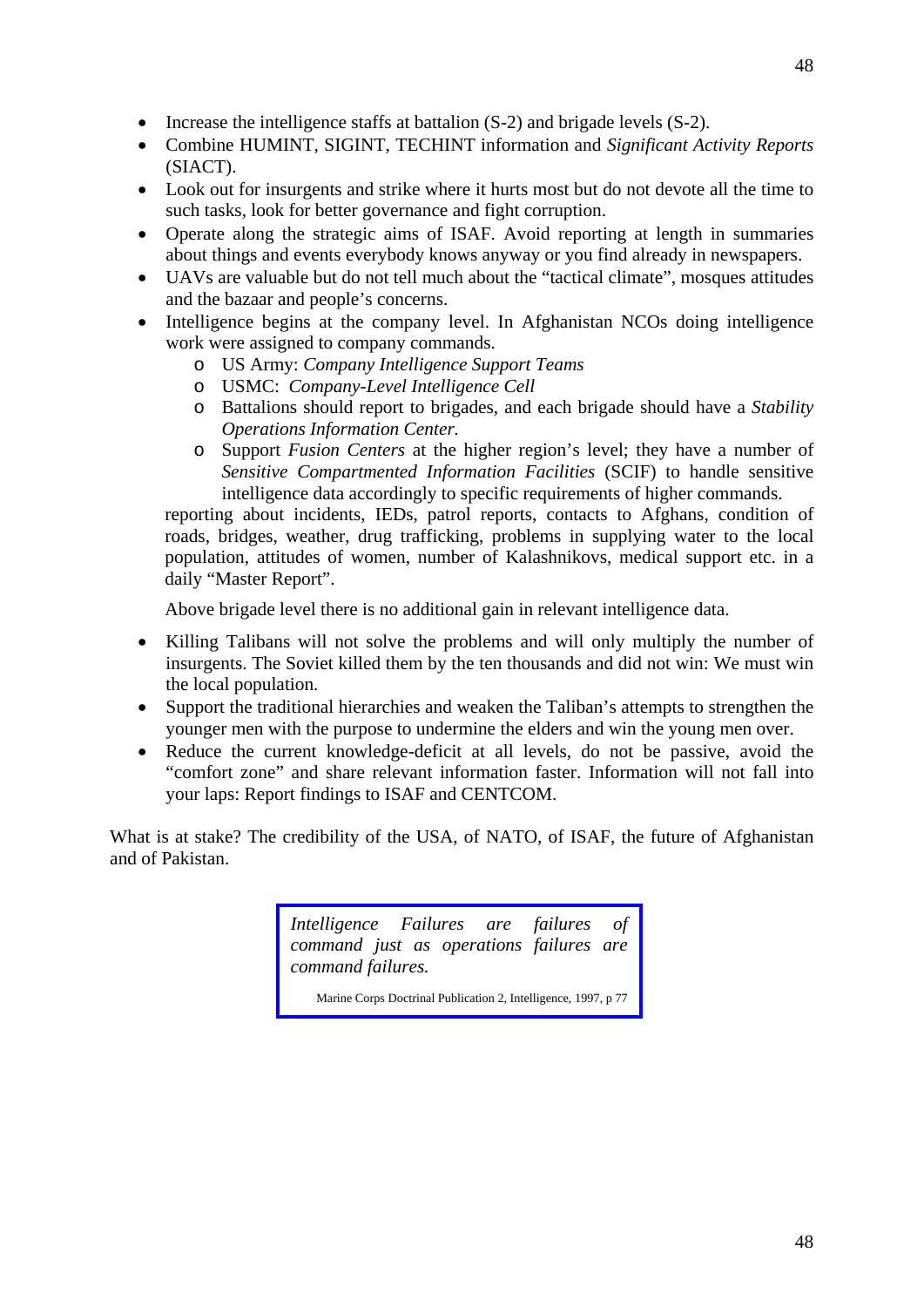- Increase the intelligence staffs at battalion (S-2) and brigade levels (S-2).
- Combine HUMINT, SIGINT, TECHINT information and *Significant Activity Reports* (SIACT).
- Look out for insurgents and strike where it hurts most but do not devote all the time to such tasks, look for better governance and fight corruption.
- Operate along the strategic aims of ISAF. Avoid reporting at length in summaries about things and events everybody knows anyway or you find already in newspapers.
- UAVs are valuable but do not tell much about the "tactical climate", mosques attitudes and the bazaar and people's concerns.
- Intelligence begins at the company level. In Afghanistan NCOs doing intelligence work were assigned to company commands.
    - US Army: *Company Intelligence Support Teams*
    - USMC: *Company-Level Intelligence Cell*
    - Battalions should report to brigades, and each brigade should have a *Stability Operations Information Center.*
    - Support *Fusion Centers* at the higher region's level; they have a number of *Sensitive Compartmented Information Facilities* (SCIF) to handle sensitive intelligence data accordingly to specific requirements of higher commands.

  reporting about incidents, IEDs, patrol reports, contacts to Afghans, condition of roads, bridges, weather, drug trafficking, problems in supplying water to the local population, attitudes of women, number of Kalashnikovs, medical support etc. in a daily "Master Report".

  Above brigade level there is no additional gain in relevant intelligence data.

- Killing Talibans will not solve the problems and will only multiply the number of insurgents. The Soviet killed them by the ten thousands and did not win: We must win the local population.
- Support the traditional hierarchies and weaken the Taliban's attempts to strengthen the younger men with the purpose to undermine the elders and win the young men over.
- Reduce the current knowledge-deficit at all levels, do not be passive, avoid the "comfort zone" and share relevant information faster. Information will not fall into your laps: Report findings to ISAF and CENTCOM.

What is at stake? The credibility of the USA, of NATO, of ISAF, the future of Afghanistan and of Pakistan.

> *Intelligence Failures are failures of command just as operations failures are command failures.*
>
> Marine Corps Doctrinal Publication 2, Intelligence, 1997, p 77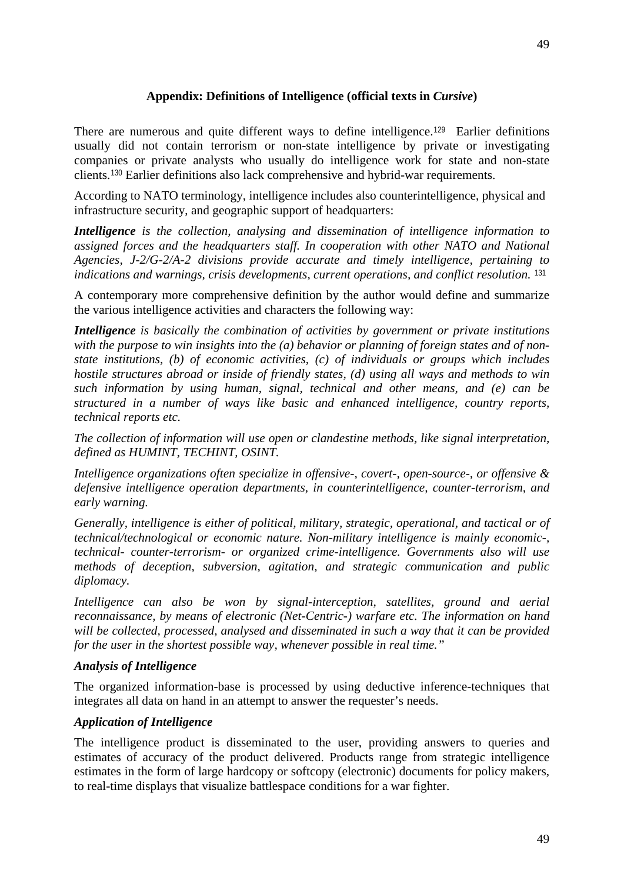## Appendix: Definitions of Intelligence (official texts in *Cursive*)

There are numerous and quite different ways to define intelligence.[129] Earlier definitions usually did not contain terrorism or non-state intelligence by private or investigating companies or private analysts who usually do intelligence work for state and non-state clients.[130] Earlier definitions also lack comprehensive and hybrid-war requirements.

According to NATO terminology, intelligence includes also counterintelligence, physical and infrastructure security, and geographic support of headquarters:

***Intelligence*** *is the collection, analysing and dissemination of intelligence information to assigned forces and the headquarters staff. In cooperation with other NATO and National Agencies, J-2/G-2/A-2 divisions provide accurate and timely intelligence, pertaining to indications and warnings, crisis developments, current operations, and conflict resolution.* [131]

A contemporary more comprehensive definition by the author would define and summarize the various intelligence activities and characters the following way:

***Intelligence*** *is basically the combination of activities by government or private institutions with the purpose to win insights into the (a) behavior or planning of foreign states and of non-state institutions, (b) of economic activities, (c) of individuals or groups which includes hostile structures abroad or inside of friendly states, (d) using all ways and methods to win such information by using human, signal, technical and other means, and (e) can be structured in a number of ways like basic and enhanced intelligence, country reports, technical reports etc.*

*The collection of information will use open or clandestine methods, like signal interpretation, defined as HUMINT, TECHINT, OSINT.*

*Intelligence organizations often specialize in offensive-, covert-, open-source-, or offensive & defensive intelligence operation departments, in counterintelligence, counter-terrorism, and early warning.*

*Generally, intelligence is either of political, military, strategic, operational, and tactical or of technical/technological or economic nature. Non-military intelligence is mainly economic-, technical- counter-terrorism- or organized crime-intelligence. Governments also will use methods of deception, subversion, agitation, and strategic communication and public diplomacy.*

*Intelligence can also be won by signal-interception, satellites, ground and aerial reconnaissance, by means of electronic (Net-Centric-) warfare etc. The information on hand will be collected, processed, analysed and disseminated in such a way that it can be provided for the user in the shortest possible way, whenever possible in real time."*

***Analysis of Intelligence***

The organized information-base is processed by using deductive inference-techniques that integrates all data on hand in an attempt to answer the requester's needs.

***Application of Intelligence***

The intelligence product is disseminated to the user, providing answers to queries and estimates of accuracy of the product delivered. Products range from strategic intelligence estimates in the form of large hardcopy or softcopy (electronic) documents for policy makers, to real-time displays that visualize battlespace conditions for a war fighter.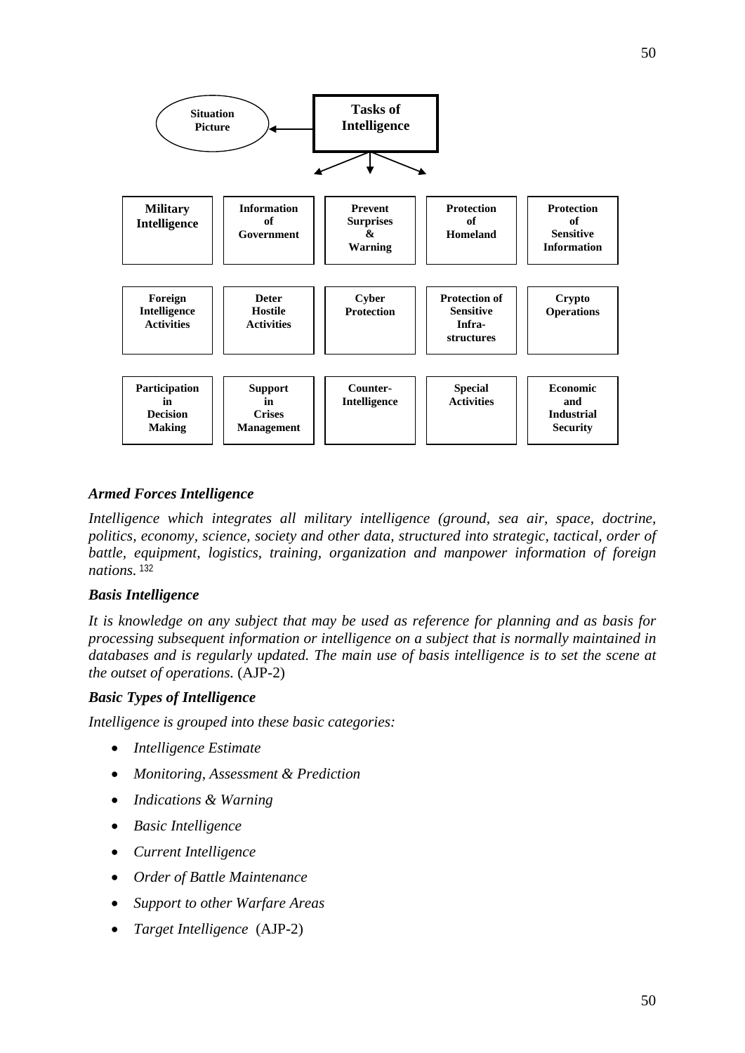**Tasks of Intelligence** → **Situation Picture**

| | | | | |
|---|---|---|---|---|
| **Military Intelligence** | **Information of Government** | **Prevent Surprises & Warning** | **Protection of Homeland** | **Protection of Sensitive Information** |
| **Foreign Intelligence Activities** | **Deter Hostile Activities** | **Cyber Protection** | **Protection of Sensitive Infra-structures** | **Crypto Operations** |
| **Participation in Decision Making** | **Support in Crises Management** | **Counter-Intelligence** | **Special Activities** | **Economic and Industrial Security** |

***Armed Forces Intelligence***

*Intelligence which integrates all military intelligence (ground, sea air, space, doctrine, politics, economy, science, society and other data, structured into strategic, tactical, order of battle, equipment, logistics, training, organization and manpower information of foreign nations.* [132]

***Basis Intelligence***

*It is knowledge on any subject that may be used as reference for planning and as basis for processing subsequent information or intelligence on a subject that is normally maintained in databases and is regularly updated. The main use of basis intelligence is to set the scene at the outset of operations.* (AJP-2)

***Basic Types of Intelligence***

*Intelligence is grouped into these basic categories:*

- *Intelligence Estimate*
- *Monitoring, Assessment & Prediction*
- *Indications & Warning*
- *Basic Intelligence*
- *Current Intelligence*
- *Order of Battle Maintenance*
- *Support to other Warfare Areas*
- *Target Intelligence* (AJP-2)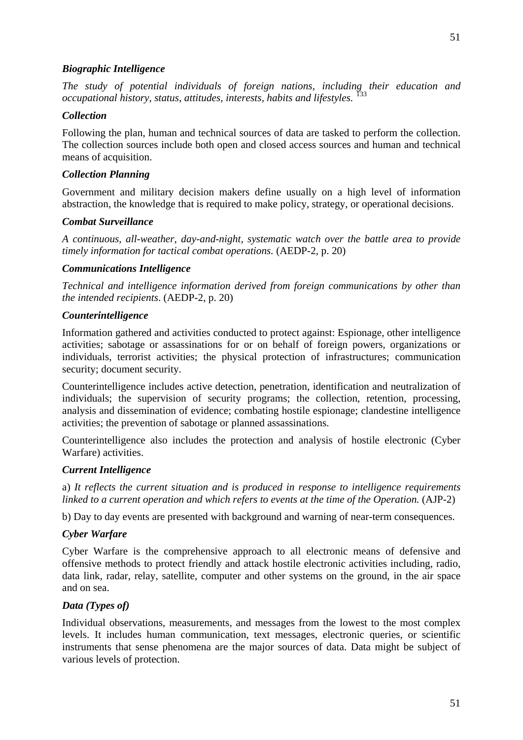***Biographic Intelligence***

*The study of potential individuals of foreign nations, including their education and occupational history, status, attitudes, interests, habits and lifestyles.* [133]

***Collection***

Following the plan, human and technical sources of data are tasked to perform the collection. The collection sources include both open and closed access sources and human and technical means of acquisition.

***Collection Planning***

Government and military decision makers define usually on a high level of information abstraction, the knowledge that is required to make policy, strategy, or operational decisions.

***Combat Surveillance***

*A continuous, all-weather, day-and-night, systematic watch over the battle area to provide timely information for tactical combat operations.* (AEDP-2, p. 20)

***Communications Intelligence***

*Technical and intelligence information derived from foreign communications by other than the intended recipients*. (AEDP-2, p. 20)

***Counterintelligence***

Information gathered and activities conducted to protect against: Espionage, other intelligence activities; sabotage or assassinations for or on behalf of foreign powers, organizations or individuals, terrorist activities; the physical protection of infrastructures; communication security; document security.

Counterintelligence includes active detection, penetration, identification and neutralization of individuals; the supervision of security programs; the collection, retention, processing, analysis and dissemination of evidence; combating hostile espionage; clandestine intelligence activities; the prevention of sabotage or planned assassinations.

Counterintelligence also includes the protection and analysis of hostile electronic (Cyber Warfare) activities.

***Current Intelligence***

a) *It reflects the current situation and is produced in response to intelligence requirements linked to a current operation and which refers to events at the time of the Operation.* (AJP-2)

b) Day to day events are presented with background and warning of near-term consequences.

***Cyber Warfare***

Cyber Warfare is the comprehensive approach to all electronic means of defensive and offensive methods to protect friendly and attack hostile electronic activities including, radio, data link, radar, relay, satellite, computer and other systems on the ground, in the air space and on sea.

***Data (Types of)***

Individual observations, measurements, and messages from the lowest to the most complex levels. It includes human communication, text messages, electronic queries, or scientific instruments that sense phenomena are the major sources of data. Data might be subject of various levels of protection.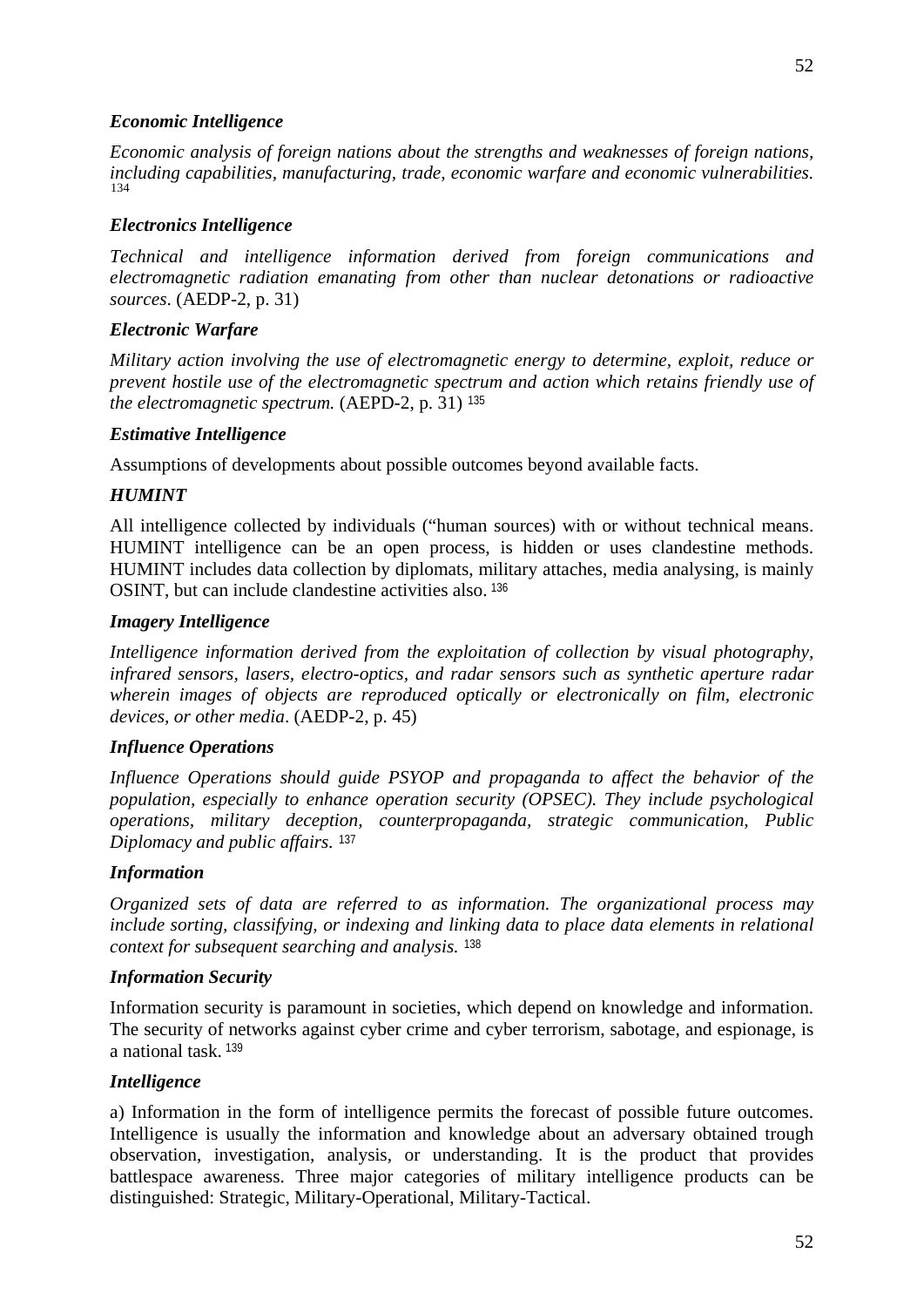***Economic Intelligence***

*Economic analysis of foreign nations about the strengths and weaknesses of foreign nations, including capabilities, manufacturing, trade, economic warfare and economic vulnerabilities.* [134]

***Electronics Intelligence***

*Technical and intelligence information derived from foreign communications and electromagnetic radiation emanating from other than nuclear detonations or radioactive sources*. (AEDP-2, p. 31)

***Electronic Warfare***

*Military action involving the use of electromagnetic energy to determine, exploit, reduce or prevent hostile use of the electromagnetic spectrum and action which retains friendly use of the electromagnetic spectrum.* (AEPD-2, p. 31) [135]

***Estimative Intelligence***

Assumptions of developments about possible outcomes beyond available facts.

***HUMINT***

All intelligence collected by individuals ("human sources) with or without technical means. HUMINT intelligence can be an open process, is hidden or uses clandestine methods. HUMINT includes data collection by diplomats, military attaches, media analysing, is mainly OSINT, but can include clandestine activities also. [136]

***Imagery Intelligence***

*Intelligence information derived from the exploitation of collection by visual photography, infrared sensors, lasers, electro-optics, and radar sensors such as synthetic aperture radar wherein images of objects are reproduced optically or electronically on film, electronic devices, or other media*. (AEDP-2, p. 45)

***Influence Operations***

*Influence Operations should guide PSYOP and propaganda to affect the behavior of the population, especially to enhance operation security (OPSEC). They include psychological operations, military deception, counterpropaganda, strategic communication, Public Diplomacy and public affairs.* [137]

***Information***

*Organized sets of data are referred to as information. The organizational process may include sorting, classifying, or indexing and linking data to place data elements in relational context for subsequent searching and analysis.* [138]

***Information Security***

Information security is paramount in societies, which depend on knowledge and information. The security of networks against cyber crime and cyber terrorism, sabotage, and espionage, is a national task. [139]

***Intelligence***

a) Information in the form of intelligence permits the forecast of possible future outcomes. Intelligence is usually the information and knowledge about an adversary obtained trough observation, investigation, analysis, or understanding. It is the product that provides battlespace awareness. Three major categories of military intelligence products can be distinguished: Strategic, Military-Operational, Military-Tactical.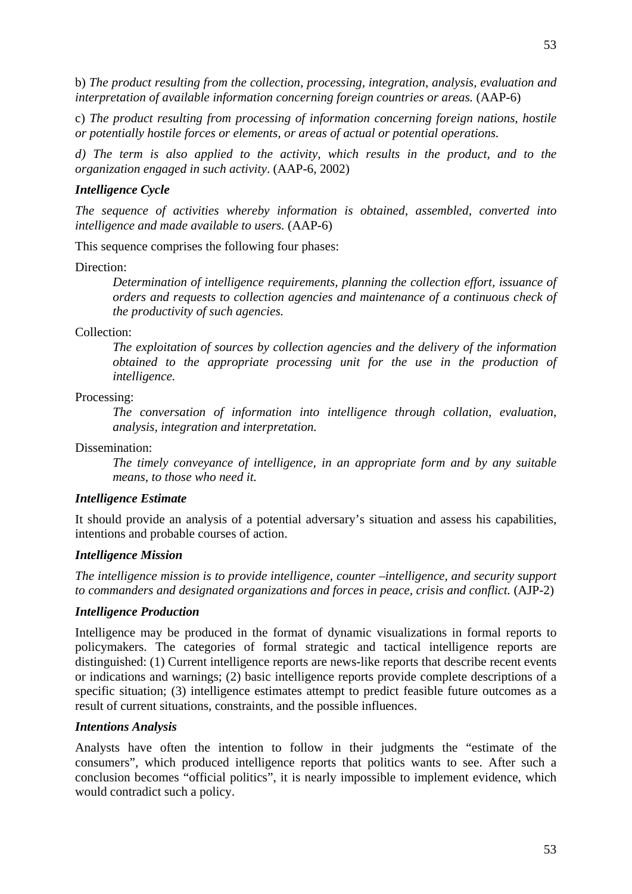b) *The product resulting from the collection, processing, integration, analysis, evaluation and interpretation of available information concerning foreign countries or areas.* (AAP-6)

c) *The product resulting from processing of information concerning foreign nations, hostile or potentially hostile forces or elements, or areas of actual or potential operations.*

*d) The term is also applied to the activity, which results in the product, and to the organization engaged in such activity*. (AAP-6, 2002)

***Intelligence Cycle***

*The sequence of activities whereby information is obtained, assembled, converted into intelligence and made available to users.* (AAP-6)

This sequence comprises the following four phases:

Direction:

> *Determination of intelligence requirements, planning the collection effort, issuance of orders and requests to collection agencies and maintenance of a continuous check of the productivity of such agencies.*

Collection:

> *The exploitation of sources by collection agencies and the delivery of the information obtained to the appropriate processing unit for the use in the production of intelligence.*

Processing:

> *The conversation of information into intelligence through collation, evaluation, analysis, integration and interpretation.*

Dissemination:

> *The timely conveyance of intelligence, in an appropriate form and by any suitable means, to those who need it.*

***Intelligence Estimate***

It should provide an analysis of a potential adversary's situation and assess his capabilities, intentions and probable courses of action.

***Intelligence Mission***

*The intelligence mission is to provide intelligence, counter –intelligence, and security support to commanders and designated organizations and forces in peace, crisis and conflict.* (AJP-2)

***Intelligence Production***

Intelligence may be produced in the format of dynamic visualizations in formal reports to policymakers. The categories of formal strategic and tactical intelligence reports are distinguished: (1) Current intelligence reports are news-like reports that describe recent events or indications and warnings; (2) basic intelligence reports provide complete descriptions of a specific situation; (3) intelligence estimates attempt to predict feasible future outcomes as a result of current situations, constraints, and the possible influences.

***Intentions Analysis***

Analysts have often the intention to follow in their judgments the "estimate of the consumers", which produced intelligence reports that politics wants to see. After such a conclusion becomes "official politics", it is nearly impossible to implement evidence, which would contradict such a policy.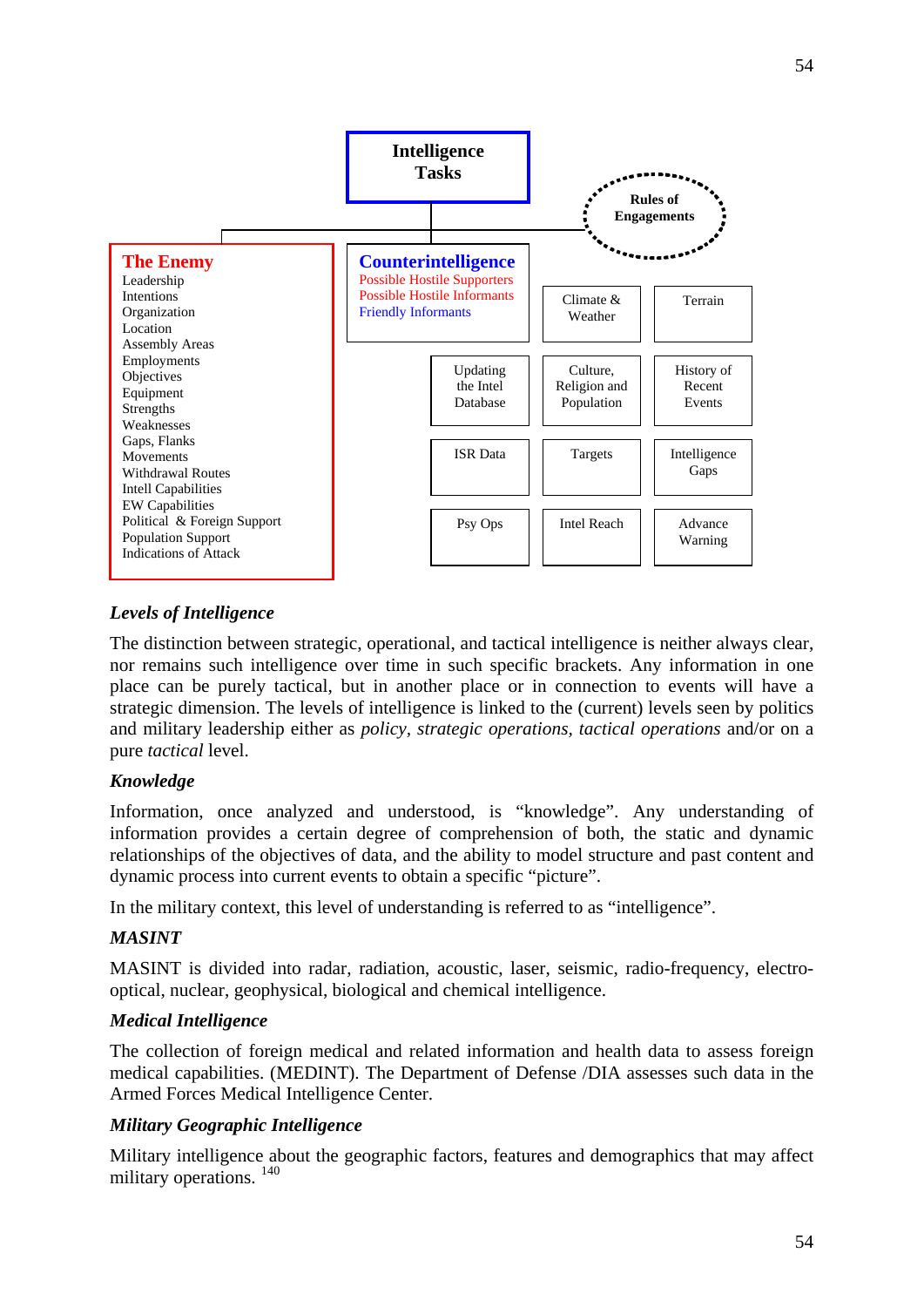**Intelligence Tasks**

**Rules of Engagements**

**The Enemy**
- Leadership
- Intentions
- Organization
- Location
- Assembly Areas
- Employments
- Objectives
- Equipment
- Strengths
- Weaknesses
- Gaps, Flanks
- Movements
- Withdrawal Routes
- Intell Capabilities
- EW Capabilities
- Political & Foreign Support
- Population Support
- Indications of Attack

**Counterintelligence**
- Possible Hostile Supporters
- Possible Hostile Informants
- Friendly Informants

| | | |
|---|---|---|
| | Climate & Weather | Terrain |
| Updating the Intel Database | Culture, Religion and Population | History of Recent Events |
| ISR Data | Targets | Intelligence Gaps |
| Psy Ops | Intel Reach | Advance Warning |

### *Levels of Intelligence*

The distinction between strategic, operational, and tactical intelligence is neither always clear, nor remains such intelligence over time in such specific brackets. Any information in one place can be purely tactical, but in another place or in connection to events will have a strategic dimension. The levels of intelligence is linked to the (current) levels seen by politics and military leadership either as *policy*, *strategic operations*, *tactical operations* and/or on a pure *tactical* level.

### *Knowledge*

Information, once analyzed and understood, is "knowledge". Any understanding of information provides a certain degree of comprehension of both, the static and dynamic relationships of the objectives of data, and the ability to model structure and past content and dynamic process into current events to obtain a specific "picture".

In the military context, this level of understanding is referred to as "intelligence".

### *MASINT*

MASINT is divided into radar, radiation, acoustic, laser, seismic, radio-frequency, electro-optical, nuclear, geophysical, biological and chemical intelligence.

### *Medical Intelligence*

The collection of foreign medical and related information and health data to assess foreign medical capabilities. (MEDINT). The Department of Defense /DIA assesses such data in the Armed Forces Medical Intelligence Center.

### *Military Geographic Intelligence*

Military intelligence about the geographic factors, features and demographics that may affect military operations. [140]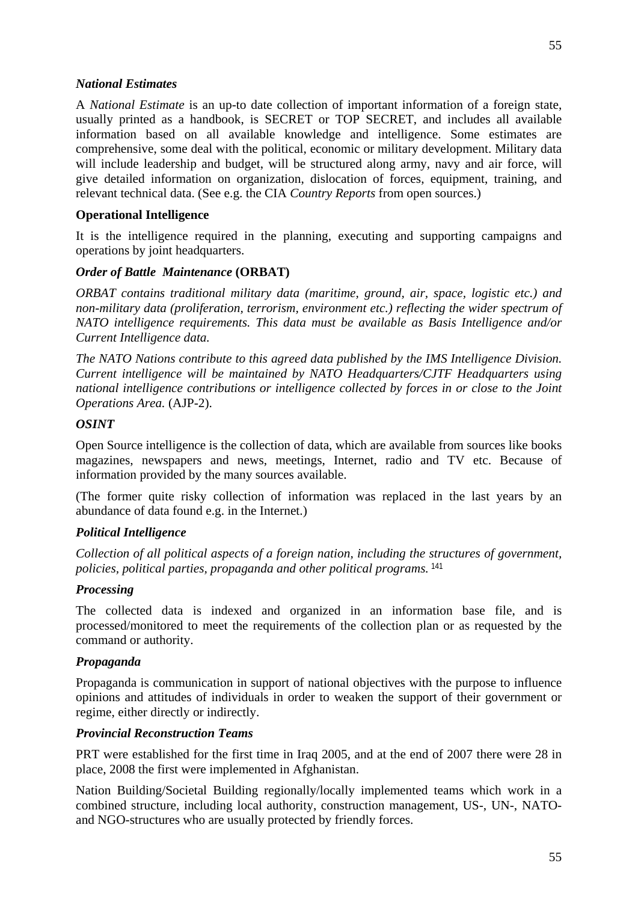### *National Estimates*

A *National Estimate* is an up-to date collection of important information of a foreign state, usually printed as a handbook, is SECRET or TOP SECRET, and includes all available information based on all available knowledge and intelligence. Some estimates are comprehensive, some deal with the political, economic or military development. Military data will include leadership and budget, will be structured along army, navy and air force, will give detailed information on organization, dislocation of forces, equipment, training, and relevant technical data. (See e.g. the CIA *Country Reports* from open sources.)

### **Operational Intelligence**

It is the intelligence required in the planning, executing and supporting campaigns and operations by joint headquarters.

### *Order of Battle Maintenance* **(ORBAT)**

*ORBAT contains traditional military data (maritime, ground, air, space, logistic etc.) and non-military data (proliferation, terrorism, environment etc.) reflecting the wider spectrum of NATO intelligence requirements. This data must be available as Basis Intelligence and/or Current Intelligence data.*

*The NATO Nations contribute to this agreed data published by the IMS Intelligence Division. Current intelligence will be maintained by NATO Headquarters/CJTF Headquarters using national intelligence contributions or intelligence collected by forces in or close to the Joint Operations Area.* (AJP-2).

### *OSINT*

Open Source intelligence is the collection of data, which are available from sources like books magazines, newspapers and news, meetings, Internet, radio and TV etc. Because of information provided by the many sources available.

(The former quite risky collection of information was replaced in the last years by an abundance of data found e.g. in the Internet.)

### *Political Intelligence*

*Collection of all political aspects of a foreign nation, including the structures of government, policies, political parties, propaganda and other political programs.* [141]

### *Processing*

The collected data is indexed and organized in an information base file, and is processed/monitored to meet the requirements of the collection plan or as requested by the command or authority.

### *Propaganda*

Propaganda is communication in support of national objectives with the purpose to influence opinions and attitudes of individuals in order to weaken the support of their government or regime, either directly or indirectly.

### *Provincial Reconstruction Teams*

PRT were established for the first time in Iraq 2005, and at the end of 2007 there were 28 in place, 2008 the first were implemented in Afghanistan.

Nation Building/Societal Building regionally/locally implemented teams which work in a combined structure, including local authority, construction management, US-, UN-, NATO- and NGO-structures who are usually protected by friendly forces.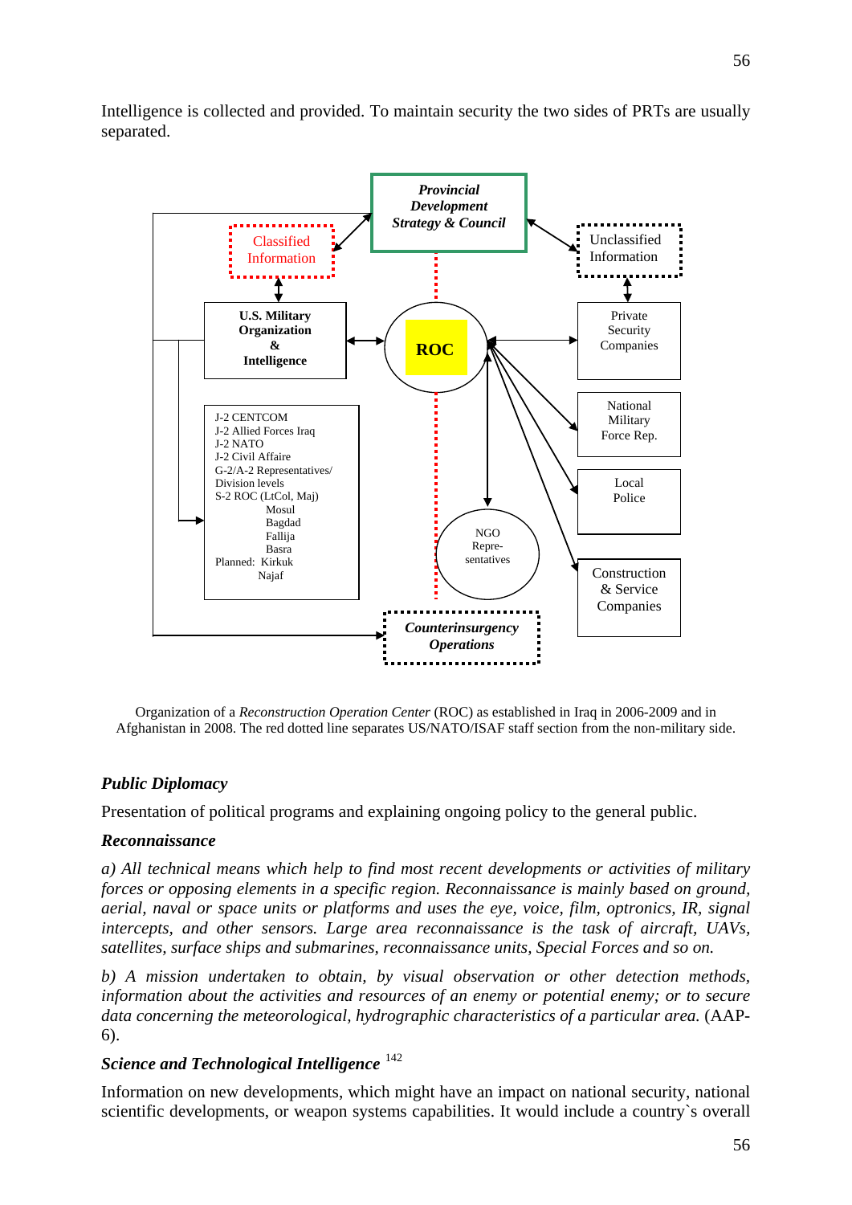Intelligence is collected and provided. To maintain security the two sides of PRTs are usually separated.

Provincial Development Strategy & Council

Classified Information

Unclassified Information

U.S. Military Organization & Intelligence

ROC

Private Security Companies

National Military Force Rep.

Local Police

Construction & Service Companies

NGO Repre-sentatives

J-2 CENTCOM
J-2 Allied Forces Iraq
J-2 NATO
J-2 Civil Affaire
G-2/A-2 Representatives/ Division levels
S-2 ROC (LtCol, Maj)
Mosul
Bagdad
Fallija
Basra
Planned: Kirkuk
Najaf

Counterinsurgency Operations

Organization of a *Reconstruction Operation Center* (ROC) as established in Iraq in 2006-2009 and in Afghanistan in 2008. The red dotted line separates US/NATO/ISAF staff section from the non-military side.

### *Public Diplomacy*

Presentation of political programs and explaining ongoing policy to the general public.

### *Reconnaissance*

*a) All technical means which help to find most recent developments or activities of military forces or opposing elements in a specific region. Reconnaissance is mainly based on ground, aerial, naval or space units or platforms and uses the eye, voice, film, optronics, IR, signal intercepts, and other sensors. Large area reconnaissance is the task of aircraft, UAVs, satellites, surface ships and submarines, reconnaissance units, Special Forces and so on.*

*b) A mission undertaken to obtain, by visual observation or other detection methods, information about the activities and resources of an enemy or potential enemy; or to secure data concerning the meteorological, hydrographic characteristics of a particular area.* (AAP-6).

### *Science and Technological Intelligence* [142]

Information on new developments, which might have an impact on national security, national scientific developments, or weapon systems capabilities. It would include a country`s overall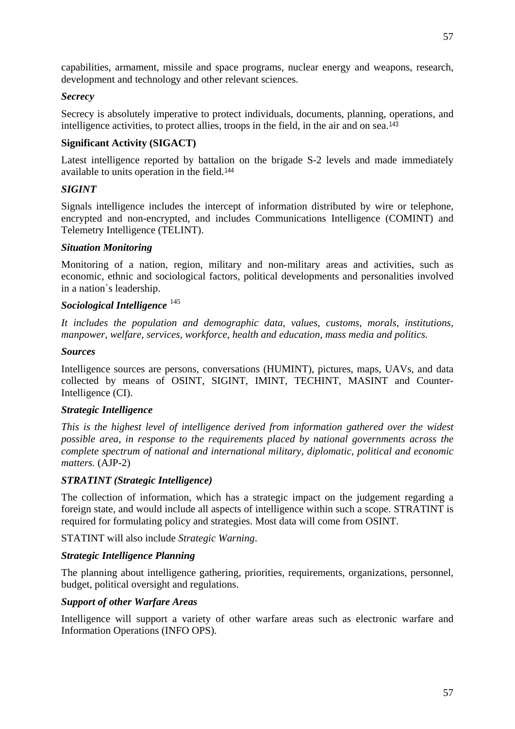capabilities, armament, missile and space programs, nuclear energy and weapons, research, development and technology and other relevant sciences.

***Secrecy***

Secrecy is absolutely imperative to protect individuals, documents, planning, operations, and intelligence activities, to protect allies, troops in the field, in the air and on sea.[143]

**Significant Activity (SIGACT)**

Latest intelligence reported by battalion on the brigade S-2 levels and made immediately available to units operation in the field.[144]

***SIGINT***

Signals intelligence includes the intercept of information distributed by wire or telephone, encrypted and non-encrypted, and includes Communications Intelligence (COMINT) and Telemetry Intelligence (TELINT).

***Situation Monitoring***

Monitoring of a nation, region, military and non-military areas and activities, such as economic, ethnic and sociological factors, political developments and personalities involved in a nation`s leadership.

***Sociological Intelligence*** [145]

*It includes the population and demographic data, values, customs, morals, institutions, manpower, welfare, services, workforce, health and education, mass media and politics.*

***Sources***

Intelligence sources are persons, conversations (HUMINT), pictures, maps, UAVs, and data collected by means of OSINT, SIGINT, IMINT, TECHINT, MASINT and Counter-Intelligence (CI).

***Strategic Intelligence***

*This is the highest level of intelligence derived from information gathered over the widest possible area, in response to the requirements placed by national governments across the complete spectrum of national and international military, diplomatic, political and economic matters.* (AJP-2)

***STRATINT (Strategic Intelligence)***

The collection of information, which has a strategic impact on the judgement regarding a foreign state, and would include all aspects of intelligence within such a scope. STRATINT is required for formulating policy and strategies. Most data will come from OSINT.

STATINT will also include *Strategic Warning*.

***Strategic Intelligence Planning***

The planning about intelligence gathering, priorities, requirements, organizations, personnel, budget, political oversight and regulations.

***Support of other Warfare Areas***

Intelligence will support a variety of other warfare areas such as electronic warfare and Information Operations (INFO OPS).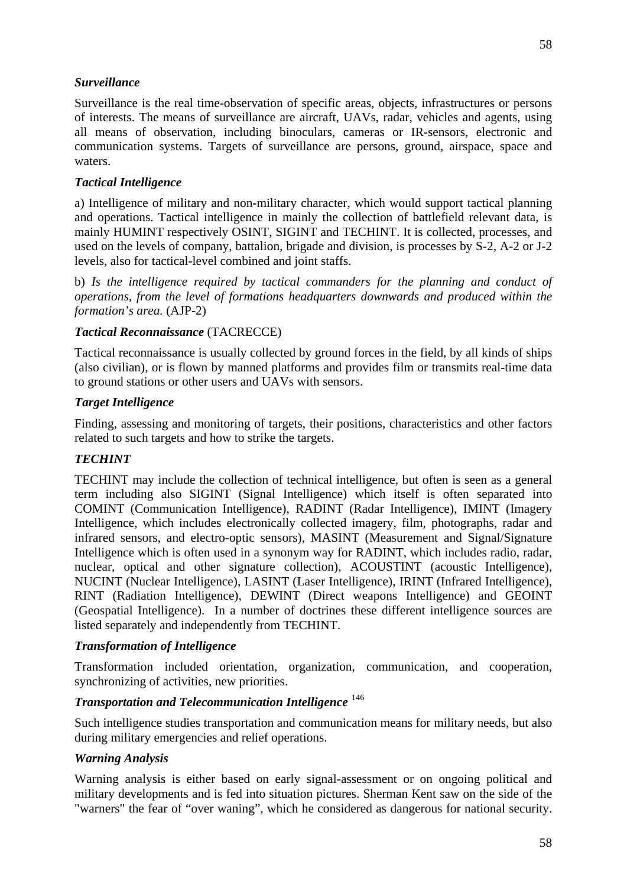***Surveillance***

Surveillance is the real time-observation of specific areas, objects, infrastructures or persons of interests. The means of surveillance are aircraft, UAVs, radar, vehicles and agents, using all means of observation, including binoculars, cameras or IR-sensors, electronic and communication systems. Targets of surveillance are persons, ground, airspace, space and waters.

***Tactical Intelligence***

a) Intelligence of military and non-military character, which would support tactical planning and operations. Tactical intelligence in mainly the collection of battlefield relevant data, is mainly HUMINT respectively OSINT, SIGINT and TECHINT. It is collected, processes, and used on the levels of company, battalion, brigade and division, is processes by S-2, A-2 or J-2 levels, also for tactical-level combined and joint staffs.

b) *Is the intelligence required by tactical commanders for the planning and conduct of operations, from the level of formations headquarters downwards and produced within the formation's area.* (AJP-2)

***Tactical Reconnaissance*** (TACRECCE)

Tactical reconnaissance is usually collected by ground forces in the field, by all kinds of ships (also civilian), or is flown by manned platforms and provides film or transmits real-time data to ground stations or other users and UAVs with sensors.

***Target Intelligence***

Finding, assessing and monitoring of targets, their positions, characteristics and other factors related to such targets and how to strike the targets.

***TECHINT***

TECHINT may include the collection of technical intelligence, but often is seen as a general term including also SIGINT (Signal Intelligence) which itself is often separated into COMINT (Communication Intelligence), RADINT (Radar Intelligence), IMINT (Imagery Intelligence, which includes electronically collected imagery, film, photographs, radar and infrared sensors, and electro-optic sensors), MASINT (Measurement and Signal/Signature Intelligence which is often used in a synonym way for RADINT, which includes radio, radar, nuclear, optical and other signature collection), ACOUSTINT (acoustic Intelligence), NUCINT (Nuclear Intelligence), LASINT (Laser Intelligence), IRINT (Infrared Intelligence), RINT (Radiation Intelligence), DEWINT (Direct weapons Intelligence) and GEOINT (Geospatial Intelligence). In a number of doctrines these different intelligence sources are listed separately and independently from TECHINT.

***Transformation of Intelligence***

Transformation included orientation, organization, communication, and cooperation, synchronizing of activities, new priorities.

***Transportation and Telecommunication Intelligence*** [146]

Such intelligence studies transportation and communication means for military needs, but also during military emergencies and relief operations.

***Warning Analysis***

Warning analysis is either based on early signal-assessment or on ongoing political and military developments and is fed into situation pictures. Sherman Kent saw on the side of the "warners" the fear of "over waning", which he considered as dangerous for national security.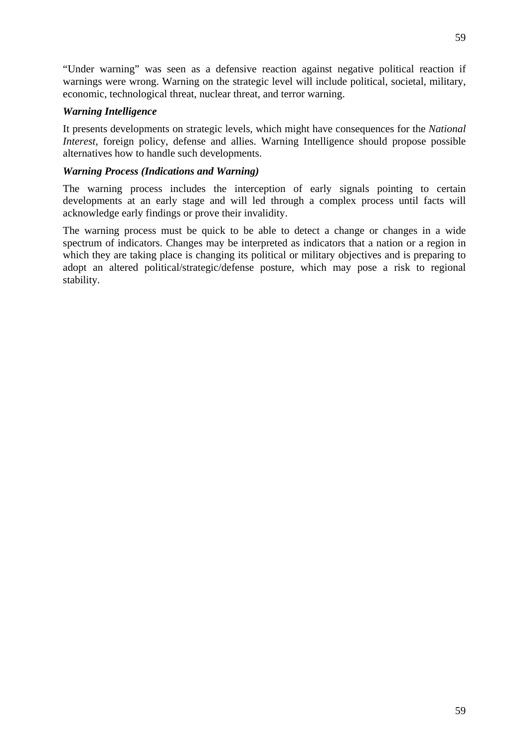"Under warning" was seen as a defensive reaction against negative political reaction if warnings were wrong. Warning on the strategic level will include political, societal, military, economic, technological threat, nuclear threat, and terror warning.

***Warning Intelligence***

It presents developments on strategic levels, which might have consequences for the *National Interest*, foreign policy, defense and allies. Warning Intelligence should propose possible alternatives how to handle such developments.

***Warning Process (Indications and Warning)***

The warning process includes the interception of early signals pointing to certain developments at an early stage and will led through a complex process until facts will acknowledge early findings or prove their invalidity.

The warning process must be quick to be able to detect a change or changes in a wide spectrum of indicators. Changes may be interpreted as indicators that a nation or a region in which they are taking place is changing its political or military objectives and is preparing to adopt an altered political/strategic/defense posture, which may pose a risk to regional stability.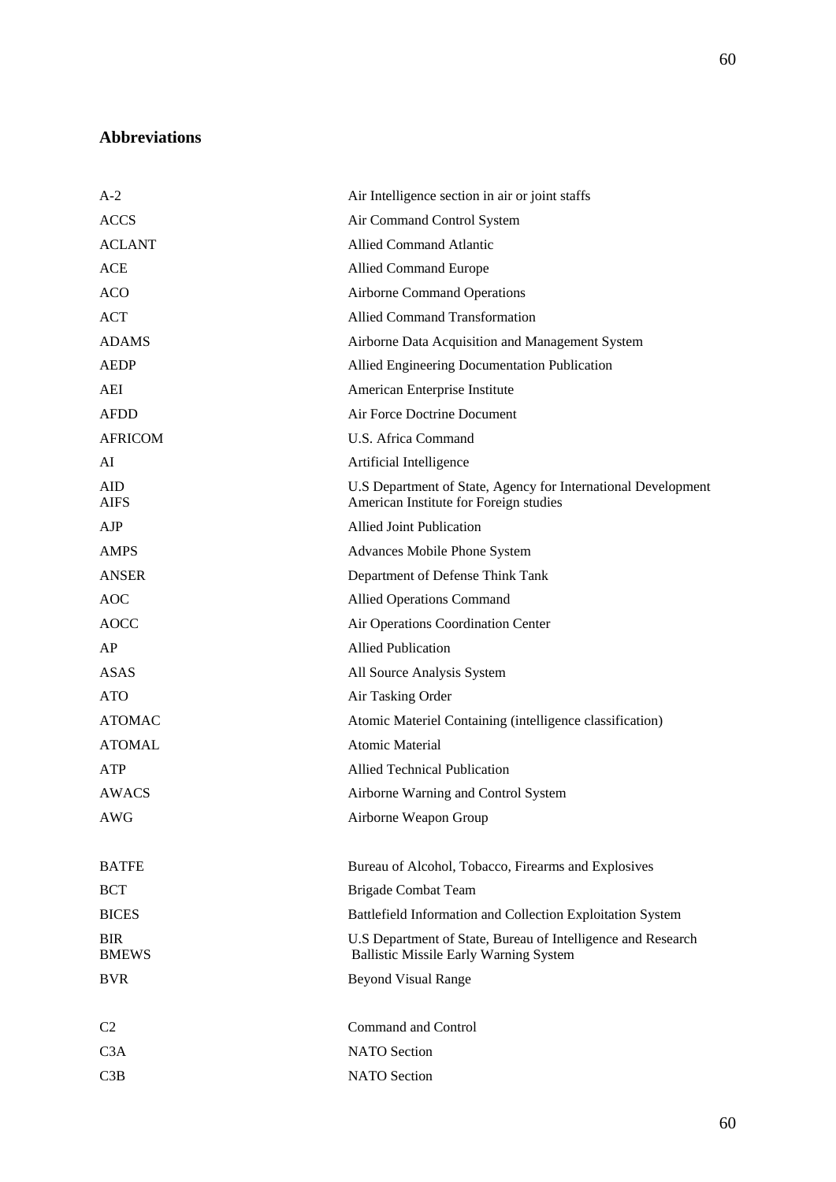## Abbreviations

| | |
|---|---|
| A-2 | Air Intelligence section in air or joint staffs |
| ACCS | Air Command Control System |
| ACLANT | Allied Command Atlantic |
| ACE | Allied Command Europe |
| ACO | Airborne Command Operations |
| ACT | Allied Command Transformation |
| ADAMS | Airborne Data Acquisition and Management System |
| AEDP | Allied Engineering Documentation Publication |
| AEI | American Enterprise Institute |
| AFDD | Air Force Doctrine Document |
| AFRICOM | U.S. Africa Command |
| AI | Artificial Intelligence |
| AID | U.S Department of State, Agency for International Development |
| AIFS | American Institute for Foreign studies |
| AJP | Allied Joint Publication |
| AMPS | Advances Mobile Phone System |
| ANSER | Department of Defense Think Tank |
| AOC | Allied Operations Command |
| AOCC | Air Operations Coordination Center |
| AP | Allied Publication |
| ASAS | All Source Analysis System |
| ATO | Air Tasking Order |
| ATOMAC | Atomic Materiel Containing (intelligence classification) |
| ATOMAL | Atomic Material |
| ATP | Allied Technical Publication |
| AWACS | Airborne Warning and Control System |
| AWG | Airborne Weapon Group |
| | |
| BATFE | Bureau of Alcohol, Tobacco, Firearms and Explosives |
| BCT | Brigade Combat Team |
| BICES | Battlefield Information and Collection Exploitation System |
| BIR | U.S Department of State, Bureau of Intelligence and Research |
| BMEWS | Ballistic Missile Early Warning System |
| BVR | Beyond Visual Range |
| | |
| C2 | Command and Control |
| C3A | NATO Section |
| C3B | NATO Section |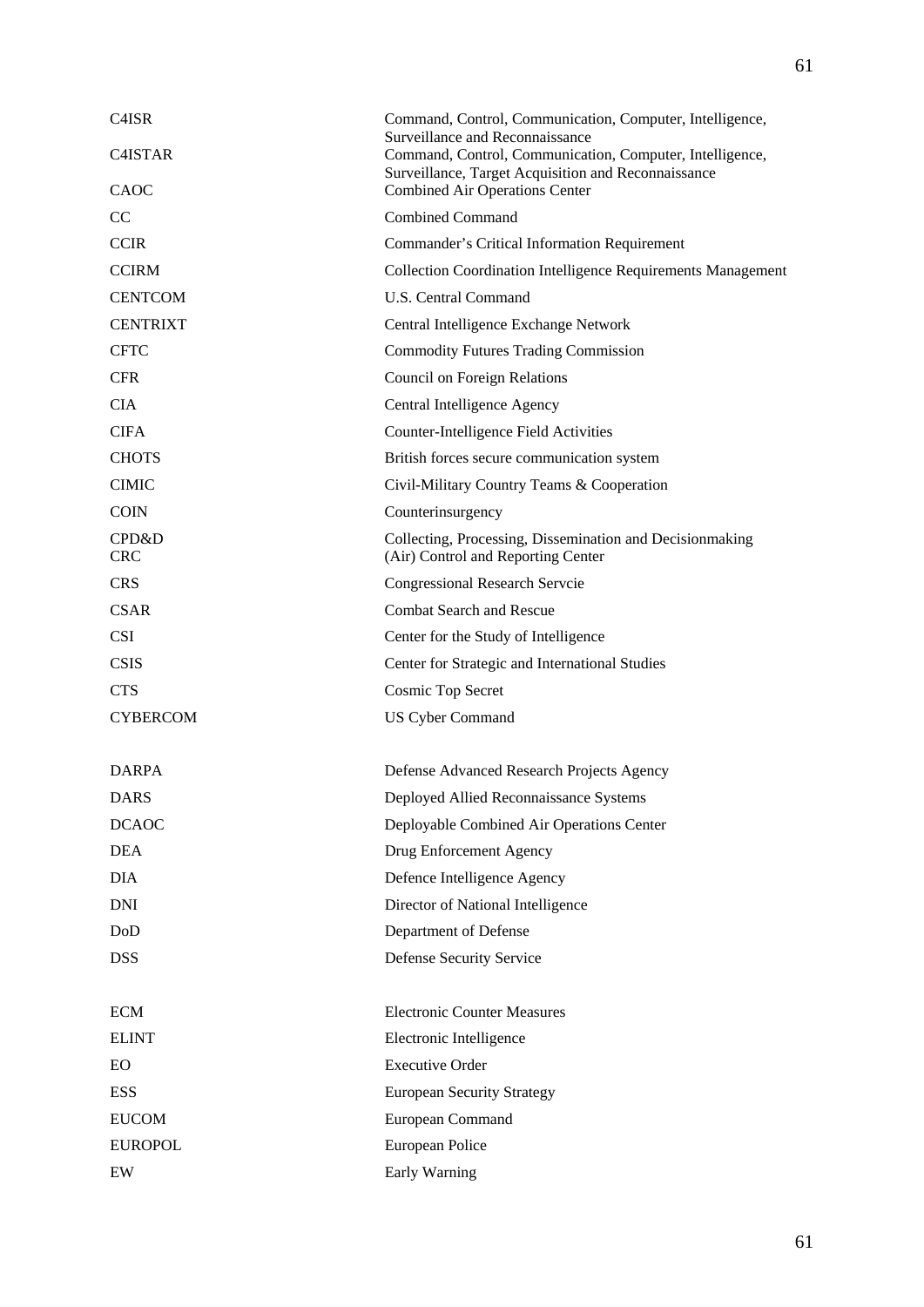| | |
|---|---|
| C4ISR | Command, Control, Communication, Computer, Intelligence, Surveillance and Reconnaissance |
| C4ISTAR | Command, Control, Communication, Computer, Intelligence, Surveillance, Target Acquisition and Reconnaissance |
| CAOC | Combined Air Operations Center |
| CC | Combined Command |
| CCIR | Commander's Critical Information Requirement |
| CCIRM | Collection Coordination Intelligence Requirements Management |
| CENTCOM | U.S. Central Command |
| CENTRIXT | Central Intelligence Exchange Network |
| CFTC | Commodity Futures Trading Commission |
| CFR | Council on Foreign Relations |
| CIA | Central Intelligence Agency |
| CIFA | Counter-Intelligence Field Activities |
| CHOTS | British forces secure communication system |
| CIMIC | Civil-Military Country Teams & Cooperation |
| COIN | Counterinsurgency |
| CPD&D | Collecting, Processing, Dissemination and Decisionmaking |
| CRC | (Air) Control and Reporting Center |
| CRS | Congressional Research Servcie |
| CSAR | Combat Search and Rescue |
| CSI | Center for the Study of Intelligence |
| CSIS | Center for Strategic and International Studies |
| CTS | Cosmic Top Secret |
| CYBERCOM | US Cyber Command |
| | |
| DARPA | Defense Advanced Research Projects Agency |
| DARS | Deployed Allied Reconnaissance Systems |
| DCAOC | Deployable Combined Air Operations Center |
| DEA | Drug Enforcement Agency |
| DIA | Defence Intelligence Agency |
| DNI | Director of National Intelligence |
| DoD | Department of Defense |
| DSS | Defense Security Service |
| | |
| ECM | Electronic Counter Measures |
| ELINT | Electronic Intelligence |
| EO | Executive Order |
| ESS | European Security Strategy |
| EUCOM | European Command |
| EUROPOL | European Police |
| EW | Early Warning |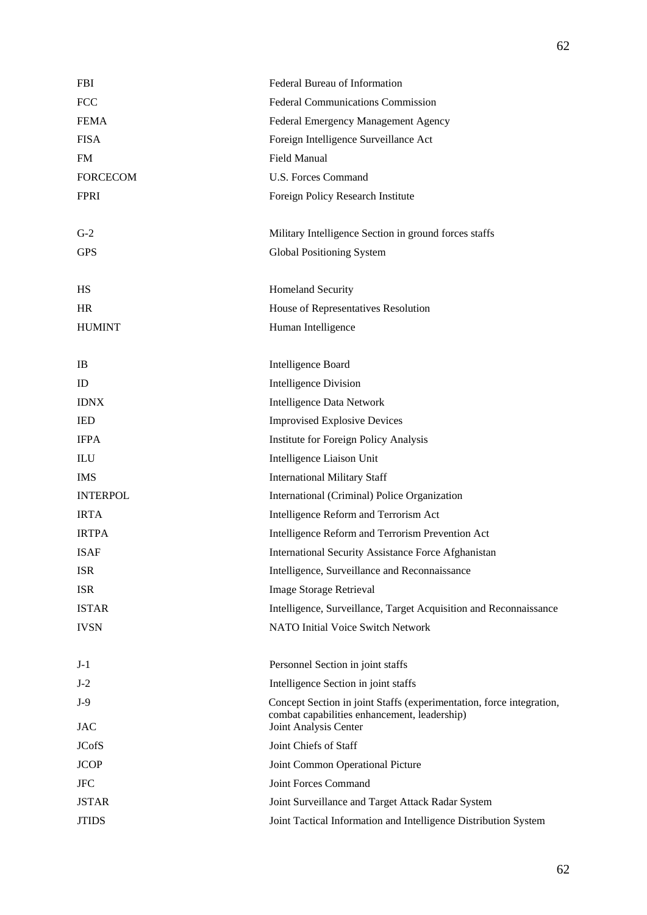| | |
|---|---|
| FBI | Federal Bureau of Information |
| FCC | Federal Communications Commission |
| FEMA | Federal Emergency Management Agency |
| FISA | Foreign Intelligence Surveillance Act |
| FM | Field Manual |
| FORCECOM | U.S. Forces Command |
| FPRI | Foreign Policy Research Institute |
| | |
| G-2 | Military Intelligence Section in ground forces staffs |
| GPS | Global Positioning System |
| | |
| HS | Homeland Security |
| HR | House of Representatives Resolution |
| HUMINT | Human Intelligence |
| | |
| IB | Intelligence Board |
| ID | Intelligence Division |
| IDNX | Intelligence Data Network |
| IED | Improvised Explosive Devices |
| IFPA | Institute for Foreign Policy Analysis |
| ILU | Intelligence Liaison Unit |
| IMS | International Military Staff |
| INTERPOL | International (Criminal) Police Organization |
| IRTA | Intelligence Reform and Terrorism Act |
| IRTPA | Intelligence Reform and Terrorism Prevention Act |
| ISAF | International Security Assistance Force Afghanistan |
| ISR | Intelligence, Surveillance and Reconnaissance |
| ISR | Image Storage Retrieval |
| ISTAR | Intelligence, Surveillance, Target Acquisition and Reconnaissance |
| IVSN | NATO Initial Voice Switch Network |
| | |
| J-1 | Personnel Section in joint staffs |
| J-2 | Intelligence Section in joint staffs |
| J-9 | Concept Section in joint Staffs (experimentation, force integration, combat capabilities enhancement, leadership) |
| JAC | Joint Analysis Center |
| JCofS | Joint Chiefs of Staff |
| JCOP | Joint Common Operational Picture |
| JFC | Joint Forces Command |
| JSTAR | Joint Surveillance and Target Attack Radar System |
| JTIDS | Joint Tactical Information and Intelligence Distribution System |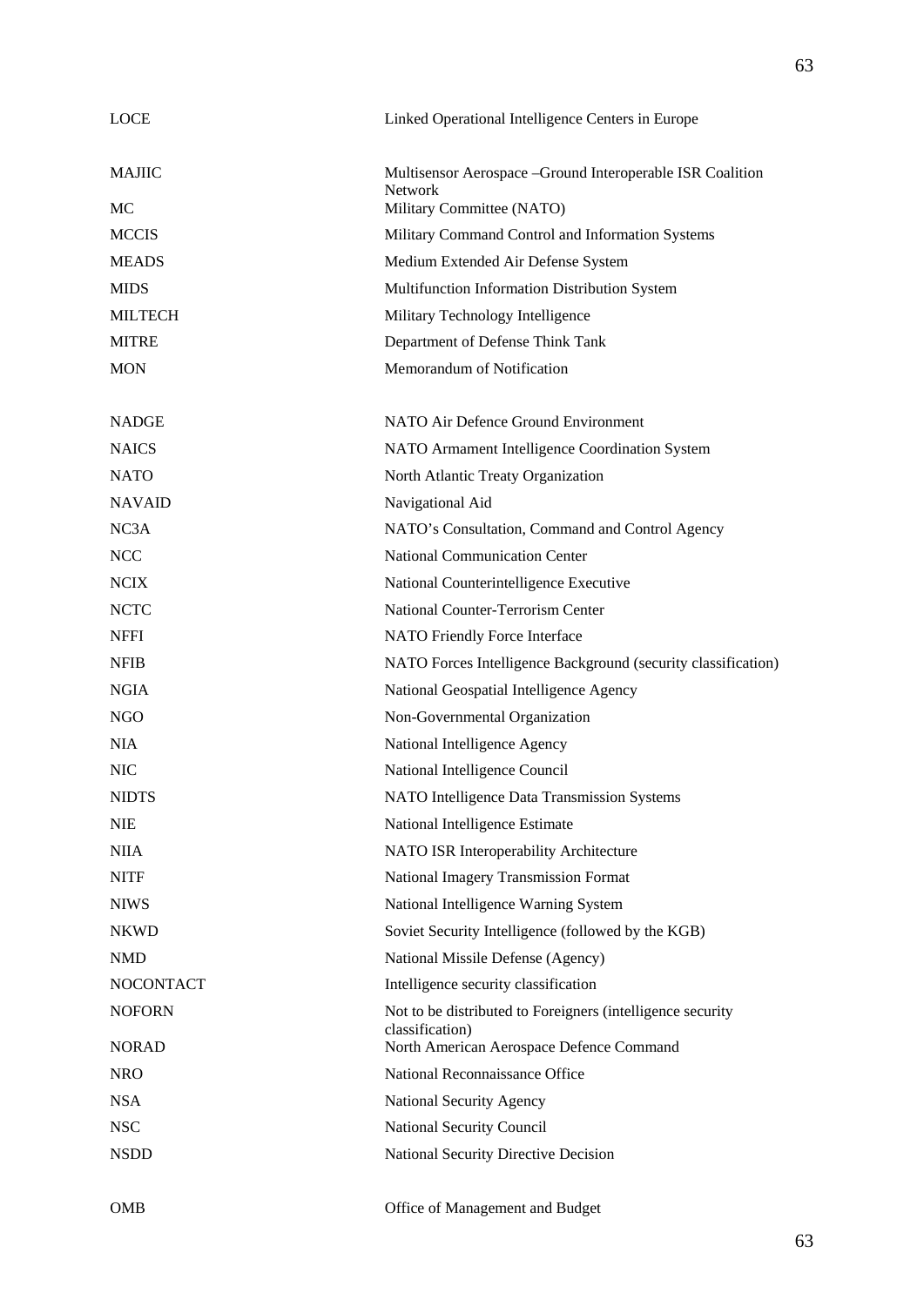| | |
|---|---|
| LOCE | Linked Operational Intelligence Centers in Europe |
| MAJIIC | Multisensor Aerospace –Ground Interoperable ISR Coalition Network |
| MC | Military Committee (NATO) |
| MCCIS | Military Command Control and Information Systems |
| MEADS | Medium Extended Air Defense System |
| MIDS | Multifunction Information Distribution System |
| MILTECH | Military Technology Intelligence |
| MITRE | Department of Defense Think Tank |
| MON | Memorandum of Notification |
| NADGE | NATO Air Defence Ground Environment |
| NAICS | NATO Armament Intelligence Coordination System |
| NATO | North Atlantic Treaty Organization |
| NAVAID | Navigational Aid |
| NC3A | NATO's Consultation, Command and Control Agency |
| NCC | National Communication Center |
| NCIX | National Counterintelligence Executive |
| NCTC | National Counter-Terrorism Center |
| NFFI | NATO Friendly Force Interface |
| NFIB | NATO Forces Intelligence Background (security classification) |
| NGIA | National Geospatial Intelligence Agency |
| NGO | Non-Governmental Organization |
| NIA | National Intelligence Agency |
| NIC | National Intelligence Council |
| NIDTS | NATO Intelligence Data Transmission Systems |
| NIE | National Intelligence Estimate |
| NIIA | NATO ISR Interoperability Architecture |
| NITF | National Imagery Transmission Format |
| NIWS | National Intelligence Warning System |
| NKWD | Soviet Security Intelligence (followed by the KGB) |
| NMD | National Missile Defense (Agency) |
| NOCONTACT | Intelligence security classification |
| NOFORN | Not to be distributed to Foreigners (intelligence security classification) |
| NORAD | North American Aerospace Defence Command |
| NRO | National Reconnaissance Office |
| NSA | National Security Agency |
| NSC | National Security Council |
| NSDD | National Security Directive Decision |
| OMB | Office of Management and Budget |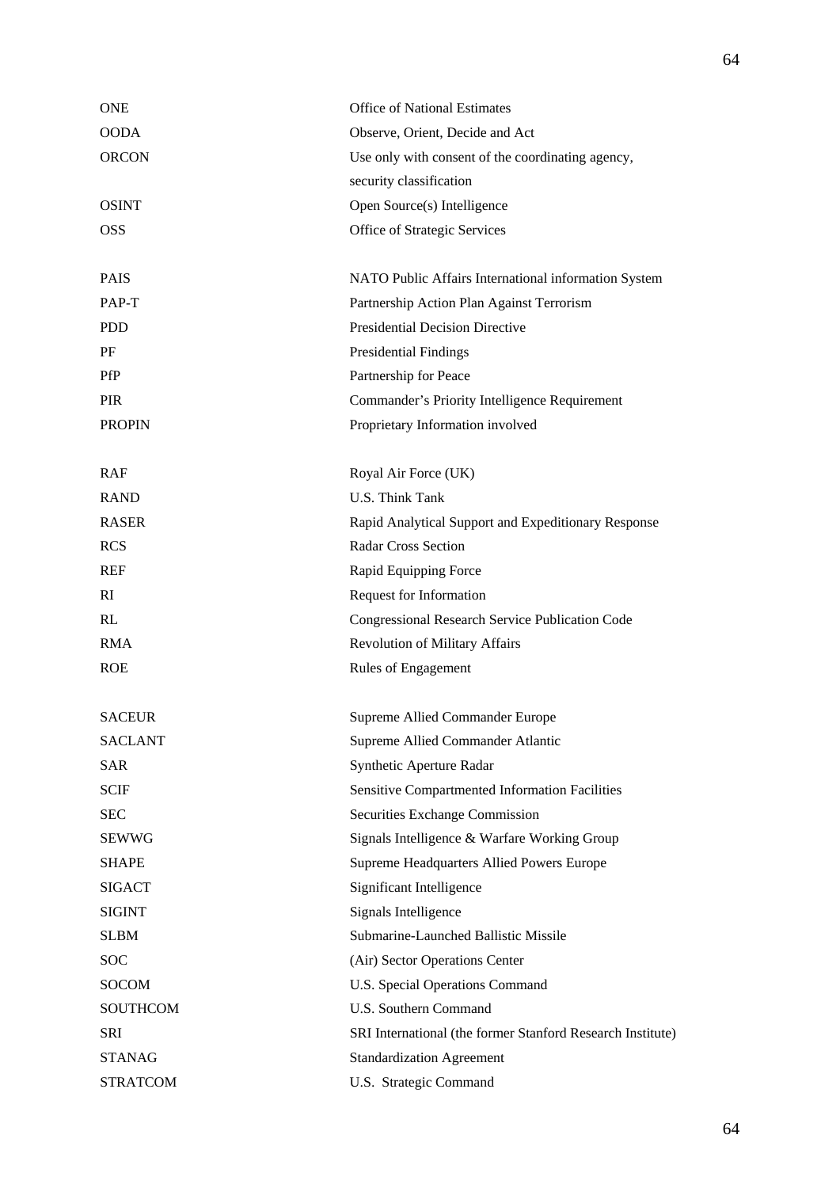| | |
|---|---|
| ONE | Office of National Estimates |
| OODA | Observe, Orient, Decide and Act |
| ORCON | Use only with consent of the coordinating agency, security classification |
| OSINT | Open Source(s) Intelligence |
| OSS | Office of Strategic Services |
| | |
| PAIS | NATO Public Affairs International information System |
| PAP-T | Partnership Action Plan Against Terrorism |
| PDD | Presidential Decision Directive |
| PF | Presidential Findings |
| PfP | Partnership for Peace |
| PIR | Commander's Priority Intelligence Requirement |
| PROPIN | Proprietary Information involved |
| | |
| RAF | Royal Air Force (UK) |
| RAND | U.S. Think Tank |
| RASER | Rapid Analytical Support and Expeditionary Response |
| RCS | Radar Cross Section |
| REF | Rapid Equipping Force |
| RI | Request for Information |
| RL | Congressional Research Service Publication Code |
| RMA | Revolution of Military Affairs |
| ROE | Rules of Engagement |
| | |
| SACEUR | Supreme Allied Commander Europe |
| SACLANT | Supreme Allied Commander Atlantic |
| SAR | Synthetic Aperture Radar |
| SCIF | Sensitive Compartmented Information Facilities |
| SEC | Securities Exchange Commission |
| SEWWG | Signals Intelligence & Warfare Working Group |
| SHAPE | Supreme Headquarters Allied Powers Europe |
| SIGACT | Significant Intelligence |
| SIGINT | Signals Intelligence |
| SLBM | Submarine-Launched Ballistic Missile |
| SOC | (Air) Sector Operations Center |
| SOCOM | U.S. Special Operations Command |
| SOUTHCOM | U.S. Southern Command |
| SRI | SRI International (the former Stanford Research Institute) |
| STANAG | Standardization Agreement |
| STRATCOM | U.S. Strategic Command |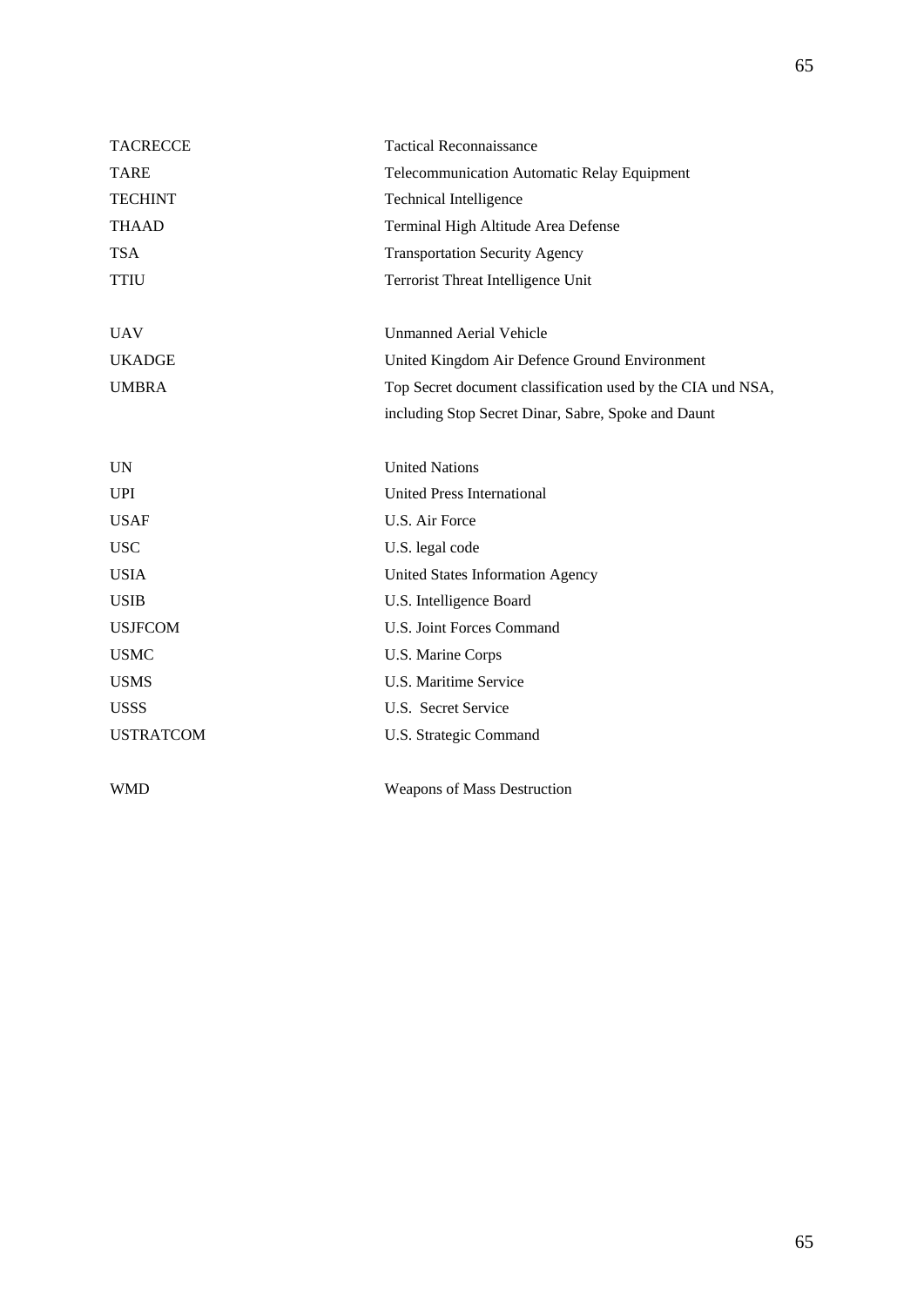| | |
|---|---|
| TACRECCE | Tactical Reconnaissance |
| TARE | Telecommunication Automatic Relay Equipment |
| TECHINT | Technical Intelligence |
| THAAD | Terminal High Altitude Area Defense |
| TSA | Transportation Security Agency |
| TTIU | Terrorist Threat Intelligence Unit |
| | |
| UAV | Unmanned Aerial Vehicle |
| UKADGE | United Kingdom Air Defence Ground Environment |
| UMBRA | Top Secret document classification used by the CIA und NSA, including Stop Secret Dinar, Sabre, Spoke and Daunt |
| | |
| UN | United Nations |
| UPI | United Press International |
| USAF | U.S. Air Force |
| USC | U.S. legal code |
| USIA | United States Information Agency |
| USIB | U.S. Intelligence Board |
| USJFCOM | U.S. Joint Forces Command |
| USMC | U.S. Marine Corps |
| USMS | U.S. Maritime Service |
| USSS | U.S. Secret Service |
| USTRATCOM | U.S. Strategic Command |
| | |
| WMD | Weapons of Mass Destruction |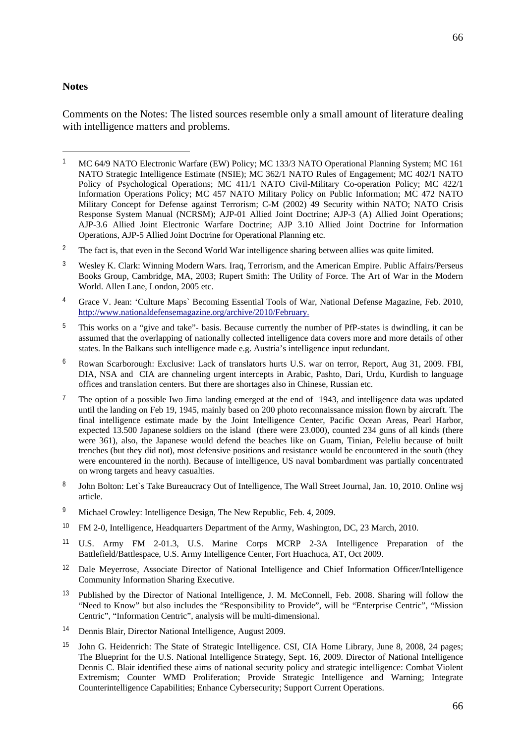**Notes**

Comments on the Notes: The listed sources resemble only a small amount of literature dealing with intelligence matters and problems.

[1] MC 64/9 NATO Electronic Warfare (EW) Policy; MC 133/3 NATO Operational Planning System; MC 161 NATO Strategic Intelligence Estimate (NSIE); MC 362/1 NATO Rules of Engagement; MC 402/1 NATO Policy of Psychological Operations; MC 411/1 NATO Civil-Military Co-operation Policy; MC 422/1 Information Operations Policy; MC 457 NATO Military Policy on Public Information; MC 472 NATO Military Concept for Defense against Terrorism; C-M (2002) 49 Security within NATO; NATO Crisis Response System Manual (NCRSM); AJP-01 Allied Joint Doctrine; AJP-3 (A) Allied Joint Operations; AJP-3.6 Allied Joint Electronic Warfare Doctrine; AJP 3.10 Allied Joint Doctrine for Information Operations, AJP-5 Allied Joint Doctrine for Operational Planning etc.

[2] The fact is, that even in the Second World War intelligence sharing between allies was quite limited.

[3] Wesley K. Clark: Winning Modern Wars. Iraq, Terrorism, and the American Empire. Public Affairs/Perseus Books Group, Cambridge, MA, 2003; Rupert Smith: The Utility of Force. The Art of War in the Modern World. Allen Lane, London, 2005 etc.

[4] Grace V. Jean: 'Culture Maps` Becoming Essential Tools of War, National Defense Magazine, Feb. 2010, http://www.nationaldefensemagazine.org/archive/2010/February.

[5] This works on a "give and take"- basis. Because currently the number of PfP-states is dwindling, it can be assumed that the overlapping of nationally collected intelligence data covers more and more details of other states. In the Balkans such intelligence made e.g. Austria's intelligence input redundant.

[6] Rowan Scarborough: Exclusive: Lack of translators hurts U.S. war on terror, Report, Aug 31, 2009. FBI, DIA, NSA and CIA are channeling urgent intercepts in Arabic, Pashto, Dari, Urdu, Kurdish to language offices and translation centers. But there are shortages also in Chinese, Russian etc.

[7] The option of a possible Iwo Jima landing emerged at the end of 1943, and intelligence data was updated until the landing on Feb 19, 1945, mainly based on 200 photo reconnaissance mission flown by aircraft. The final intelligence estimate made by the Joint Intelligence Center, Pacific Ocean Areas, Pearl Harbor, expected 13.500 Japanese soldiers on the island (there were 23.000), counted 234 guns of all kinds (there were 361), also, the Japanese would defend the beaches like on Guam, Tinian, Peleliu because of built trenches (but they did not), most defensive positions and resistance would be encountered in the south (they were encountered in the north). Because of intelligence, US naval bombardment was partially concentrated on wrong targets and heavy casualties.

[8] John Bolton: Let`s Take Bureaucracy Out of Intelligence, The Wall Street Journal, Jan. 10, 2010. Online wsj article.

[9] Michael Crowley: Intelligence Design, The New Republic, Feb. 4, 2009.

[10] FM 2-0, Intelligence, Headquarters Department of the Army, Washington, DC, 23 March, 2010.

[11] U.S. Army FM 2-01.3, U.S. Marine Corps MCRP 2-3A Intelligence Preparation of the Battlefield/Battlespace, U.S. Army Intelligence Center, Fort Huachuca, AT, Oct 2009.

[12] Dale Meyerrose, Associate Director of National Intelligence and Chief Information Officer/Intelligence Community Information Sharing Executive.

[13] Published by the Director of National Intelligence, J. M. McConnell, Feb. 2008. Sharing will follow the "Need to Know" but also includes the "Responsibility to Provide", will be "Enterprise Centric", "Mission Centric", "Information Centric", analysis will be multi-dimensional.

[14] Dennis Blair, Director National Intelligence, August 2009.

[15] John G. Heidenrich: The State of Strategic Intelligence. CSI, CIA Home Library, June 8, 2008, 24 pages; The Blueprint for the U.S. National Intelligence Strategy, Sept. 16, 2009. Director of National Intelligence Dennis C. Blair identified these aims of national security policy and strategic intelligence: Combat Violent Extremism; Counter WMD Proliferation; Provide Strategic Intelligence and Warning; Integrate Counterintelligence Capabilities; Enhance Cybersecurity; Support Current Operations.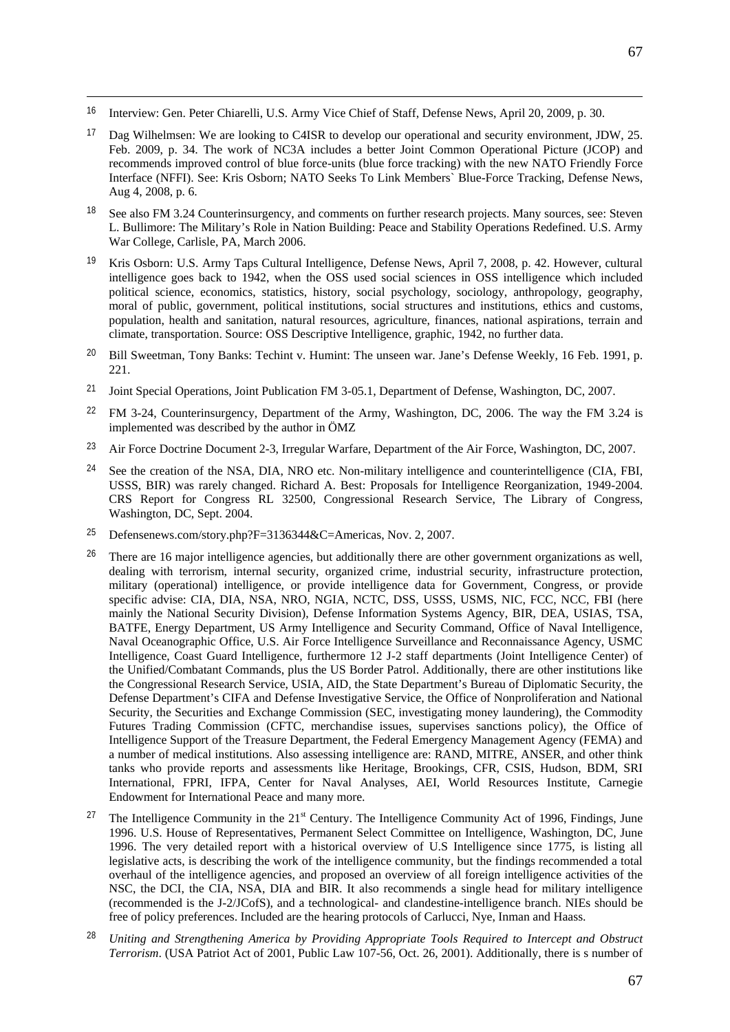[16] Interview: Gen. Peter Chiarelli, U.S. Army Vice Chief of Staff, Defense News, April 20, 2009, p. 30.

[17] Dag Wilhelmsen: We are looking to C4ISR to develop our operational and security environment, JDW, 25. Feb. 2009, p. 34. The work of NC3A includes a better Joint Common Operational Picture (JCOP) and recommends improved control of blue force-units (blue force tracking) with the new NATO Friendly Force Interface (NFFI). See: Kris Osborn; NATO Seeks To Link Members` Blue-Force Tracking, Defense News, Aug 4, 2008, p. 6.

[18] See also FM 3.24 Counterinsurgency, and comments on further research projects. Many sources, see: Steven L. Bullimore: The Military's Role in Nation Building: Peace and Stability Operations Redefined. U.S. Army War College, Carlisle, PA, March 2006.

[19] Kris Osborn: U.S. Army Taps Cultural Intelligence, Defense News, April 7, 2008, p. 42. However, cultural intelligence goes back to 1942, when the OSS used social sciences in OSS intelligence which included political science, economics, statistics, history, social psychology, sociology, anthropology, geography, moral of public, government, political institutions, social structures and institutions, ethics and customs, population, health and sanitation, natural resources, agriculture, finances, national aspirations, terrain and climate, transportation. Source: OSS Descriptive Intelligence, graphic, 1942, no further data.

[20] Bill Sweetman, Tony Banks: Techint v. Humint: The unseen war. Jane's Defense Weekly, 16 Feb. 1991, p. 221.

[21] Joint Special Operations, Joint Publication FM 3-05.1, Department of Defense, Washington, DC, 2007.

[22] FM 3-24, Counterinsurgency, Department of the Army, Washington, DC, 2006. The way the FM 3.24 is implemented was described by the author in ÖMZ

[23] Air Force Doctrine Document 2-3, Irregular Warfare, Department of the Air Force, Washington, DC, 2007.

[24] See the creation of the NSA, DIA, NRO etc. Non-military intelligence and counterintelligence (CIA, FBI, USSS, BIR) was rarely changed. Richard A. Best: Proposals for Intelligence Reorganization, 1949-2004. CRS Report for Congress RL 32500, Congressional Research Service, The Library of Congress, Washington, DC, Sept. 2004.

[25] Defensenews.com/story.php?F=3136344&C=Americas, Nov. 2, 2007.

[26] There are 16 major intelligence agencies, but additionally there are other government organizations as well, dealing with terrorism, internal security, organized crime, industrial security, infrastructure protection, military (operational) intelligence, or provide intelligence data for Government, Congress, or provide specific advise: CIA, DIA, NSA, NRO, NGIA, NCTC, DSS, USSS, USMS, NIC, FCC, NCC, FBI (here mainly the National Security Division), Defense Information Systems Agency, BIR, DEA, USIAS, TSA, BATFE, Energy Department, US Army Intelligence and Security Command, Office of Naval Intelligence, Naval Oceanographic Office, U.S. Air Force Intelligence Surveillance and Reconnaissance Agency, USMC Intelligence, Coast Guard Intelligence, furthermore 12 J-2 staff departments (Joint Intelligence Center) of the Unified/Combatant Commands, plus the US Border Patrol. Additionally, there are other institutions like the Congressional Research Service, USIA, AID, the State Department's Bureau of Diplomatic Security, the Defense Department's CIFA and Defense Investigative Service, the Office of Nonproliferation and National Security, the Securities and Exchange Commission (SEC, investigating money laundering), the Commodity Futures Trading Commission (CFTC, merchandise issues, supervises sanctions policy), the Office of Intelligence Support of the Treasure Department, the Federal Emergency Management Agency (FEMA) and a number of medical institutions. Also assessing intelligence are: RAND, MITRE, ANSER, and other think tanks who provide reports and assessments like Heritage, Brookings, CFR, CSIS, Hudson, BDM, SRI International, FPRI, IFPA, Center for Naval Analyses, AEI, World Resources Institute, Carnegie Endowment for International Peace and many more.

[27] The Intelligence Community in the 21st Century. The Intelligence Community Act of 1996, Findings, June 1996. U.S. House of Representatives, Permanent Select Committee on Intelligence, Washington, DC, June 1996. The very detailed report with a historical overview of U.S Intelligence since 1775, is listing all legislative acts, is describing the work of the intelligence community, but the findings recommended a total overhaul of the intelligence agencies, and proposed an overview of all foreign intelligence activities of the NSC, the DCI, the CIA, NSA, DIA and BIR. It also recommends a single head for military intelligence (recommended is the J-2/JCofS), and a technological- and clandestine-intelligence branch. NIEs should be free of policy preferences. Included are the hearing protocols of Carlucci, Nye, Inman and Haass.

[28] *Uniting and Strengthening America by Providing Appropriate Tools Required to Intercept and Obstruct Terrorism*. (USA Patriot Act of 2001, Public Law 107-56, Oct. 26, 2001). Additionally, there is s number of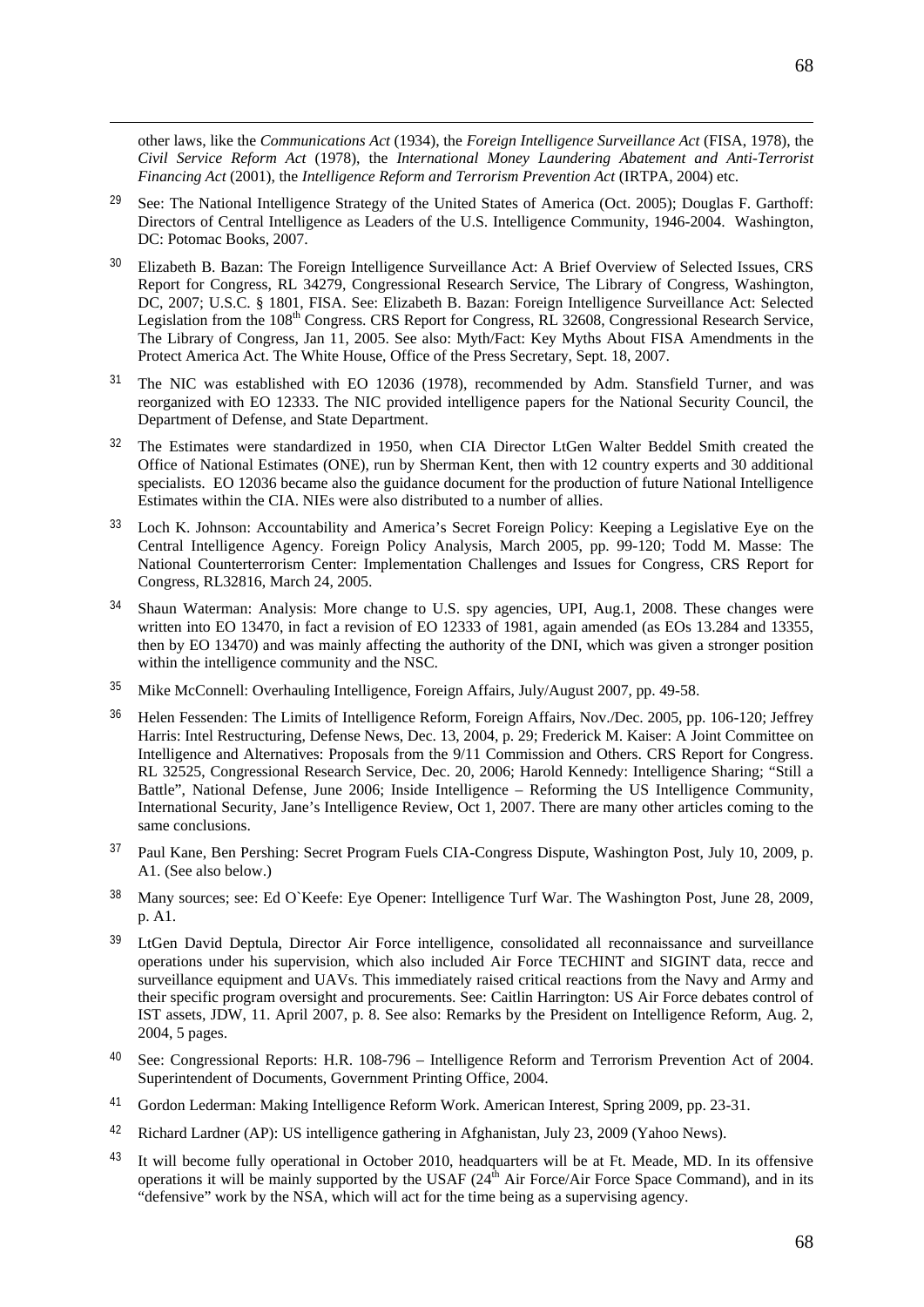other laws, like the *Communications Act* (1934), the *Foreign Intelligence Surveillance Act* (FISA, 1978), the *Civil Service Reform Act* (1978), the *International Money Laundering Abatement and Anti-Terrorist Financing Act* (2001), the *Intelligence Reform and Terrorism Prevention Act* (IRTPA, 2004) etc.

[29] See: The National Intelligence Strategy of the United States of America (Oct. 2005); Douglas F. Garthoff: Directors of Central Intelligence as Leaders of the U.S. Intelligence Community, 1946-2004. Washington, DC: Potomac Books, 2007.

[30] Elizabeth B. Bazan: The Foreign Intelligence Surveillance Act: A Brief Overview of Selected Issues, CRS Report for Congress, RL 34279, Congressional Research Service, The Library of Congress, Washington, DC, 2007; U.S.C. § 1801, FISA. See: Elizabeth B. Bazan: Foreign Intelligence Surveillance Act: Selected Legislation from the 108th Congress. CRS Report for Congress, RL 32608, Congressional Research Service, The Library of Congress, Jan 11, 2005. See also: Myth/Fact: Key Myths About FISA Amendments in the Protect America Act. The White House, Office of the Press Secretary, Sept. 18, 2007.

[31] The NIC was established with EO 12036 (1978), recommended by Adm. Stansfield Turner, and was reorganized with EO 12333. The NIC provided intelligence papers for the National Security Council, the Department of Defense, and State Department.

[32] The Estimates were standardized in 1950, when CIA Director LtGen Walter Beddel Smith created the Office of National Estimates (ONE), run by Sherman Kent, then with 12 country experts and 30 additional specialists. EO 12036 became also the guidance document for the production of future National Intelligence Estimates within the CIA. NIEs were also distributed to a number of allies.

[33] Loch K. Johnson: Accountability and America's Secret Foreign Policy: Keeping a Legislative Eye on the Central Intelligence Agency. Foreign Policy Analysis, March 2005, pp. 99-120; Todd M. Masse: The National Counterterrorism Center: Implementation Challenges and Issues for Congress, CRS Report for Congress, RL32816, March 24, 2005.

[34] Shaun Waterman: Analysis: More change to U.S. spy agencies, UPI, Aug.1, 2008. These changes were written into EO 13470, in fact a revision of EO 12333 of 1981, again amended (as EOs 13.284 and 13355, then by EO 13470) and was mainly affecting the authority of the DNI, which was given a stronger position within the intelligence community and the NSC.

[35] Mike McConnell: Overhauling Intelligence, Foreign Affairs, July/August 2007, pp. 49-58.

[36] Helen Fessenden: The Limits of Intelligence Reform, Foreign Affairs, Nov./Dec. 2005, pp. 106-120; Jeffrey Harris: Intel Restructuring, Defense News, Dec. 13, 2004, p. 29; Frederick M. Kaiser: A Joint Committee on Intelligence and Alternatives: Proposals from the 9/11 Commission and Others. CRS Report for Congress. RL 32525, Congressional Research Service, Dec. 20, 2006; Harold Kennedy: Intelligence Sharing; "Still a Battle", National Defense, June 2006; Inside Intelligence – Reforming the US Intelligence Community, International Security, Jane's Intelligence Review, Oct 1, 2007. There are many other articles coming to the same conclusions.

[37] Paul Kane, Ben Pershing: Secret Program Fuels CIA-Congress Dispute, Washington Post, July 10, 2009, p. A1. (See also below.)

[38] Many sources; see: Ed O`Keefe: Eye Opener: Intelligence Turf War. The Washington Post, June 28, 2009, p. A1.

[39] LtGen David Deptula, Director Air Force intelligence, consolidated all reconnaissance and surveillance operations under his supervision, which also included Air Force TECHINT and SIGINT data, recce and surveillance equipment and UAVs. This immediately raised critical reactions from the Navy and Army and their specific program oversight and procurements. See: Caitlin Harrington: US Air Force debates control of IST assets, JDW, 11. April 2007, p. 8. See also: Remarks by the President on Intelligence Reform, Aug. 2, 2004, 5 pages.

[40] See: Congressional Reports: H.R. 108-796 – Intelligence Reform and Terrorism Prevention Act of 2004. Superintendent of Documents, Government Printing Office, 2004.

[41] Gordon Lederman: Making Intelligence Reform Work. American Interest, Spring 2009, pp. 23-31.

[42] Richard Lardner (AP): US intelligence gathering in Afghanistan, July 23, 2009 (Yahoo News).

[43] It will become fully operational in October 2010, headquarters will be at Ft. Meade, MD. In its offensive operations it will be mainly supported by the USAF (24th Air Force/Air Force Space Command), and in its "defensive" work by the NSA, which will act for the time being as a supervising agency.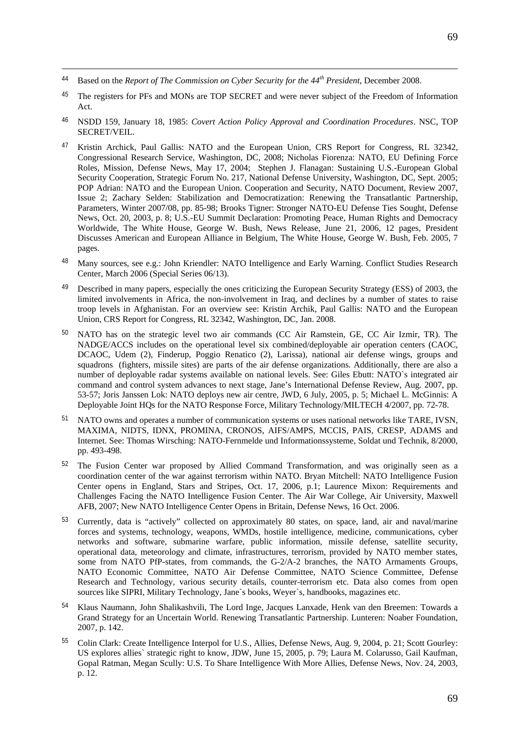44 Based on the *Report of The Commission on Cyber Security for the 44th President*, December 2008.

45 The registers for PFs and MONs are TOP SECRET and were never subject of the Freedom of Information Act.

46 NSDD 159, January 18, 1985: *Covert Action Policy Approval and Coordination Procedures*. NSC, TOP SECRET/VEIL.

47 Kristin Archick, Paul Gallis: NATO and the European Union, CRS Report for Congress, RL 32342, Congressional Research Service, Washington, DC, 2008; Nicholas Fiorenza: NATO, EU Defining Force Roles, Mission, Defense News, May 17, 2004; Stephen J. Flanagan: Sustaining U.S.-European Global Security Cooperation, Strategic Forum No. 217, National Defense University, Washington, DC, Sept. 2005; POP Adrian: NATO and the European Union. Cooperation and Security, NATO Document, Review 2007, Issue 2; Zachary Selden: Stabilization and Democratization: Renewing the Transatlantic Partnership, Parameters, Winter 2007/08, pp. 85-98; Brooks Tigner: Stronger NATO-EU Defense Ties Sought, Defense News, Oct. 20, 2003, p. 8; U.S.-EU Summit Declaration: Promoting Peace, Human Rights and Democracy Worldwide, The White House, George W. Bush, News Release, June 21, 2006, 12 pages, President Discusses American and European Alliance in Belgium, The White House, George W. Bush, Feb. 2005, 7 pages.

48 Many sources, see e.g.: John Kriendler: NATO Intelligence and Early Warning. Conflict Studies Research Center, March 2006 (Special Series 06/13).

49 Described in many papers, especially the ones criticizing the European Security Strategy (ESS) of 2003, the limited involvements in Africa, the non-involvement in Iraq, and declines by a number of states to raise troop levels in Afghanistan. For an overview see: Kristin Archik, Paul Gallis: NATO and the European Union, CRS Report for Congress, RL 32342, Washington, DC, Jan. 2008.

50 NATO has on the strategic level two air commands (CC Air Ramstein, GE, CC Air Izmir, TR). The NADGE/ACCS includes on the operational level six combined/deployable air operation centers (CAOC, DCAOC, Udem (2), Finderup, Poggio Renatico (2), Larissa), national air defense wings, groups and squadrons (fighters, missile sites) are parts of the air defense organizations. Additionally, there are also a number of deployable radar systems available on national levels. See: Giles Ebutt: NATO`s integrated air command and control system advances to next stage, Jane's International Defense Review, Aug. 2007, pp. 53-57; Joris Janssen Lok: NATO deploys new air centre, JWD, 6 July, 2005, p. 5; Michael L. McGinnis: A Deployable Joint HQs for the NATO Response Force, Military Technology/MILTECH 4/2007, pp. 72-78.

51 NATO owns and operates a number of communication systems or uses national networks like TARE, IVSN, MAXIMA, NIDTS, IDNX, PROMINA, CRONOS, AIFS/AMPS, MCCIS, PAIS, CRESP, ADAMS and Internet. See: Thomas Wirsching: NATO-Fernmelde und Informationssysteme, Soldat und Technik, 8/2000, pp. 493-498.

52 The Fusion Center war proposed by Allied Command Transformation, and was originally seen as a coordination center of the war against terrorism within NATO. Bryan Mitchell: NATO Intelligence Fusion Center opens in England, Stars and Stripes, Oct. 17, 2006, p.1; Laurence Mixon: Requirements and Challenges Facing the NATO Intelligence Fusion Center. The Air War College, Air University, Maxwell AFB, 2007; New NATO Intelligence Center Opens in Britain, Defense News, 16 Oct. 2006.

53 Currently, data is "actively" collected on approximately 80 states, on space, land, air and naval/marine forces and systems, technology, weapons, WMDs, hostile intelligence, medicine, communications, cyber networks and software, submarine warfare, public information, missile defense, satellite security, operational data, meteorology and climate, infrastructures, terrorism, provided by NATO member states, some from NATO PfP-states, from commands, the G-2/A-2 branches, the NATO Armaments Groups, NATO Economic Committee, NATO Air Defense Committee, NATO Science Committee, Defense Research and Technology, various security details, counter-terrorism etc. Data also comes from open sources like SIPRI, Military Technology, Jane`s books, Weyer`s, handbooks, magazines etc.

54 Klaus Naumann, John Shalikashvili, The Lord Inge, Jacques Lanxade, Henk van den Breemen: Towards a Grand Strategy for an Uncertain World. Renewing Transatlantic Partnership. Lunteren: Noaber Foundation, 2007, p. 142.

55 Colin Clark: Create Intelligence Interpol for U.S., Allies, Defense News, Aug. 9, 2004, p. 21; Scott Gourley: US explores allies` strategic right to know, JDW, June 15, 2005, p. 79; Laura M. Colarusso, Gail Kaufman, Gopal Ratman, Megan Scully: U.S. To Share Intelligence With More Allies, Defense News, Nov. 24, 2003, p. 12.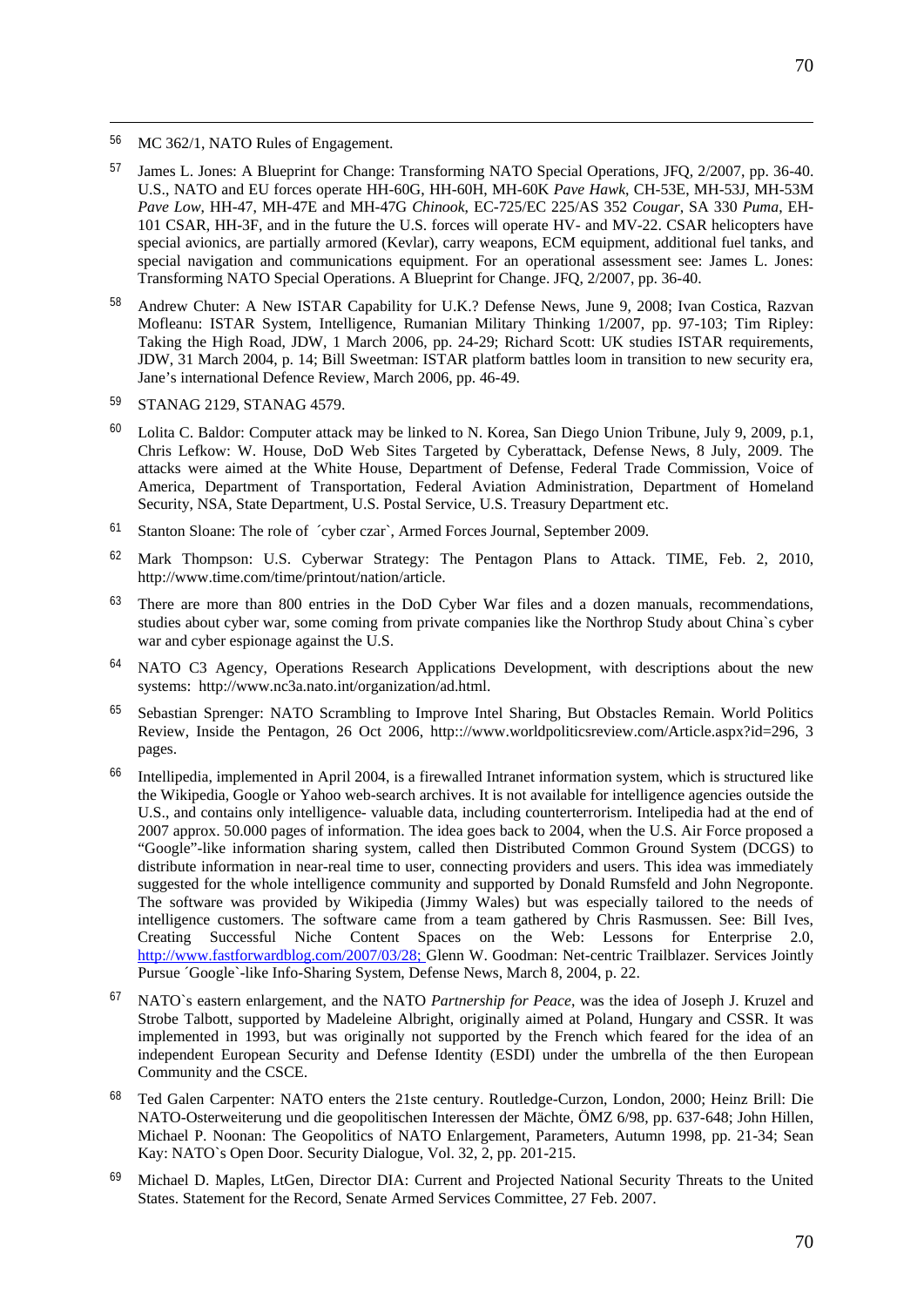56 MC 362/1, NATO Rules of Engagement.

57 James L. Jones: A Blueprint for Change: Transforming NATO Special Operations, JFQ, 2/2007, pp. 36-40. U.S., NATO and EU forces operate HH-60G, HH-60H, MH-60K *Pave Hawk*, CH-53E, MH-53J, MH-53M *Pave Low*, HH-47, MH-47E and MH-47G *Chinook*, EC-725/EC 225/AS 352 *Cougar*, SA 330 *Puma*, EH-101 CSAR, HH-3F, and in the future the U.S. forces will operate HV- and MV-22. CSAR helicopters have special avionics, are partially armored (Kevlar), carry weapons, ECM equipment, additional fuel tanks, and special navigation and communications equipment. For an operational assessment see: James L. Jones: Transforming NATO Special Operations. A Blueprint for Change. JFQ, 2/2007, pp. 36-40.

58 Andrew Chuter: A New ISTAR Capability for U.K.? Defense News, June 9, 2008; Ivan Costica, Razvan Mofleanu: ISTAR System, Intelligence, Rumanian Military Thinking 1/2007, pp. 97-103; Tim Ripley: Taking the High Road, JDW, 1 March 2006, pp. 24-29; Richard Scott: UK studies ISTAR requirements, JDW, 31 March 2004, p. 14; Bill Sweetman: ISTAR platform battles loom in transition to new security era, Jane's international Defence Review, March 2006, pp. 46-49.

59 STANAG 2129, STANAG 4579.

60 Lolita C. Baldor: Computer attack may be linked to N. Korea, San Diego Union Tribune, July 9, 2009, p.1, Chris Lefkow: W. House, DoD Web Sites Targeted by Cyberattack, Defense News, 8 July, 2009. The attacks were aimed at the White House, Department of Defense, Federal Trade Commission, Voice of America, Department of Transportation, Federal Aviation Administration, Department of Homeland Security, NSA, State Department, U.S. Postal Service, U.S. Treasury Department etc.

61 Stanton Sloane: The role of ´cyber czar`, Armed Forces Journal, September 2009.

62 Mark Thompson: U.S. Cyberwar Strategy: The Pentagon Plans to Attack. TIME, Feb. 2, 2010, http://www.time.com/time/printout/nation/article.

63 There are more than 800 entries in the DoD Cyber War files and a dozen manuals, recommendations, studies about cyber war, some coming from private companies like the Northrop Study about China`s cyber war and cyber espionage against the U.S.

64 NATO C3 Agency, Operations Research Applications Development, with descriptions about the new systems: http://www.nc3a.nato.int/organization/ad.html.

65 Sebastian Sprenger: NATO Scrambling to Improve Intel Sharing, But Obstacles Remain. World Politics Review, Inside the Pentagon, 26 Oct 2006, http:://www.worldpoliticsreview.com/Article.aspx?id=296, 3 pages.

66 Intellipedia, implemented in April 2004, is a firewalled Intranet information system, which is structured like the Wikipedia, Google or Yahoo web-search archives. It is not available for intelligence agencies outside the U.S., and contains only intelligence- valuable data, including counterterrorism. Intelipedia had at the end of 2007 approx. 50.000 pages of information. The idea goes back to 2004, when the U.S. Air Force proposed a "Google"-like information sharing system, called then Distributed Common Ground System (DCGS) to distribute information in near-real time to user, connecting providers and users. This idea was immediately suggested for the whole intelligence community and supported by Donald Rumsfeld and John Negroponte. The software was provided by Wikipedia (Jimmy Wales) but was especially tailored to the needs of intelligence customers. The software came from a team gathered by Chris Rasmussen. See: Bill Ives, Creating Successful Niche Content Spaces on the Web: Lessons for Enterprise 2.0, http://www.fastforwardblog.com/2007/03/28; Glenn W. Goodman: Net-centric Trailblazer. Services Jointly Pursue ´Google`-like Info-Sharing System, Defense News, March 8, 2004, p. 22.

67 NATO`s eastern enlargement, and the NATO *Partnership for Peace*, was the idea of Joseph J. Kruzel and Strobe Talbott, supported by Madeleine Albright, originally aimed at Poland, Hungary and CSSR. It was implemented in 1993, but was originally not supported by the French which feared for the idea of an independent European Security and Defense Identity (ESDI) under the umbrella of the then European Community and the CSCE.

68 Ted Galen Carpenter: NATO enters the 21ste century. Routledge-Curzon, London, 2000; Heinz Brill: Die NATO-Osterweiterung und die geopolitischen Interessen der Mächte, ÖMZ 6/98, pp. 637-648; John Hillen, Michael P. Noonan: The Geopolitics of NATO Enlargement, Parameters, Autumn 1998, pp. 21-34; Sean Kay: NATO`s Open Door. Security Dialogue, Vol. 32, 2, pp. 201-215.

69 Michael D. Maples, LtGen, Director DIA: Current and Projected National Security Threats to the United States. Statement for the Record, Senate Armed Services Committee, 27 Feb. 2007.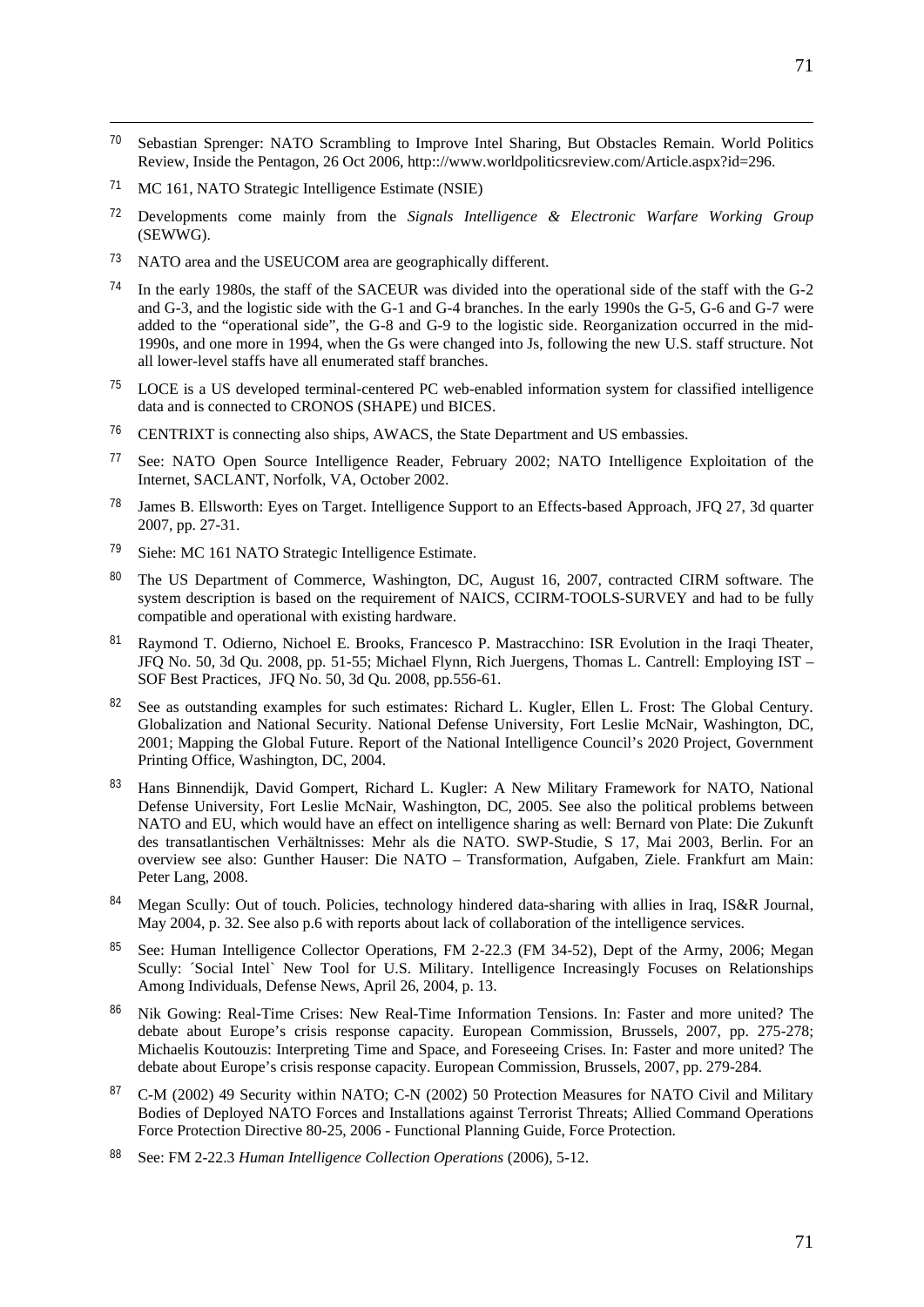[70] Sebastian Sprenger: NATO Scrambling to Improve Intel Sharing, But Obstacles Remain. World Politics Review, Inside the Pentagon, 26 Oct 2006, http:://www.worldpoliticsreview.com/Article.aspx?id=296.

[71] MC 161, NATO Strategic Intelligence Estimate (NSIE)

[72] Developments come mainly from the *Signals Intelligence & Electronic Warfare Working Group* (SEWWG).

[73] NATO area and the USEUCOM area are geographically different.

[74] In the early 1980s, the staff of the SACEUR was divided into the operational side of the staff with the G-2 and G-3, and the logistic side with the G-1 and G-4 branches. In the early 1990s the G-5, G-6 and G-7 were added to the "operational side", the G-8 and G-9 to the logistic side. Reorganization occurred in the mid-1990s, and one more in 1994, when the Gs were changed into Js, following the new U.S. staff structure. Not all lower-level staffs have all enumerated staff branches.

[75] LOCE is a US developed terminal-centered PC web-enabled information system for classified intelligence data and is connected to CRONOS (SHAPE) und BICES.

[76] CENTRIXT is connecting also ships, AWACS, the State Department and US embassies.

[77] See: NATO Open Source Intelligence Reader, February 2002; NATO Intelligence Exploitation of the Internet, SACLANT, Norfolk, VA, October 2002.

[78] James B. Ellsworth: Eyes on Target. Intelligence Support to an Effects-based Approach, JFQ 27, 3d quarter 2007, pp. 27-31.

[79] Siehe: MC 161 NATO Strategic Intelligence Estimate.

[80] The US Department of Commerce, Washington, DC, August 16, 2007, contracted CIRM software. The system description is based on the requirement of NAICS, CCIRM-TOOLS-SURVEY and had to be fully compatible and operational with existing hardware.

[81] Raymond T. Odierno, Nichoel E. Brooks, Francesco P. Mastracchino: ISR Evolution in the Iraqi Theater, JFQ No. 50, 3d Qu. 2008, pp. 51-55; Michael Flynn, Rich Juergens, Thomas L. Cantrell: Employing IST – SOF Best Practices, JFQ No. 50, 3d Qu. 2008, pp.556-61.

[82] See as outstanding examples for such estimates: Richard L. Kugler, Ellen L. Frost: The Global Century. Globalization and National Security. National Defense University, Fort Leslie McNair, Washington, DC, 2001; Mapping the Global Future. Report of the National Intelligence Council's 2020 Project, Government Printing Office, Washington, DC, 2004.

[83] Hans Binnendijk, David Gompert, Richard L. Kugler: A New Military Framework for NATO, National Defense University, Fort Leslie McNair, Washington, DC, 2005. See also the political problems between NATO and EU, which would have an effect on intelligence sharing as well: Bernard von Plate: Die Zukunft des transatlantischen Verhältnisses: Mehr als die NATO. SWP-Studie, S 17, Mai 2003, Berlin. For an overview see also: Gunther Hauser: Die NATO – Transformation, Aufgaben, Ziele. Frankfurt am Main: Peter Lang, 2008.

[84] Megan Scully: Out of touch. Policies, technology hindered data-sharing with allies in Iraq, IS&R Journal, May 2004, p. 32. See also p.6 with reports about lack of collaboration of the intelligence services.

[85] See: Human Intelligence Collector Operations, FM 2-22.3 (FM 34-52), Dept of the Army, 2006; Megan Scully: ´Social Intel` New Tool for U.S. Military. Intelligence Increasingly Focuses on Relationships Among Individuals, Defense News, April 26, 2004, p. 13.

[86] Nik Gowing: Real-Time Crises: New Real-Time Information Tensions. In: Faster and more united? The debate about Europe's crisis response capacity. European Commission, Brussels, 2007, pp. 275-278; Michaelis Koutouzis: Interpreting Time and Space, and Foreseeing Crises. In: Faster and more united? The debate about Europe's crisis response capacity. European Commission, Brussels, 2007, pp. 279-284.

[87] C-M (2002) 49 Security within NATO; C-N (2002) 50 Protection Measures for NATO Civil and Military Bodies of Deployed NATO Forces and Installations against Terrorist Threats; Allied Command Operations Force Protection Directive 80-25, 2006 - Functional Planning Guide, Force Protection.

[88] See: FM 2-22.3 *Human Intelligence Collection Operations* (2006), 5-12.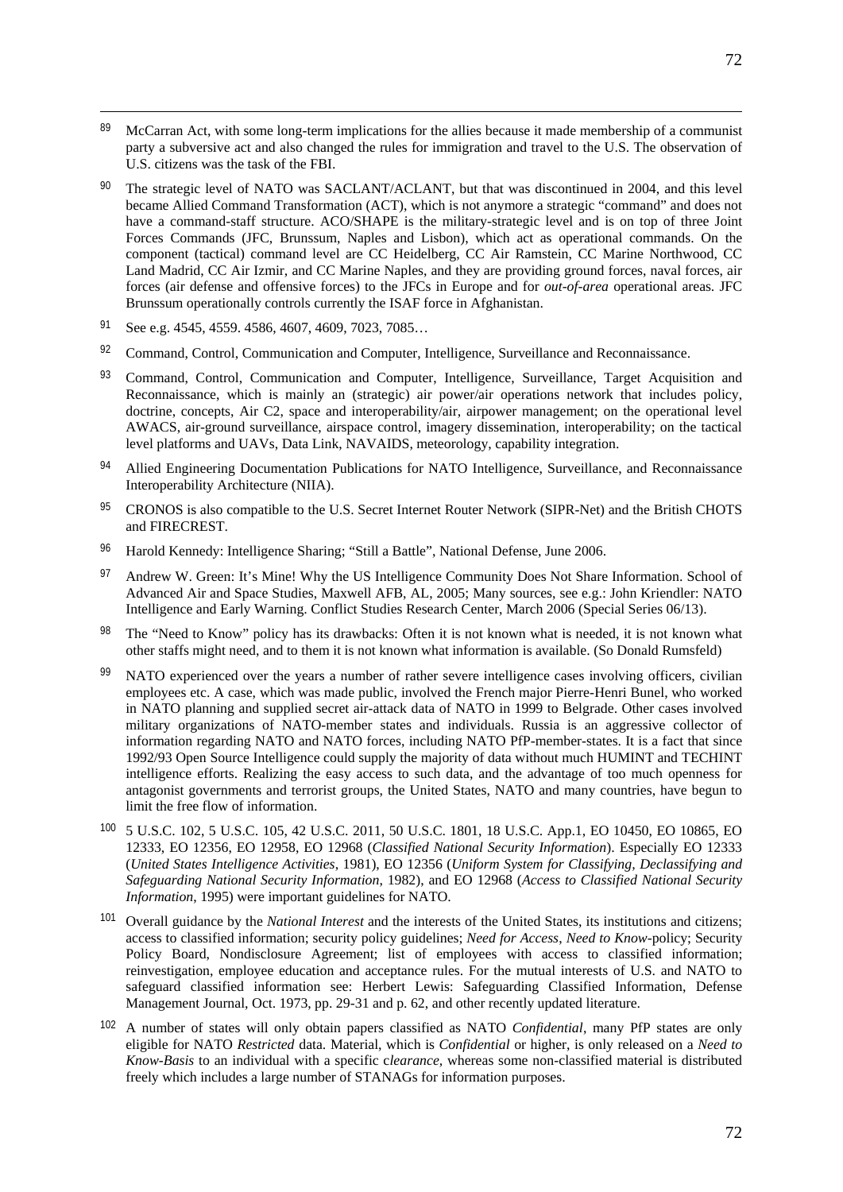[89] McCarran Act, with some long-term implications for the allies because it made membership of a communist party a subversive act and also changed the rules for immigration and travel to the U.S. The observation of U.S. citizens was the task of the FBI.

[90] The strategic level of NATO was SACLANT/ACLANT, but that was discontinued in 2004, and this level became Allied Command Transformation (ACT), which is not anymore a strategic "command" and does not have a command-staff structure. ACO/SHAPE is the military-strategic level and is on top of three Joint Forces Commands (JFC, Brunssum, Naples and Lisbon), which act as operational commands. On the component (tactical) command level are CC Heidelberg, CC Air Ramstein, CC Marine Northwood, CC Land Madrid, CC Air Izmir, and CC Marine Naples, and they are providing ground forces, naval forces, air forces (air defense and offensive forces) to the JFCs in Europe and for *out-of-area* operational areas. JFC Brunssum operationally controls currently the ISAF force in Afghanistan.

[91] See e.g. 4545, 4559. 4586, 4607, 4609, 7023, 7085…

[92] Command, Control, Communication and Computer, Intelligence, Surveillance and Reconnaissance.

[93] Command, Control, Communication and Computer, Intelligence, Surveillance, Target Acquisition and Reconnaissance, which is mainly an (strategic) air power/air operations network that includes policy, doctrine, concepts, Air C2, space and interoperability/air, airpower management; on the operational level AWACS, air-ground surveillance, airspace control, imagery dissemination, interoperability; on the tactical level platforms and UAVs, Data Link, NAVAIDS, meteorology, capability integration.

[94] Allied Engineering Documentation Publications for NATO Intelligence, Surveillance, and Reconnaissance Interoperability Architecture (NIIA).

[95] CRONOS is also compatible to the U.S. Secret Internet Router Network (SIPR-Net) and the British CHOTS and FIRECREST.

[96] Harold Kennedy: Intelligence Sharing; "Still a Battle", National Defense, June 2006.

[97] Andrew W. Green: It's Mine! Why the US Intelligence Community Does Not Share Information. School of Advanced Air and Space Studies, Maxwell AFB, AL, 2005; Many sources, see e.g.: John Kriendler: NATO Intelligence and Early Warning. Conflict Studies Research Center, March 2006 (Special Series 06/13).

[98] The "Need to Know" policy has its drawbacks: Often it is not known what is needed, it is not known what other staffs might need, and to them it is not known what information is available. (So Donald Rumsfeld)

[99] NATO experienced over the years a number of rather severe intelligence cases involving officers, civilian employees etc. A case, which was made public, involved the French major Pierre-Henri Bunel, who worked in NATO planning and supplied secret air-attack data of NATO in 1999 to Belgrade. Other cases involved military organizations of NATO-member states and individuals. Russia is an aggressive collector of information regarding NATO and NATO forces, including NATO PfP-member-states. It is a fact that since 1992/93 Open Source Intelligence could supply the majority of data without much HUMINT and TECHINT intelligence efforts. Realizing the easy access to such data, and the advantage of too much openness for antagonist governments and terrorist groups, the United States, NATO and many countries, have begun to limit the free flow of information.

[100] 5 U.S.C. 102, 5 U.S.C. 105, 42 U.S.C. 2011, 50 U.S.C. 1801, 18 U.S.C. App.1, EO 10450, EO 10865, EO 12333, EO 12356, EO 12958, EO 12968 (*Classified National Security Information*). Especially EO 12333 (*United States Intelligence Activities*, 1981), EO 12356 (*Uniform System for Classifying, Declassifying and Safeguarding National Security Information*, 1982), and EO 12968 (*Access to Classified National Security Information*, 1995) were important guidelines for NATO.

[101] Overall guidance by the *National Interest* and the interests of the United States, its institutions and citizens; access to classified information; security policy guidelines; *Need for Access*, *Need to Know*-policy; Security Policy Board, Nondisclosure Agreement; list of employees with access to classified information; reinvestigation, employee education and acceptance rules. For the mutual interests of U.S. and NATO to safeguard classified information see: Herbert Lewis: Safeguarding Classified Information, Defense Management Journal, Oct. 1973, pp. 29-31 and p. 62, and other recently updated literature.

[102] A number of states will only obtain papers classified as NATO *Confidential*, many PfP states are only eligible for NATO *Restricted* data. Material, which is *Confidential* or higher, is only released on a *Need to Know-Basis* to an individual with a specific c*learance*, whereas some non-classified material is distributed freely which includes a large number of STANAGs for information purposes.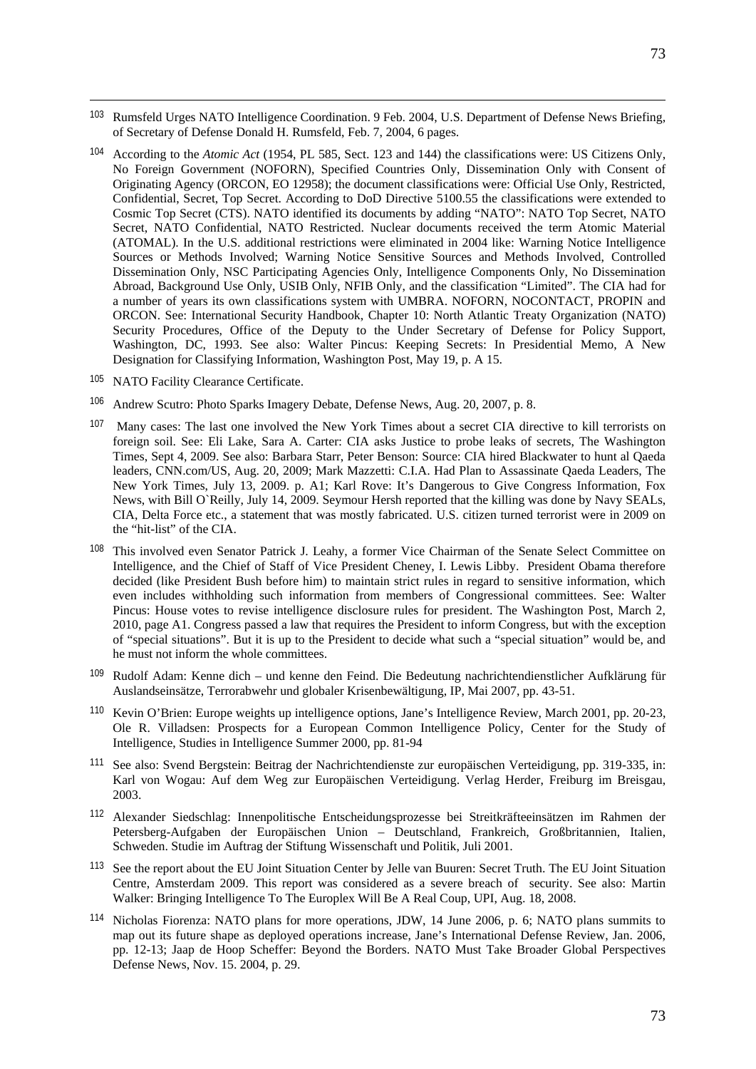[103] Rumsfeld Urges NATO Intelligence Coordination. 9 Feb. 2004, U.S. Department of Defense News Briefing, of Secretary of Defense Donald H. Rumsfeld, Feb. 7, 2004, 6 pages.

[104] According to the *Atomic Act* (1954, PL 585, Sect. 123 and 144) the classifications were: US Citizens Only, No Foreign Government (NOFORN), Specified Countries Only, Dissemination Only with Consent of Originating Agency (ORCON, EO 12958); the document classifications were: Official Use Only, Restricted, Confidential, Secret, Top Secret. According to DoD Directive 5100.55 the classifications were extended to Cosmic Top Secret (CTS). NATO identified its documents by adding "NATO": NATO Top Secret, NATO Secret, NATO Confidential, NATO Restricted. Nuclear documents received the term Atomic Material (ATOMAL). In the U.S. additional restrictions were eliminated in 2004 like: Warning Notice Intelligence Sources or Methods Involved; Warning Notice Sensitive Sources and Methods Involved, Controlled Dissemination Only, NSC Participating Agencies Only, Intelligence Components Only, No Dissemination Abroad, Background Use Only, USIB Only, NFIB Only, and the classification "Limited". The CIA had for a number of years its own classifications system with UMBRA. NOFORN, NOCONTACT, PROPIN and ORCON. See: International Security Handbook, Chapter 10: North Atlantic Treaty Organization (NATO) Security Procedures, Office of the Deputy to the Under Secretary of Defense for Policy Support, Washington, DC, 1993. See also: Walter Pincus: Keeping Secrets: In Presidential Memo, A New Designation for Classifying Information, Washington Post, May 19, p. A 15.

[105] NATO Facility Clearance Certificate.

[106] Andrew Scutro: Photo Sparks Imagery Debate, Defense News, Aug. 20, 2007, p. 8.

[107] Many cases: The last one involved the New York Times about a secret CIA directive to kill terrorists on foreign soil. See: Eli Lake, Sara A. Carter: CIA asks Justice to probe leaks of secrets, The Washington Times, Sept 4, 2009. See also: Barbara Starr, Peter Benson: Source: CIA hired Blackwater to hunt al Qaeda leaders, CNN.com/US, Aug. 20, 2009; Mark Mazzetti: C.I.A. Had Plan to Assassinate Qaeda Leaders, The New York Times, July 13, 2009. p. A1; Karl Rove: It's Dangerous to Give Congress Information, Fox News, with Bill O`Reilly, July 14, 2009. Seymour Hersh reported that the killing was done by Navy SEALs, CIA, Delta Force etc., a statement that was mostly fabricated. U.S. citizen turned terrorist were in 2009 on the "hit-list" of the CIA.

[108] This involved even Senator Patrick J. Leahy, a former Vice Chairman of the Senate Select Committee on Intelligence, and the Chief of Staff of Vice President Cheney, I. Lewis Libby. President Obama therefore decided (like President Bush before him) to maintain strict rules in regard to sensitive information, which even includes withholding such information from members of Congressional committees. See: Walter Pincus: House votes to revise intelligence disclosure rules for president. The Washington Post, March 2, 2010, page A1. Congress passed a law that requires the President to inform Congress, but with the exception of "special situations". But it is up to the President to decide what such a "special situation" would be, and he must not inform the whole committees.

[109] Rudolf Adam: Kenne dich – und kenne den Feind. Die Bedeutung nachrichtendienstlicher Aufklärung für Auslandseinsätze, Terrorabwehr und globaler Krisenbewältigung, IP, Mai 2007, pp. 43-51.

[110] Kevin O'Brien: Europe weights up intelligence options, Jane's Intelligence Review, March 2001, pp. 20-23, Ole R. Villadsen: Prospects for a European Common Intelligence Policy, Center for the Study of Intelligence, Studies in Intelligence Summer 2000, pp. 81-94

[111] See also: Svend Bergstein: Beitrag der Nachrichtendienste zur europäischen Verteidigung, pp. 319-335, in: Karl von Wogau: Auf dem Weg zur Europäischen Verteidigung. Verlag Herder, Freiburg im Breisgau, 2003.

[112] Alexander Siedschlag: Innenpolitische Entscheidungsprozesse bei Streitkräfteeinsätzen im Rahmen der Petersberg-Aufgaben der Europäischen Union – Deutschland, Frankreich, Großbritannien, Italien, Schweden. Studie im Auftrag der Stiftung Wissenschaft und Politik, Juli 2001.

[113] See the report about the EU Joint Situation Center by Jelle van Buuren: Secret Truth. The EU Joint Situation Centre, Amsterdam 2009. This report was considered as a severe breach of security. See also: Martin Walker: Bringing Intelligence To The Europlex Will Be A Real Coup, UPI, Aug. 18, 2008.

[114] Nicholas Fiorenza: NATO plans for more operations, JDW, 14 June 2006, p. 6; NATO plans summits to map out its future shape as deployed operations increase, Jane's International Defense Review, Jan. 2006, pp. 12-13; Jaap de Hoop Scheffer: Beyond the Borders. NATO Must Take Broader Global Perspectives Defense News, Nov. 15. 2004, p. 29.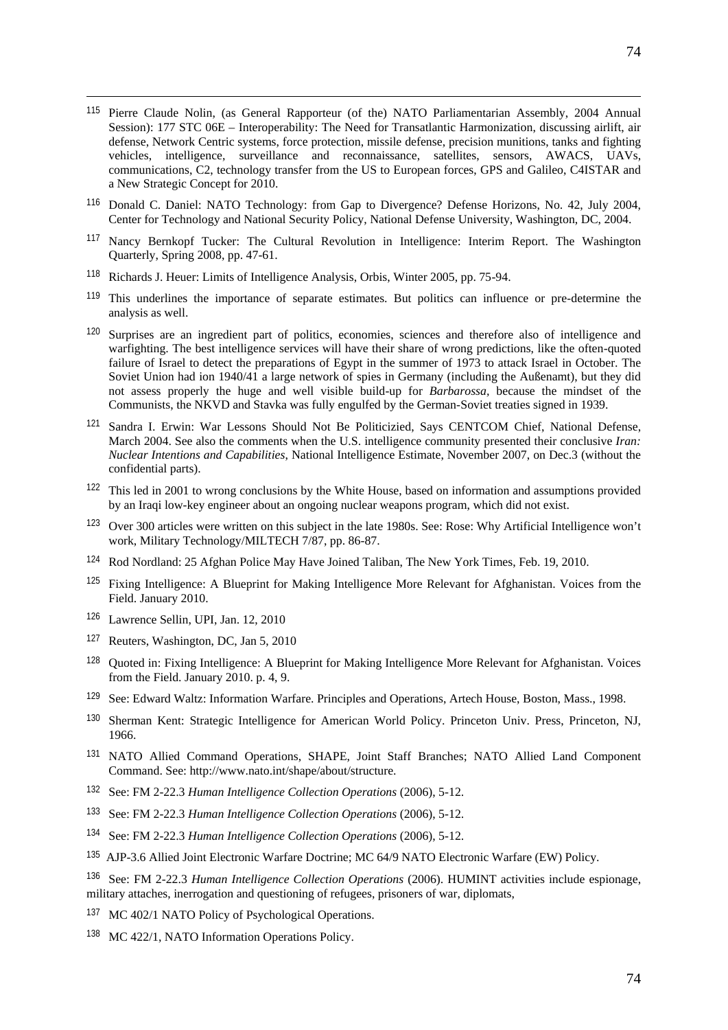[115] Pierre Claude Nolin, (as General Rapporteur (of the) NATO Parliamentarian Assembly, 2004 Annual Session): 177 STC 06E – Interoperability: The Need for Transatlantic Harmonization, discussing airlift, air defense, Network Centric systems, force protection, missile defense, precision munitions, tanks and fighting vehicles, intelligence, surveillance and reconnaissance, satellites, sensors, AWACS, UAVs, communications, C2, technology transfer from the US to European forces, GPS and Galileo, C4ISTAR and a New Strategic Concept for 2010.

[116] Donald C. Daniel: NATO Technology: from Gap to Divergence? Defense Horizons, No. 42, July 2004, Center for Technology and National Security Policy, National Defense University, Washington, DC, 2004.

[117] Nancy Bernkopf Tucker: The Cultural Revolution in Intelligence: Interim Report. The Washington Quarterly, Spring 2008, pp. 47-61.

[118] Richards J. Heuer: Limits of Intelligence Analysis, Orbis, Winter 2005, pp. 75-94.

[119] This underlines the importance of separate estimates. But politics can influence or pre-determine the analysis as well.

[120] Surprises are an ingredient part of politics, economies, sciences and therefore also of intelligence and warfighting. The best intelligence services will have their share of wrong predictions, like the often-quoted failure of Israel to detect the preparations of Egypt in the summer of 1973 to attack Israel in October. The Soviet Union had ion 1940/41 a large network of spies in Germany (including the Außenamt), but they did not assess properly the huge and well visible build-up for *Barbarossa*, because the mindset of the Communists, the NKVD and Stavka was fully engulfed by the German-Soviet treaties signed in 1939.

[121] Sandra I. Erwin: War Lessons Should Not Be Politicizied, Says CENTCOM Chief, National Defense, March 2004. See also the comments when the U.S. intelligence community presented their conclusive *Iran: Nuclear Intentions and Capabilities,* National Intelligence Estimate, November 2007, on Dec.3 (without the confidential parts).

[122] This led in 2001 to wrong conclusions by the White House, based on information and assumptions provided by an Iraqi low-key engineer about an ongoing nuclear weapons program, which did not exist.

[123] Over 300 articles were written on this subject in the late 1980s. See: Rose: Why Artificial Intelligence won't work, Military Technology/MILTECH 7/87, pp. 86-87.

[124] Rod Nordland: 25 Afghan Police May Have Joined Taliban, The New York Times, Feb. 19, 2010.

[125] Fixing Intelligence: A Blueprint for Making Intelligence More Relevant for Afghanistan. Voices from the Field. January 2010.

[126] Lawrence Sellin, UPI, Jan. 12, 2010

[127] Reuters, Washington, DC, Jan 5, 2010

[128] Quoted in: Fixing Intelligence: A Blueprint for Making Intelligence More Relevant for Afghanistan. Voices from the Field. January 2010. p. 4, 9.

[129] See: Edward Waltz: Information Warfare. Principles and Operations, Artech House, Boston, Mass., 1998.

[130] Sherman Kent: Strategic Intelligence for American World Policy. Princeton Univ. Press, Princeton, NJ, 1966.

[131] NATO Allied Command Operations, SHAPE, Joint Staff Branches; NATO Allied Land Component Command. See: http://www.nato.int/shape/about/structure.

[132] See: FM 2-22.3 *Human Intelligence Collection Operations* (2006), 5-12.

[133] See: FM 2-22.3 *Human Intelligence Collection Operations* (2006), 5-12.

[134] See: FM 2-22.3 *Human Intelligence Collection Operations* (2006), 5-12.

[135] AJP-3.6 Allied Joint Electronic Warfare Doctrine; MC 64/9 NATO Electronic Warfare (EW) Policy.

[136] See: FM 2-22.3 *Human Intelligence Collection Operations* (2006). HUMINT activities include espionage, military attaches, inerrogation and questioning of refugees, prisoners of war, diplomats,

[137] MC 402/1 NATO Policy of Psychological Operations.

[138] MC 422/1, NATO Information Operations Policy.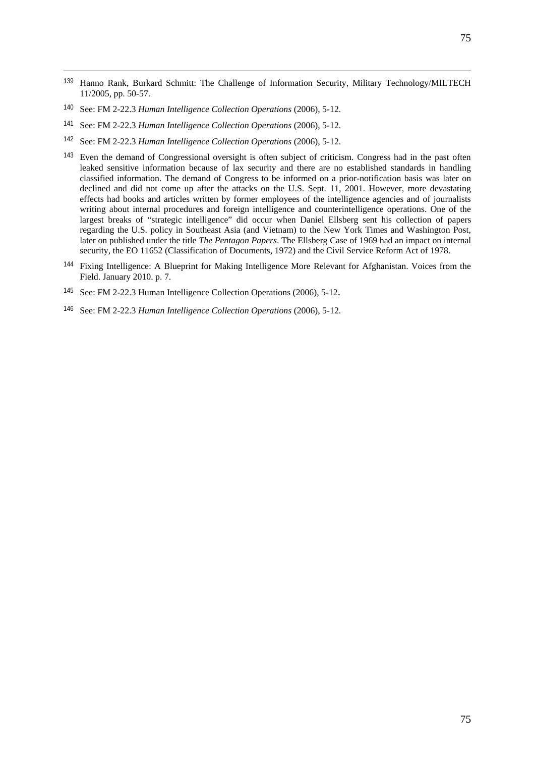[139] Hanno Rank, Burkard Schmitt: The Challenge of Information Security, Military Technology/MILTECH 11/2005, pp. 50-57.

[140] See: FM 2-22.3 *Human Intelligence Collection Operations* (2006), 5-12.

[141] See: FM 2-22.3 *Human Intelligence Collection Operations* (2006), 5-12.

[142] See: FM 2-22.3 *Human Intelligence Collection Operations* (2006), 5-12.

[143] Even the demand of Congressional oversight is often subject of criticism. Congress had in the past often leaked sensitive information because of lax security and there are no established standards in handling classified information. The demand of Congress to be informed on a prior-notification basis was later on declined and did not come up after the attacks on the U.S. Sept. 11, 2001. However, more devastating effects had books and articles written by former employees of the intelligence agencies and of journalists writing about internal procedures and foreign intelligence and counterintelligence operations. One of the largest breaks of "strategic intelligence" did occur when Daniel Ellsberg sent his collection of papers regarding the U.S. policy in Southeast Asia (and Vietnam) to the New York Times and Washington Post, later on published under the title *The Pentagon Papers*. The Ellsberg Case of 1969 had an impact on internal security, the EO 11652 (Classification of Documents, 1972) and the Civil Service Reform Act of 1978.

[144] Fixing Intelligence: A Blueprint for Making Intelligence More Relevant for Afghanistan. Voices from the Field. January 2010. p. 7.

[145] See: FM 2-22.3 Human Intelligence Collection Operations (2006), 5-12.

[146] See: FM 2-22.3 *Human Intelligence Collection Operations* (2006), 5-12.